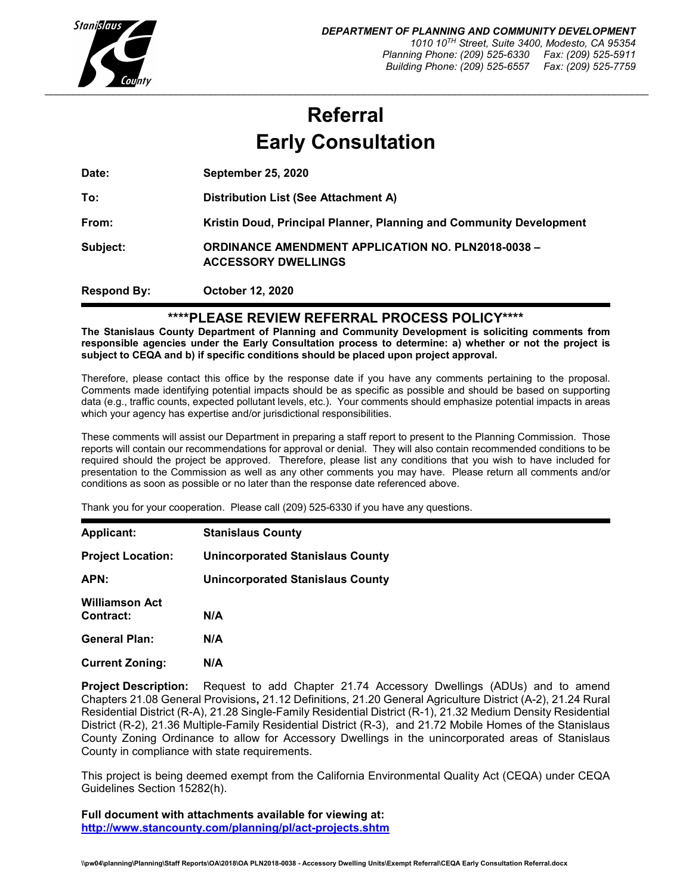**DEPARTMENT OF PLANNING AND COMMUNITY DEVELOPMENT**
*1010 10TH Street, Suite 3400, Modesto, CA 95354*
*Planning Phone: (209) 525-6330 Fax: (209) 525-5911*
*Building Phone: (209) 525-6557 Fax: (209) 525-7759*

# Referral
# Early Consultation

**Date:** **September 25, 2020**

**To:** **Distribution List (See Attachment A)**

**From:** **Kristin Doud, Principal Planner, Planning and Community Development**

**Subject:** **ORDINANCE AMENDMENT APPLICATION NO. PLN2018-0038 – ACCESSORY DWELLINGS**

**Respond By:** **October 12, 2020**

## \*\*\*\*PLEASE REVIEW REFERRAL PROCESS POLICY\*\*\*\*

**The Stanislaus County Department of Planning and Community Development is soliciting comments from responsible agencies under the Early Consultation process to determine: a) whether or not the project is subject to CEQA and b) if specific conditions should be placed upon project approval.**

Therefore, please contact this office by the response date if you have any comments pertaining to the proposal. Comments made identifying potential impacts should be as specific as possible and should be based on supporting data (e.g., traffic counts, expected pollutant levels, etc.). Your comments should emphasize potential impacts in areas which your agency has expertise and/or jurisdictional responsibilities.

These comments will assist our Department in preparing a staff report to present to the Planning Commission. Those reports will contain our recommendations for approval or denial. They will also contain recommended conditions to be required should the project be approved. Therefore, please list any conditions that you wish to have included for presentation to the Commission as well as any other comments you may have. Please return all comments and/or conditions as soon as possible or no later than the response date referenced above.

Thank you for your cooperation. Please call (209) 525-6330 if you have any questions.

**Applicant:** **Stanislaus County**

**Project Location:** **Unincorporated Stanislaus County**

**APN:** **Unincorporated Stanislaus County**

**Williamson Act Contract:** **N/A**

**General Plan:** **N/A**

**Current Zoning:** **N/A**

**Project Description:** Request to add Chapter 21.74 Accessory Dwellings (ADUs) and to amend Chapters 21.08 General Provisions**,** 21.12 Definitions, 21.20 General Agriculture District (A-2), 21.24 Rural Residential District (R-A), 21.28 Single-Family Residential District (R-1), 21.32 Medium Density Residential District (R-2), 21.36 Multiple-Family Residential District (R-3), and 21.72 Mobile Homes of the Stanislaus County Zoning Ordinance to allow for Accessory Dwellings in the unincorporated areas of Stanislaus County in compliance with state requirements.

This project is being deemed exempt from the California Environmental Quality Act (CEQA) under CEQA Guidelines Section 15282(h).

**Full document with attachments available for viewing at:**
**http://www.stancounty.com/planning/pl/act-projects.shtm**

\\pw04\planning\Planning\Staff Reports\OA\2018\OA PLN2018-0038 - Accessory Dwelling Units\Exempt Referral\CEQA Early Consultation Referral.docx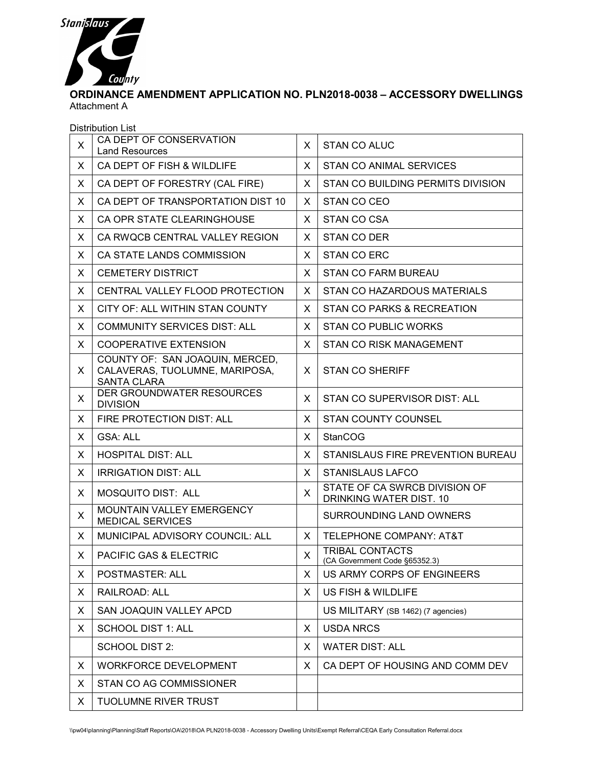**ORDINANCE AMENDMENT APPLICATION NO. PLN2018-0038 – ACCESSORY DWELLINGS**

Attachment A

Distribution List

| | | | |
|---|---|---|---|
| X | CA DEPT OF CONSERVATION Land Resources | X | STAN CO ALUC |
| X | CA DEPT OF FISH & WILDLIFE | X | STAN CO ANIMAL SERVICES |
| X | CA DEPT OF FORESTRY (CAL FIRE) | X | STAN CO BUILDING PERMITS DIVISION |
| X | CA DEPT OF TRANSPORTATION DIST 10 | X | STAN CO CEO |
| X | CA OPR STATE CLEARINGHOUSE | X | STAN CO CSA |
| X | CA RWQCB CENTRAL VALLEY REGION | X | STAN CO DER |
| X | CA STATE LANDS COMMISSION | X | STAN CO ERC |
| X | CEMETERY DISTRICT | X | STAN CO FARM BUREAU |
| X | CENTRAL VALLEY FLOOD PROTECTION | X | STAN CO HAZARDOUS MATERIALS |
| X | CITY OF: ALL WITHIN STAN COUNTY | X | STAN CO PARKS & RECREATION |
| X | COMMUNITY SERVICES DIST: ALL | X | STAN CO PUBLIC WORKS |
| X | COOPERATIVE EXTENSION | X | STAN CO RISK MANAGEMENT |
| X | COUNTY OF: SAN JOAQUIN, MERCED, CALAVERAS, TUOLUMNE, MARIPOSA, SANTA CLARA | X | STAN CO SHERIFF |
| X | DER GROUNDWATER RESOURCES DIVISION | X | STAN CO SUPERVISOR DIST: ALL |
| X | FIRE PROTECTION DIST: ALL | X | STAN COUNTY COUNSEL |
| X | GSA: ALL | X | StanCOG |
| X | HOSPITAL DIST: ALL | X | STANISLAUS FIRE PREVENTION BUREAU |
| X | IRRIGATION DIST: ALL | X | STANISLAUS LAFCO |
| X | MOSQUITO DIST: ALL | X | STATE OF CA SWRCB DIVISION OF DRINKING WATER DIST. 10 |
| X | MOUNTAIN VALLEY EMERGENCY MEDICAL SERVICES | | SURROUNDING LAND OWNERS |
| X | MUNICIPAL ADVISORY COUNCIL: ALL | X | TELEPHONE COMPANY: AT&T |
| X | PACIFIC GAS & ELECTRIC | X | TRIBAL CONTACTS (CA Government Code §65352.3) |
| X | POSTMASTER: ALL | X | US ARMY CORPS OF ENGINEERS |
| X | RAILROAD: ALL | X | US FISH & WILDLIFE |
| X | SAN JOAQUIN VALLEY APCD | | US MILITARY (SB 1462) (7 agencies) |
| X | SCHOOL DIST 1: ALL | X | USDA NRCS |
| | SCHOOL DIST 2: | X | WATER DIST: ALL |
| X | WORKFORCE DEVELOPMENT | X | CA DEPT OF HOUSING AND COMM DEV |
| X | STAN CO AG COMMISSIONER | | |
| X | TUOLUMNE RIVER TRUST | | |

\\pw04\planning\Planning\Staff Reports\OA\2018\OA PLN2018-0038 - Accessory Dwelling Units\Exempt Referral\CEQA Early Consultation Referral.docx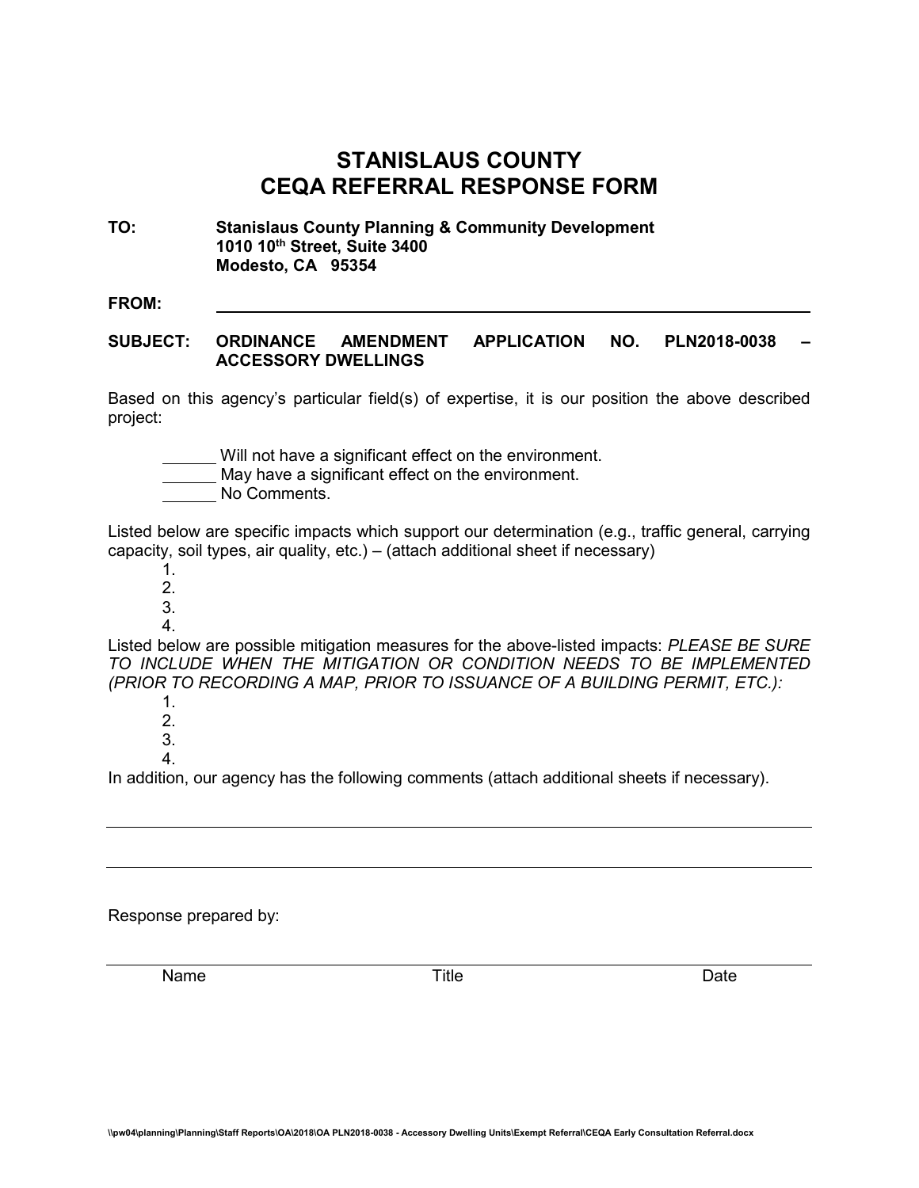# STANISLAUS COUNTY
# CEQA REFERRAL RESPONSE FORM

**TO:** **Stanislaus County Planning & Community Development**
**1010 10th Street, Suite 3400**
**Modesto, CA 95354**

**FROM:** ______________________________________________

**SUBJECT: ORDINANCE AMENDMENT APPLICATION NO. PLN2018-0038 – ACCESSORY DWELLINGS**

Based on this agency's particular field(s) of expertise, it is our position the above described project:

______ Will not have a significant effect on the environment.
______ May have a significant effect on the environment.
______ No Comments.

Listed below are specific impacts which support our determination (e.g., traffic general, carrying capacity, soil types, air quality, etc.) – (attach additional sheet if necessary)

1.
2.
3.
4.

Listed below are possible mitigation measures for the above-listed impacts: *PLEASE BE SURE TO INCLUDE WHEN THE MITIGATION OR CONDITION NEEDS TO BE IMPLEMENTED (PRIOR TO RECORDING A MAP, PRIOR TO ISSUANCE OF A BUILDING PERMIT, ETC.):*

1.
2.
3.
4.

In addition, our agency has the following comments (attach additional sheets if necessary).

______________________________________________

______________________________________________

Response prepared by:

______________________________________________
Name Title Date

\\pw04\planning\Planning\Staff Reports\OA\2018\OA PLN2018-0038 - Accessory Dwelling Units\Exempt Referral\CEQA Early Consultation Referral.docx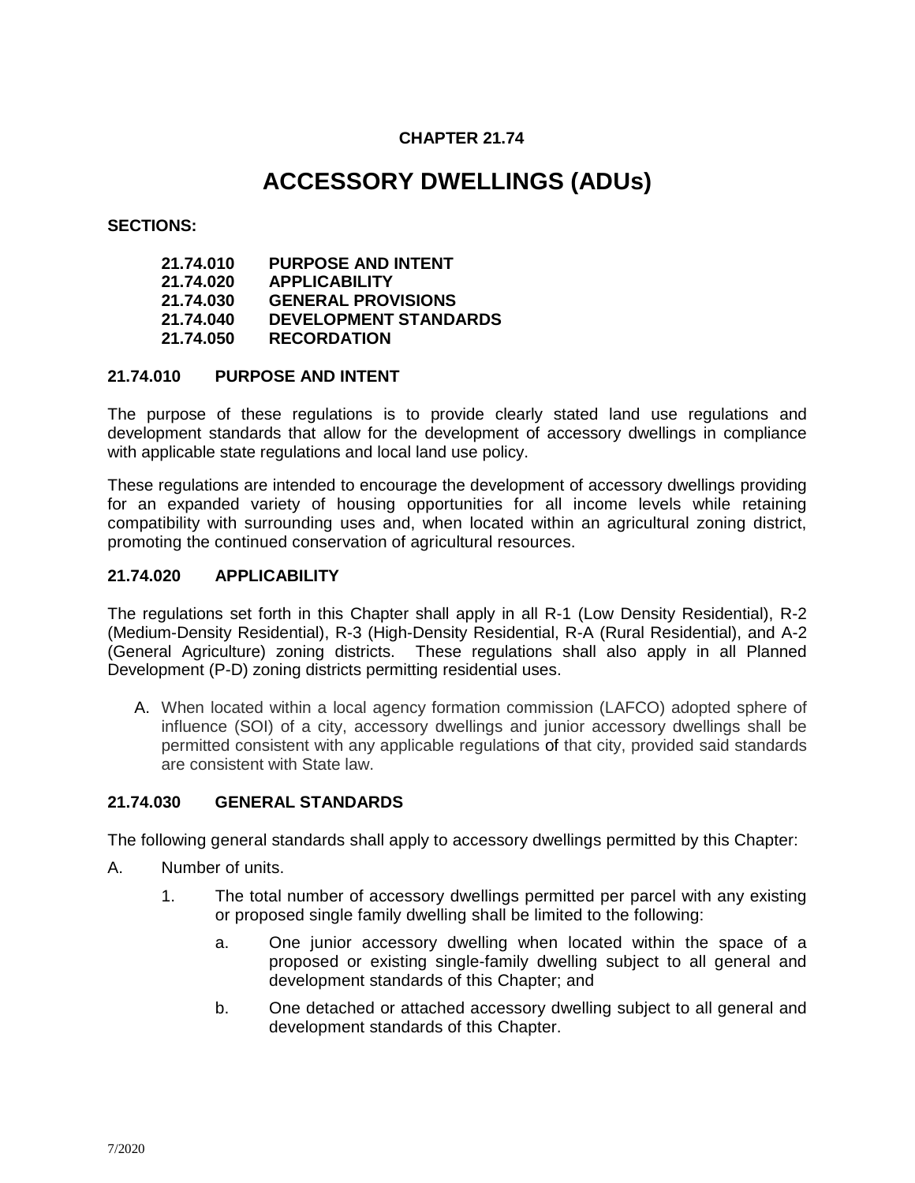**CHAPTER 21.74**

# ACCESSORY DWELLINGS (ADUs)

**SECTIONS:**

| | |
|---|---|
| **21.74.010** | **PURPOSE AND INTENT** |
| **21.74.020** | **APPLICABILITY** |
| **21.74.030** | **GENERAL PROVISIONS** |
| **21.74.040** | **DEVELOPMENT STANDARDS** |
| **21.74.050** | **RECORDATION** |

### 21.74.010 PURPOSE AND INTENT

The purpose of these regulations is to provide clearly stated land use regulations and development standards that allow for the development of accessory dwellings in compliance with applicable state regulations and local land use policy.

These regulations are intended to encourage the development of accessory dwellings providing for an expanded variety of housing opportunities for all income levels while retaining compatibility with surrounding uses and, when located within an agricultural zoning district, promoting the continued conservation of agricultural resources.

### 21.74.020 APPLICABILITY

The regulations set forth in this Chapter shall apply in all R-1 (Low Density Residential), R-2 (Medium-Density Residential), R-3 (High-Density Residential, R-A (Rural Residential), and A-2 (General Agriculture) zoning districts. These regulations shall also apply in all Planned Development (P-D) zoning districts permitting residential uses.

A. When located within a local agency formation commission (LAFCO) adopted sphere of influence (SOI) of a city, accessory dwellings and junior accessory dwellings shall be permitted consistent with any applicable regulations of that city, provided said standards are consistent with State law.

### 21.74.030 GENERAL STANDARDS

The following general standards shall apply to accessory dwellings permitted by this Chapter:

A. Number of units.

1. The total number of accessory dwellings permitted per parcel with any existing or proposed single family dwelling shall be limited to the following:

   a. One junior accessory dwelling when located within the space of a proposed or existing single-family dwelling subject to all general and development standards of this Chapter; and

   b. One detached or attached accessory dwelling subject to all general and development standards of this Chapter.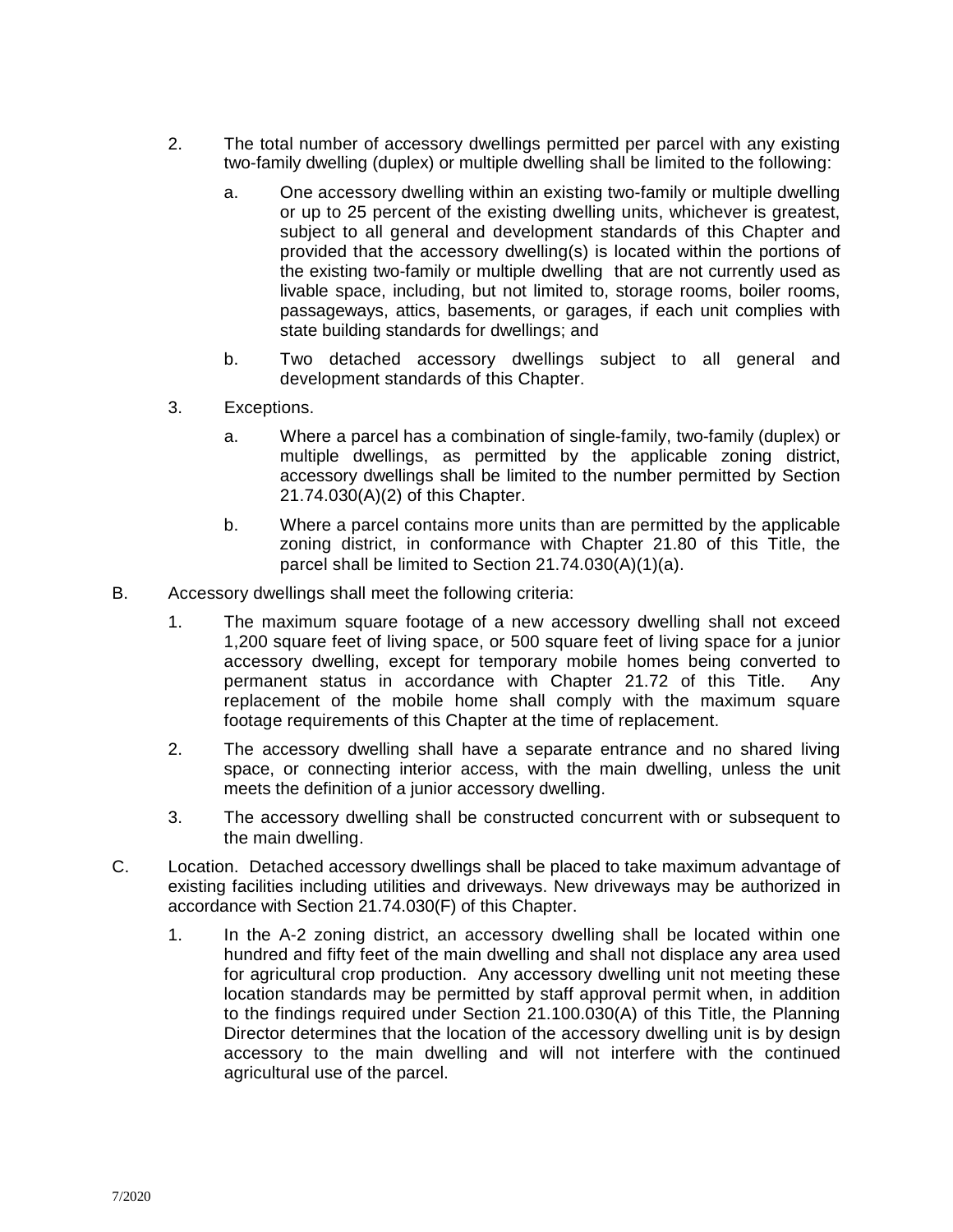2. The total number of accessory dwellings permitted per parcel with any existing two-family dwelling (duplex) or multiple dwelling shall be limited to the following:

   a. One accessory dwelling within an existing two-family or multiple dwelling or up to 25 percent of the existing dwelling units, whichever is greatest, subject to all general and development standards of this Chapter and provided that the accessory dwelling(s) is located within the portions of the existing two-family or multiple dwelling that are not currently used as livable space, including, but not limited to, storage rooms, boiler rooms, passageways, attics, basements, or garages, if each unit complies with state building standards for dwellings; and

   b. Two detached accessory dwellings subject to all general and development standards of this Chapter.

3. Exceptions.

   a. Where a parcel has a combination of single-family, two-family (duplex) or multiple dwellings, as permitted by the applicable zoning district, accessory dwellings shall be limited to the number permitted by Section 21.74.030(A)(2) of this Chapter.

   b. Where a parcel contains more units than are permitted by the applicable zoning district, in conformance with Chapter 21.80 of this Title, the parcel shall be limited to Section 21.74.030(A)(1)(a).

B. Accessory dwellings shall meet the following criteria:

   1. The maximum square footage of a new accessory dwelling shall not exceed 1,200 square feet of living space, or 500 square feet of living space for a junior accessory dwelling, except for temporary mobile homes being converted to permanent status in accordance with Chapter 21.72 of this Title. Any replacement of the mobile home shall comply with the maximum square footage requirements of this Chapter at the time of replacement.

   2. The accessory dwelling shall have a separate entrance and no shared living space, or connecting interior access, with the main dwelling, unless the unit meets the definition of a junior accessory dwelling.

   3. The accessory dwelling shall be constructed concurrent with or subsequent to the main dwelling.

C. Location. Detached accessory dwellings shall be placed to take maximum advantage of existing facilities including utilities and driveways. New driveways may be authorized in accordance with Section 21.74.030(F) of this Chapter.

   1. In the A-2 zoning district, an accessory dwelling shall be located within one hundred and fifty feet of the main dwelling and shall not displace any area used for agricultural crop production. Any accessory dwelling unit not meeting these location standards may be permitted by staff approval permit when, in addition to the findings required under Section 21.100.030(A) of this Title, the Planning Director determines that the location of the accessory dwelling unit is by design accessory to the main dwelling and will not interfere with the continued agricultural use of the parcel.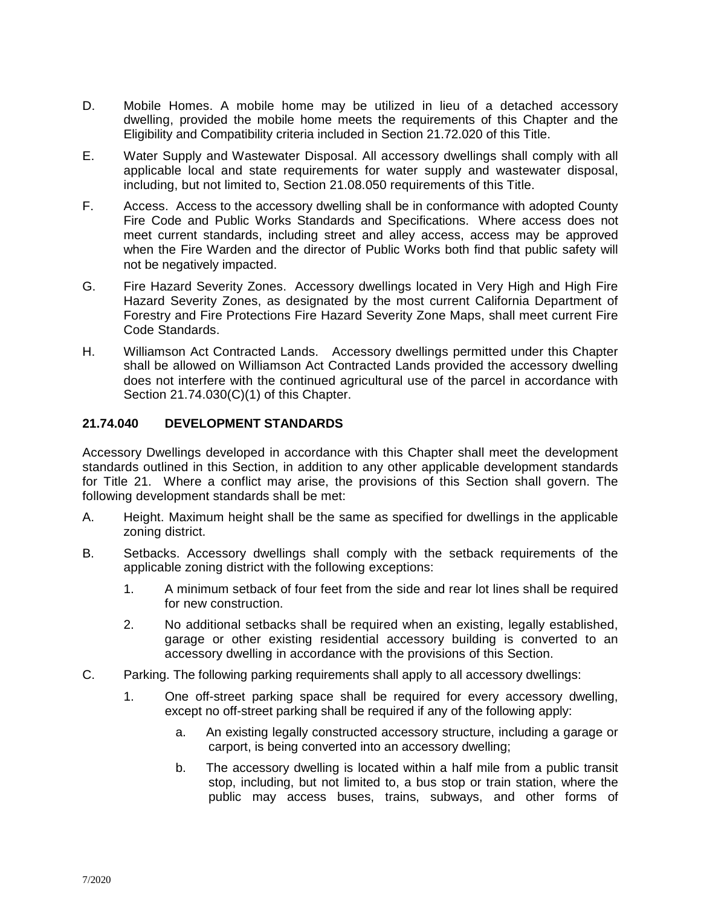D. Mobile Homes. A mobile home may be utilized in lieu of a detached accessory dwelling, provided the mobile home meets the requirements of this Chapter and the Eligibility and Compatibility criteria included in Section 21.72.020 of this Title.

E. Water Supply and Wastewater Disposal. All accessory dwellings shall comply with all applicable local and state requirements for water supply and wastewater disposal, including, but not limited to, Section 21.08.050 requirements of this Title.

F. Access. Access to the accessory dwelling shall be in conformance with adopted County Fire Code and Public Works Standards and Specifications. Where access does not meet current standards, including street and alley access, access may be approved when the Fire Warden and the director of Public Works both find that public safety will not be negatively impacted.

G. Fire Hazard Severity Zones. Accessory dwellings located in Very High and High Fire Hazard Severity Zones, as designated by the most current California Department of Forestry and Fire Protections Fire Hazard Severity Zone Maps, shall meet current Fire Code Standards.

H. Williamson Act Contracted Lands. Accessory dwellings permitted under this Chapter shall be allowed on Williamson Act Contracted Lands provided the accessory dwelling does not interfere with the continued agricultural use of the parcel in accordance with Section 21.74.030(C)(1) of this Chapter.

### 21.74.040 DEVELOPMENT STANDARDS

Accessory Dwellings developed in accordance with this Chapter shall meet the development standards outlined in this Section, in addition to any other applicable development standards for Title 21. Where a conflict may arise, the provisions of this Section shall govern. The following development standards shall be met:

A. Height. Maximum height shall be the same as specified for dwellings in the applicable zoning district.

B. Setbacks. Accessory dwellings shall comply with the setback requirements of the applicable zoning district with the following exceptions:

   1. A minimum setback of four feet from the side and rear lot lines shall be required for new construction.

   2. No additional setbacks shall be required when an existing, legally established, garage or other existing residential accessory building is converted to an accessory dwelling in accordance with the provisions of this Section.

C. Parking. The following parking requirements shall apply to all accessory dwellings:

   1. One off-street parking space shall be required for every accessory dwelling, except no off-street parking shall be required if any of the following apply:

      a. An existing legally constructed accessory structure, including a garage or carport, is being converted into an accessory dwelling;

      b. The accessory dwelling is located within a half mile from a public transit stop, including, but not limited to, a bus stop or train station, where the public may access buses, trains, subways, and other forms of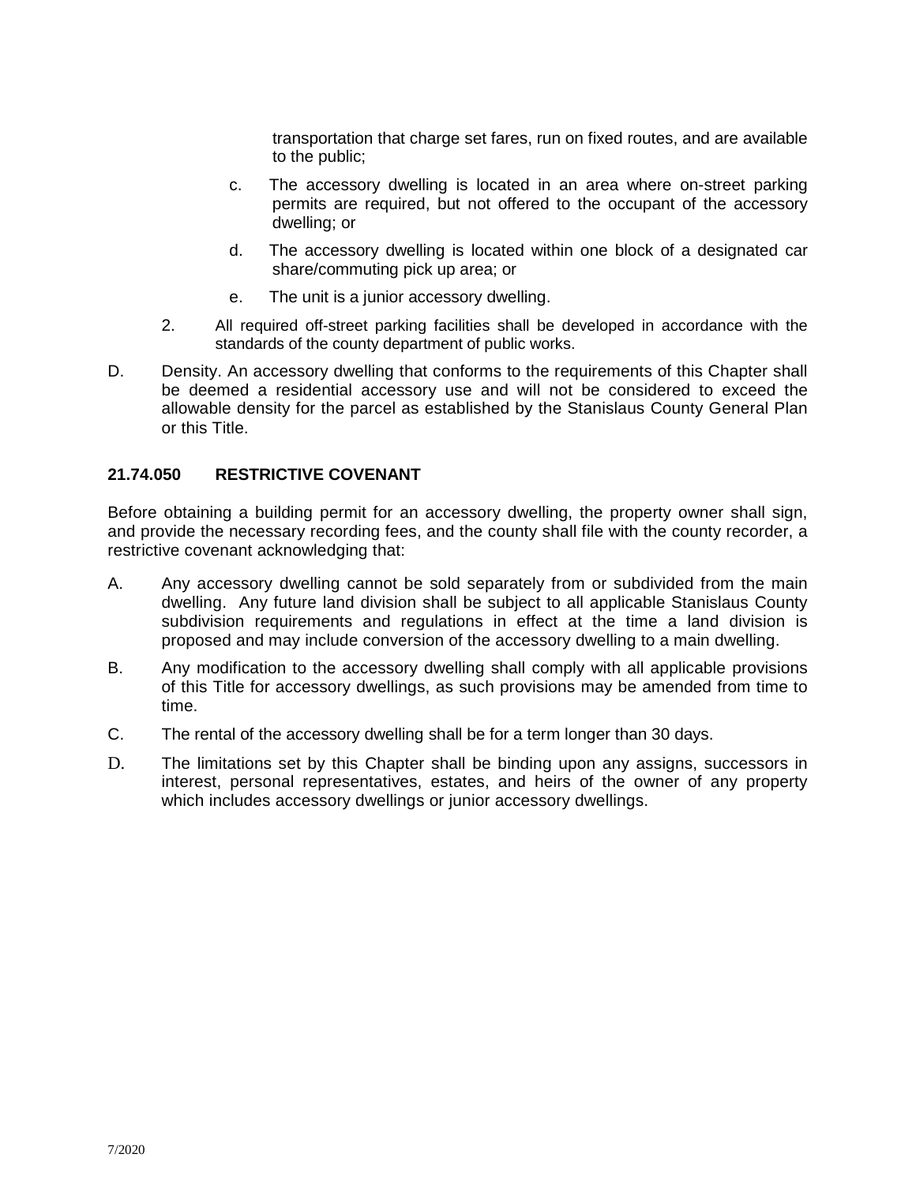transportation that charge set fares, run on fixed routes, and are available to the public;

c. The accessory dwelling is located in an area where on-street parking permits are required, but not offered to the occupant of the accessory dwelling; or

d. The accessory dwelling is located within one block of a designated car share/commuting pick up area; or

e. The unit is a junior accessory dwelling.

2. All required off-street parking facilities shall be developed in accordance with the standards of the county department of public works.

D. Density. An accessory dwelling that conforms to the requirements of this Chapter shall be deemed a residential accessory use and will not be considered to exceed the allowable density for the parcel as established by the Stanislaus County General Plan or this Title.

### 21.74.050 RESTRICTIVE COVENANT

Before obtaining a building permit for an accessory dwelling, the property owner shall sign, and provide the necessary recording fees, and the county shall file with the county recorder, a restrictive covenant acknowledging that:

A. Any accessory dwelling cannot be sold separately from or subdivided from the main dwelling. Any future land division shall be subject to all applicable Stanislaus County subdivision requirements and regulations in effect at the time a land division is proposed and may include conversion of the accessory dwelling to a main dwelling.

B. Any modification to the accessory dwelling shall comply with all applicable provisions of this Title for accessory dwellings, as such provisions may be amended from time to time.

C. The rental of the accessory dwelling shall be for a term longer than 30 days.

D. The limitations set by this Chapter shall be binding upon any assigns, successors in interest, personal representatives, estates, and heirs of the owner of any property which includes accessory dwellings or junior accessory dwellings.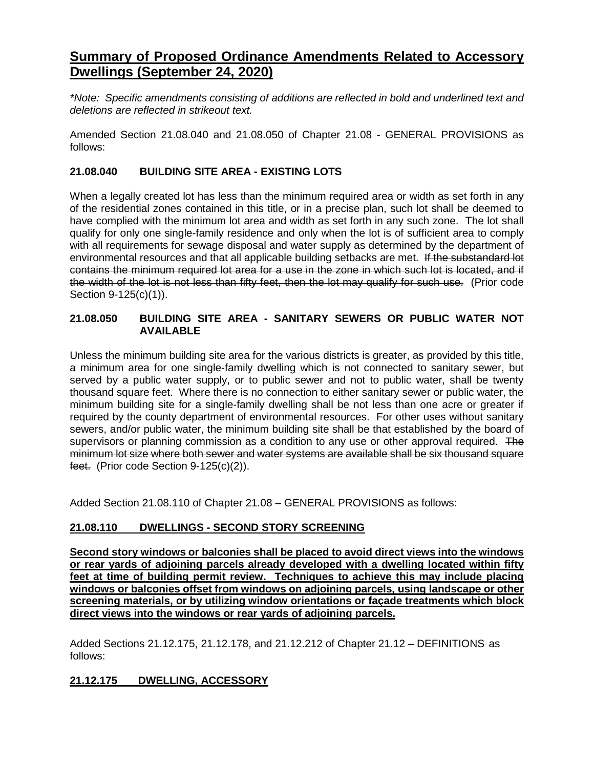# Summary of Proposed Ordinance Amendments Related to Accessory Dwellings (September 24, 2020)

*\*Note: Specific amendments consisting of additions are reflected in bold and underlined text and deletions are reflected in strikeout text.*

Amended Section 21.08.040 and 21.08.050 of Chapter 21.08 - GENERAL PROVISIONS as follows:

### 21.08.040 BUILDING SITE AREA - EXISTING LOTS

When a legally created lot has less than the minimum required area or width as set forth in any of the residential zones contained in this title, or in a precise plan, such lot shall be deemed to have complied with the minimum lot area and width as set forth in any such zone. The lot shall qualify for only one single-family residence and only when the lot is of sufficient area to comply with all requirements for sewage disposal and water supply as determined by the department of environmental resources and that all applicable building setbacks are met. ~~If the substandard lot contains the minimum required lot area for a use in the zone in which such lot is located, and if the width of the lot is not less than fifty feet, then the lot may qualify for such use.~~ (Prior code Section 9-125(c)(1)).

### 21.08.050 BUILDING SITE AREA - SANITARY SEWERS OR PUBLIC WATER NOT AVAILABLE

Unless the minimum building site area for the various districts is greater, as provided by this title, a minimum area for one single-family dwelling which is not connected to sanitary sewer, but served by a public water supply, or to public sewer and not to public water, shall be twenty thousand square feet. Where there is no connection to either sanitary sewer or public water, the minimum building site for a single-family dwelling shall be not less than one acre or greater if required by the county department of environmental resources. For other uses without sanitary sewers, and/or public water, the minimum building site shall be that established by the board of supervisors or planning commission as a condition to any use or other approval required. ~~The minimum lot size where both sewer and water systems are available shall be six thousand square feet.~~ (Prior code Section 9-125(c)(2)).

Added Section 21.08.110 of Chapter 21.08 – GENERAL PROVISIONS as follows:

### <u>21.08.110 DWELLINGS - SECOND STORY SCREENING</u>

<u>**Second story windows or balconies shall be placed to avoid direct views into the windows or rear yards of adjoining parcels already developed with a dwelling located within fifty feet at time of building permit review. Techniques to achieve this may include placing windows or balconies offset from windows on adjoining parcels, using landscape or other screening materials, or by utilizing window orientations or façade treatments which block direct views into the windows or rear yards of adjoining parcels.**</u>

Added Sections 21.12.175, 21.12.178, and 21.12.212 of Chapter 21.12 – DEFINITIONS as follows:

### <u>21.12.175 DWELLING, ACCESSORY</u>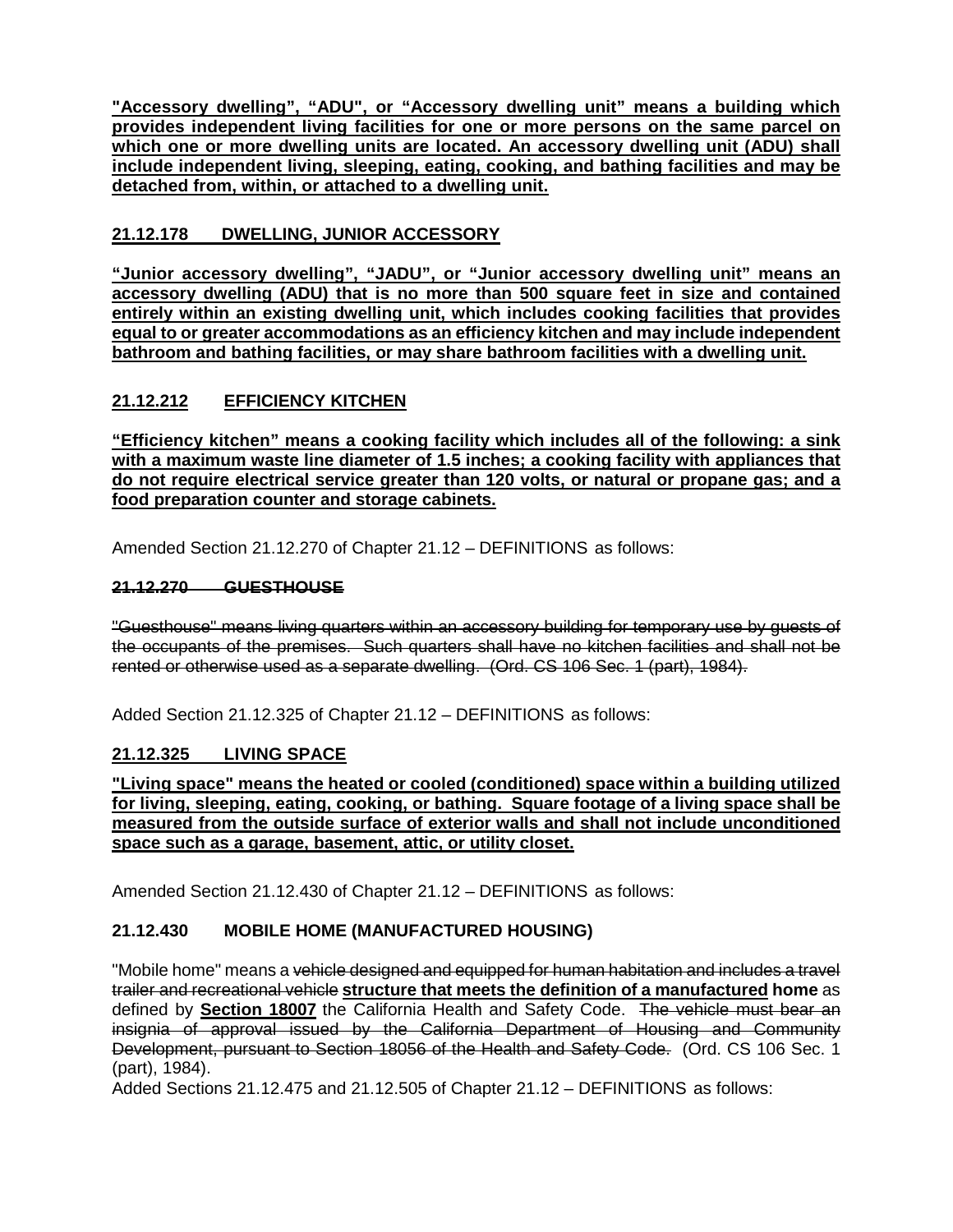**"Accessory dwelling", "ADU", or "Accessory dwelling unit" means a building which provides independent living facilities for one or more persons on the same parcel on which one or more dwelling units are located. An accessory dwelling unit (ADU) shall include independent living, sleeping, eating, cooking, and bathing facilities and may be detached from, within, or attached to a dwelling unit.**

**21.12.178 DWELLING, JUNIOR ACCESSORY**

**"Junior accessory dwelling", "JADU", or "Junior accessory dwelling unit" means an accessory dwelling (ADU) that is no more than 500 square feet in size and contained entirely within an existing dwelling unit, which includes cooking facilities that provides equal to or greater accommodations as an efficiency kitchen and may include independent bathroom and bathing facilities, or may share bathroom facilities with a dwelling unit.**

**21.12.212 EFFICIENCY KITCHEN**

**"Efficiency kitchen" means a cooking facility which includes all of the following: a sink with a maximum waste line diameter of 1.5 inches; a cooking facility with appliances that do not require electrical service greater than 120 volts, or natural or propane gas; and a food preparation counter and storage cabinets.**

Amended Section 21.12.270 of Chapter 21.12 – DEFINITIONS as follows:

~~**21.12.270 GUESTHOUSE**~~

~~"Guesthouse" means living quarters within an accessory building for temporary use by guests of the occupants of the premises. Such quarters shall have no kitchen facilities and shall not be rented or otherwise used as a separate dwelling. (Ord. CS 106 Sec. 1 (part), 1984).~~

Added Section 21.12.325 of Chapter 21.12 – DEFINITIONS as follows:

**21.12.325 LIVING SPACE**

**"Living space" means the heated or cooled (conditioned) space within a building utilized for living, sleeping, eating, cooking, or bathing. Square footage of a living space shall be measured from the outside surface of exterior walls and shall not include unconditioned space such as a garage, basement, attic, or utility closet.**

Amended Section 21.12.430 of Chapter 21.12 – DEFINITIONS as follows:

**21.12.430 MOBILE HOME (MANUFACTURED HOUSING)**

"Mobile home" means a ~~vehicle designed and equipped for human habitation and includes a travel trailer and recreational vehicle~~ **structure that meets the definition of a manufactured home** as defined by **Section 18007** the California Health and Safety Code. ~~The vehicle must bear an insignia of approval issued by the California Department of Housing and Community Development, pursuant to Section 18056 of the Health and Safety Code.~~ (Ord. CS 106 Sec. 1 (part), 1984).

Added Sections 21.12.475 and 21.12.505 of Chapter 21.12 – DEFINITIONS as follows: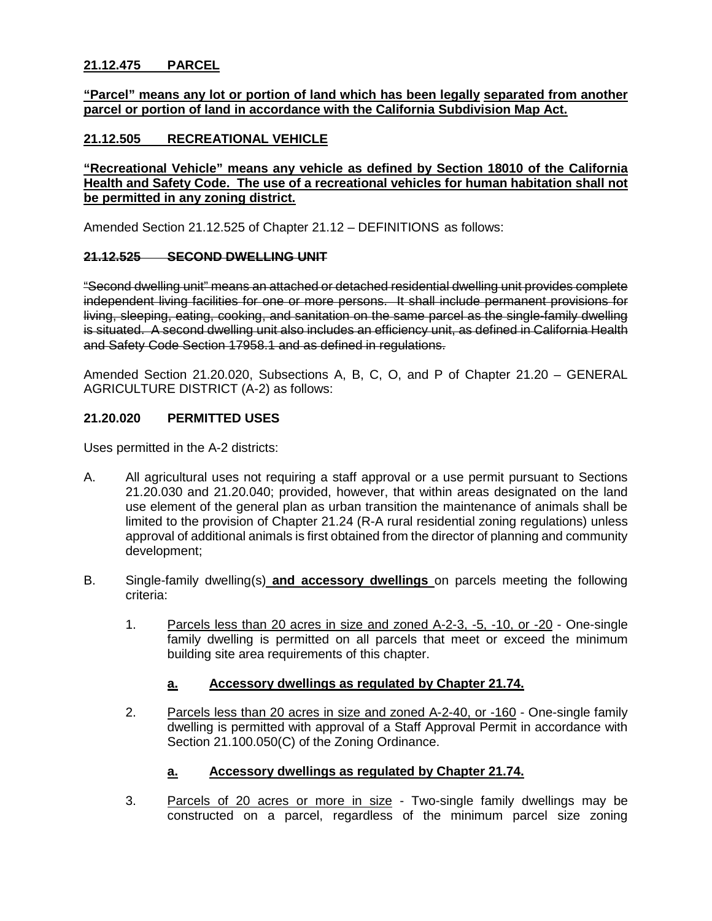**21.12.475 PARCEL**

**"Parcel" means any lot or portion of land which has been legally separated from another parcel or portion of land in accordance with the California Subdivision Map Act.**

**21.12.505 RECREATIONAL VEHICLE**

**"Recreational Vehicle" means any vehicle as defined by Section 18010 of the California Health and Safety Code. The use of a recreational vehicles for human habitation shall not be permitted in any zoning district.**

Amended Section 21.12.525 of Chapter 21.12 – DEFINITIONS as follows:

~~**21.12.525 SECOND DWELLING UNIT**~~

~~"Second dwelling unit" means an attached or detached residential dwelling unit provides complete independent living facilities for one or more persons. It shall include permanent provisions for living, sleeping, eating, cooking, and sanitation on the same parcel as the single-family dwelling is situated. A second dwelling unit also includes an efficiency unit, as defined in California Health and Safety Code Section 17958.1 and as defined in regulations.~~

Amended Section 21.20.020, Subsections A, B, C, O, and P of Chapter 21.20 – GENERAL AGRICULTURE DISTRICT (A-2) as follows:

**21.20.020 PERMITTED USES**

Uses permitted in the A-2 districts:

A. All agricultural uses not requiring a staff approval or a use permit pursuant to Sections 21.20.030 and 21.20.040; provided, however, that within areas designated on the land use element of the general plan as urban transition the maintenance of animals shall be limited to the provision of Chapter 21.24 (R-A rural residential zoning regulations) unless approval of additional animals is first obtained from the director of planning and community development;

B. Single-family dwelling(s) **and accessory dwellings** on parcels meeting the following criteria:

   1. Parcels less than 20 acres in size and zoned A-2-3, -5, -10, or -20 - One-single family dwelling is permitted on all parcels that meet or exceed the minimum building site area requirements of this chapter.

      **a. Accessory dwellings as regulated by Chapter 21.74.**

   2. Parcels less than 20 acres in size and zoned A-2-40, or -160 - One-single family dwelling is permitted with approval of a Staff Approval Permit in accordance with Section 21.100.050(C) of the Zoning Ordinance.

      **a. Accessory dwellings as regulated by Chapter 21.74.**

   3. Parcels of 20 acres or more in size - Two-single family dwellings may be constructed on a parcel, regardless of the minimum parcel size zoning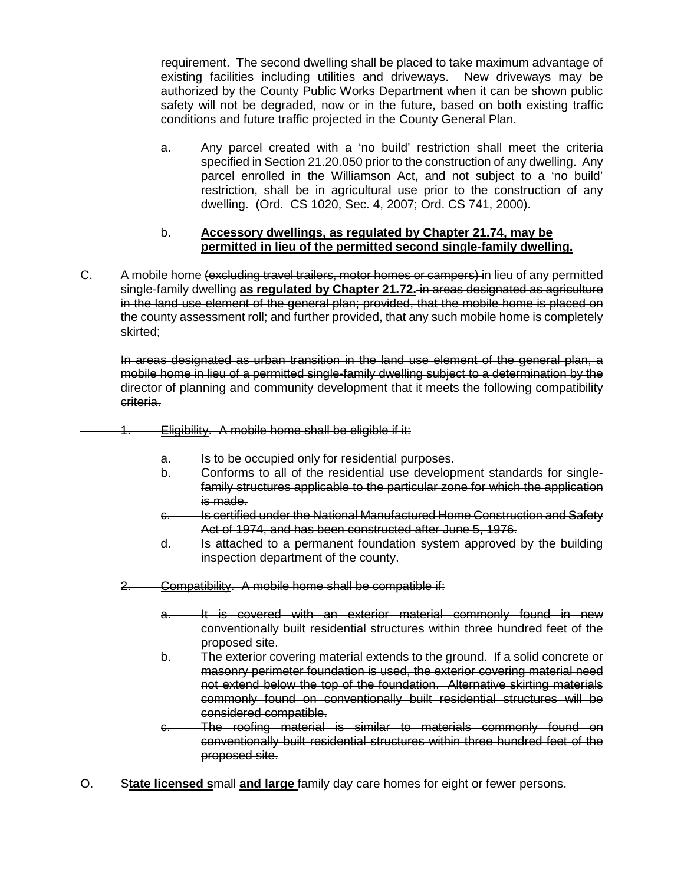requirement. The second dwelling shall be placed to take maximum advantage of existing facilities including utilities and driveways. New driveways may be authorized by the County Public Works Department when it can be shown public safety will not be degraded, now or in the future, based on both existing traffic conditions and future traffic projected in the County General Plan.

a. Any parcel created with a 'no build' restriction shall meet the criteria specified in Section 21.20.050 prior to the construction of any dwelling. Any parcel enrolled in the Williamson Act, and not subject to a 'no build' restriction, shall be in agricultural use prior to the construction of any dwelling. (Ord. CS 1020, Sec. 4, 2007; Ord. CS 741, 2000).

b. **Accessory dwellings, as regulated by Chapter 21.74, may be permitted in lieu of the permitted second single-family dwelling.**

C. A mobile home ~~(excluding travel trailers, motor homes or campers)~~ in lieu of any permitted single-family dwelling **as regulated by Chapter 21.72.** ~~in areas designated as agriculture in the land use element of the general plan; provided, that the mobile home is placed on the county assessment roll; and further provided, that any such mobile home is completely skirted;~~

~~In areas designated as urban transition in the land use element of the general plan, a mobile home in lieu of a permitted single-family dwelling subject to a determination by the director of planning and community development that it meets the following compatibility criteria.~~

~~1. Eligibility. A mobile home shall be eligible if it:~~

~~a. Is to be occupied only for residential purposes.~~
~~b. Conforms to all of the residential use development standards for single-family structures applicable to the particular zone for which the application is made.~~
~~c. Is certified under the National Manufactured Home Construction and Safety Act of 1974, and has been constructed after June 5, 1976.~~
~~d. Is attached to a permanent foundation system approved by the building inspection department of the county.~~

~~2. Compatibility. A mobile home shall be compatible if:~~

~~a. It is covered with an exterior material commonly found in new conventionally built residential structures within three hundred feet of the proposed site.~~
~~b. The exterior covering material extends to the ground. If a solid concrete or masonry perimeter foundation is used, the exterior covering material need not extend below the top of the foundation. Alternative skirting materials commonly found on conventionally built residential structures will be considered compatible.~~
~~c. The roofing material is similar to materials commonly found on conventionally built residential structures within three hundred feet of the proposed site.~~

O. S**tate licensed s**mall **and large** family day care homes ~~for eight or fewer persons~~.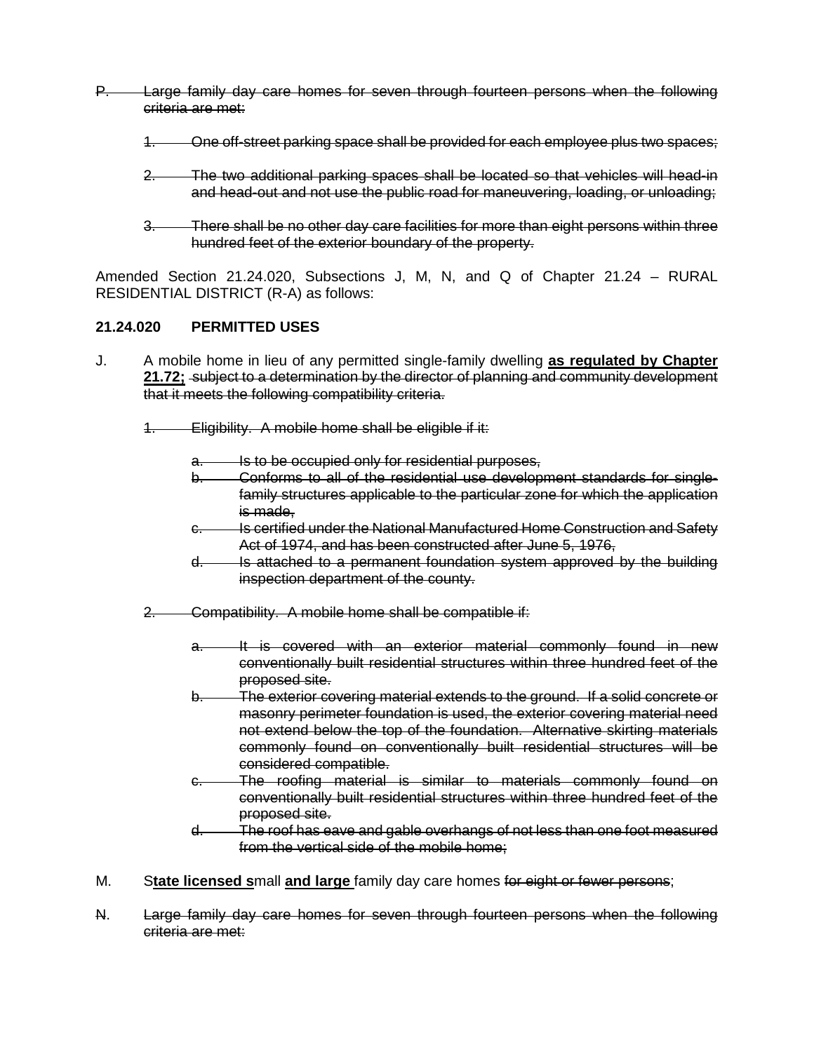~~P. Large family day care homes for seven through fourteen persons when the following criteria are met:~~

~~1. One off-street parking space shall be provided for each employee plus two spaces;~~

~~2. The two additional parking spaces shall be located so that vehicles will head-in and head-out and not use the public road for maneuvering, loading, or unloading;~~

~~3. There shall be no other day care facilities for more than eight persons within three hundred feet of the exterior boundary of the property.~~

Amended Section 21.24.020, Subsections J, M, N, and Q of Chapter 21.24 – RURAL RESIDENTIAL DISTRICT (R-A) as follows:

**21.24.020 PERMITTED USES**

J. A mobile home in lieu of any permitted single-family dwelling **<u>as regulated by Chapter 21.72;</u>** ~~subject to a determination by the director of planning and community development that it meets the following compatibility criteria.~~

~~1. Eligibility. A mobile home shall be eligible if it:~~

~~a. Is to be occupied only for residential purposes,~~

~~b. Conforms to all of the residential use development standards for single-family structures applicable to the particular zone for which the application is made,~~

~~c. Is certified under the National Manufactured Home Construction and Safety Act of 1974, and has been constructed after June 5, 1976,~~

~~d. Is attached to a permanent foundation system approved by the building inspection department of the county.~~

~~2. Compatibility. A mobile home shall be compatible if:~~

~~a. It is covered with an exterior material commonly found in new conventionally built residential structures within three hundred feet of the proposed site.~~

~~b. The exterior covering material extends to the ground. If a solid concrete or masonry perimeter foundation is used, the exterior covering material need not extend below the top of the foundation. Alternative skirting materials commonly found on conventionally built residential structures will be considered compatible.~~

~~c. The roofing material is similar to materials commonly found on conventionally built residential structures within three hundred feet of the proposed site.~~

~~d. The roof has eave and gable overhangs of not less than one foot measured from the vertical side of the mobile home;~~

M. S**<u>tate licensed s</u>**mall **<u>and large</u>** family day care homes ~~for eight or fewer persons~~;

~~N. Large family day care homes for seven through fourteen persons when the following criteria are met:~~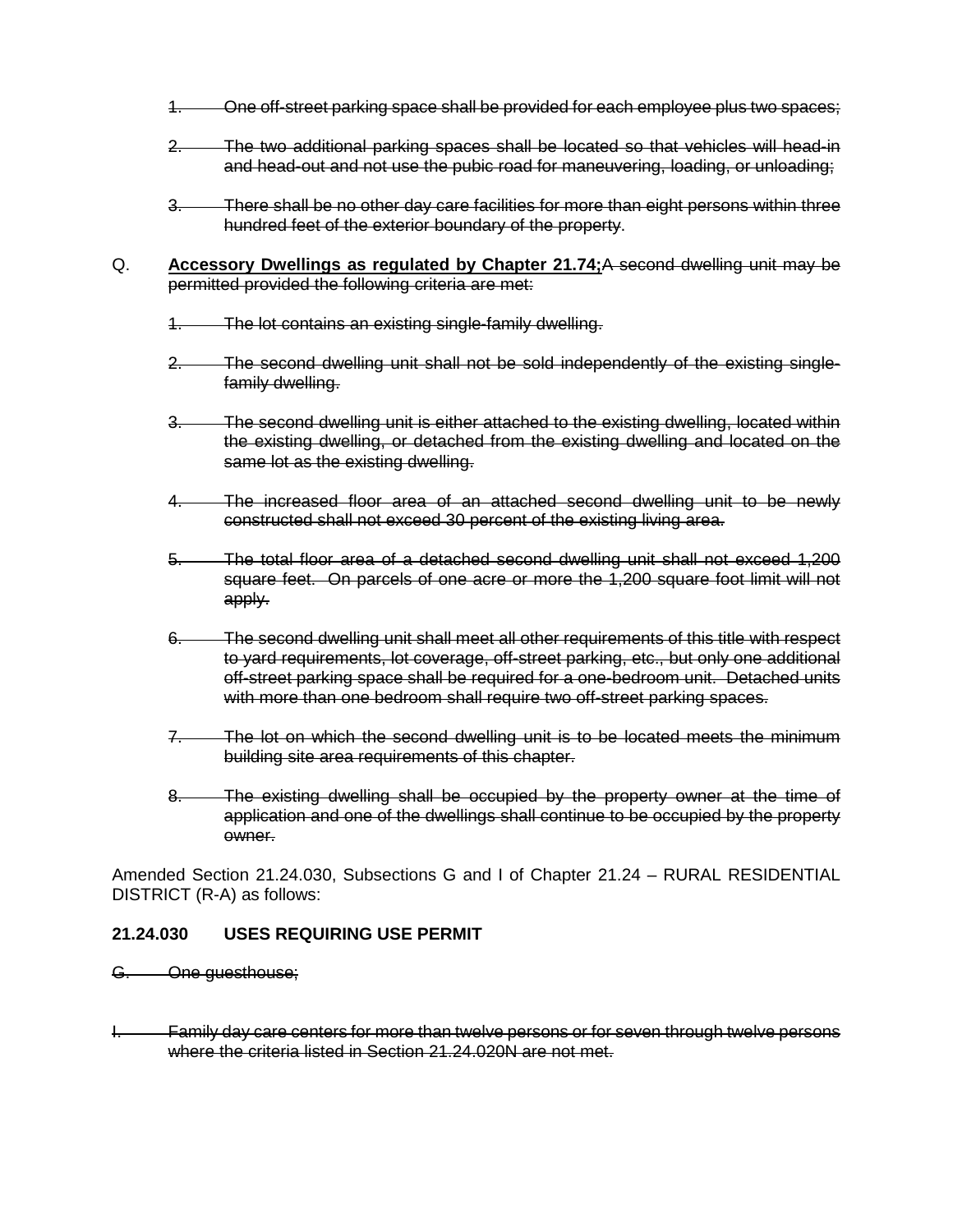1. ~~One off-street parking space shall be provided for each employee plus two spaces;~~

2. ~~The two additional parking spaces shall be located so that vehicles will head-in and head-out and not use the pubic road for maneuvering, loading, or unloading;~~

3. ~~There shall be no other day care facilities for more than eight persons within three hundred feet of the exterior boundary of the property.~~

Q. **<u>Accessory Dwellings as regulated by Chapter 21.74;</u>**~~A second dwelling unit may be permitted provided the following criteria are met:~~

1. ~~The lot contains an existing single-family dwelling.~~

2. ~~The second dwelling unit shall not be sold independently of the existing single-family dwelling.~~

3. ~~The second dwelling unit is either attached to the existing dwelling, located within the existing dwelling, or detached from the existing dwelling and located on the same lot as the existing dwelling.~~

4. ~~The increased floor area of an attached second dwelling unit to be newly constructed shall not exceed 30 percent of the existing living area.~~

5. ~~The total floor area of a detached second dwelling unit shall not exceed 1,200 square feet. On parcels of one acre or more the 1,200 square foot limit will not apply.~~

6. ~~The second dwelling unit shall meet all other requirements of this title with respect to yard requirements, lot coverage, off-street parking, etc., but only one additional off-street parking space shall be required for a one-bedroom unit. Detached units with more than one bedroom shall require two off-street parking spaces.~~

7. ~~The lot on which the second dwelling unit is to be located meets the minimum building site area requirements of this chapter.~~

8. ~~The existing dwelling shall be occupied by the property owner at the time of application and one of the dwellings shall continue to be occupied by the property owner.~~

Amended Section 21.24.030, Subsections G and I of Chapter 21.24 – RURAL RESIDENTIAL DISTRICT (R-A) as follows:

**21.24.030 USES REQUIRING USE PERMIT**

~~G. One guesthouse;~~

~~I. Family day care centers for more than twelve persons or for seven through twelve persons where the criteria listed in Section 21.24.020N are not met.~~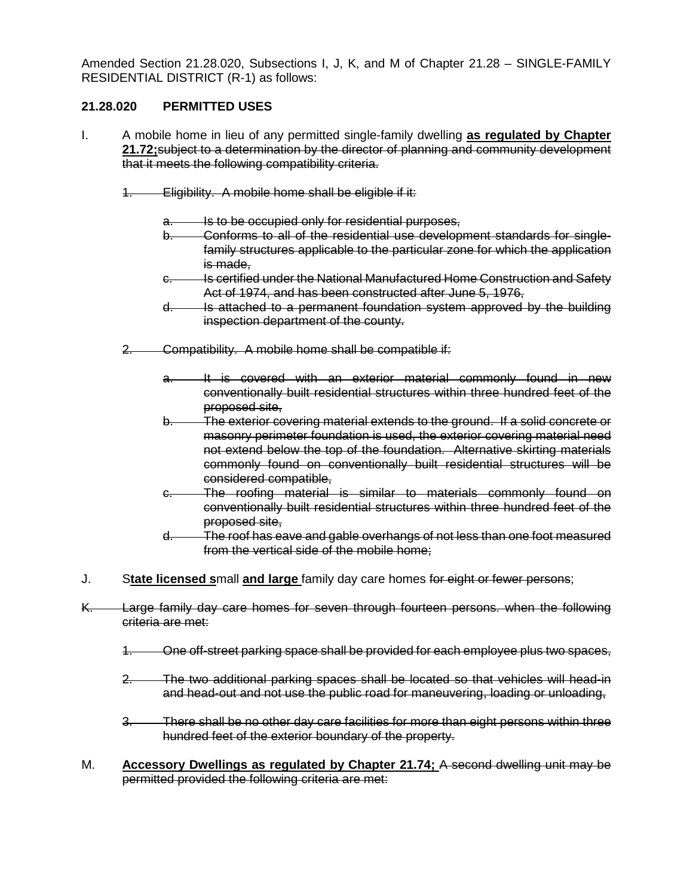Amended Section 21.28.020, Subsections I, J, K, and M of Chapter 21.28 – SINGLE-FAMILY RESIDENTIAL DISTRICT (R-1) as follows:

**21.28.020 PERMITTED USES**

I. A mobile home in lieu of any permitted single-family dwelling <u>**as regulated by Chapter 21.72;**</u>~~subject to a determination by the director of planning and community development that it meets the following compatibility criteria.~~

~~1. Eligibility. A mobile home shall be eligible if it:~~

~~a. Is to be occupied only for residential purposes,~~
~~b. Conforms to all of the residential use development standards for single-family structures applicable to the particular zone for which the application is made,~~
~~c. Is certified under the National Manufactured Home Construction and Safety Act of 1974, and has been constructed after June 5, 1976,~~
~~d. Is attached to a permanent foundation system approved by the building inspection department of the county.~~

~~2. Compatibility. A mobile home shall be compatible if:~~

~~a. It is covered with an exterior material commonly found in new conventionally built residential structures within three hundred feet of the proposed site,~~
~~b. The exterior covering material extends to the ground. If a solid concrete or masonry perimeter foundation is used, the exterior covering material need not extend below the top of the foundation. Alternative skirting materials commonly found on conventionally built residential structures will be considered compatible,~~
~~c. The roofing material is similar to materials commonly found on conventionally built residential structures within three hundred feet of the proposed site,~~
~~d. The roof has eave and gable overhangs of not less than one foot measured from the vertical side of the mobile home;~~

J. S<u>**tate licensed s**</u>mall <u>**and large**</u> family day care homes ~~for eight or fewer persons~~;

~~K. Large family day care homes for seven through fourteen persons. when the following criteria are met:~~

~~1. One off-street parking space shall be provided for each employee plus two spaces,~~

~~2. The two additional parking spaces shall be located so that vehicles will head-in and head-out and not use the public road for maneuvering, loading or unloading,~~

~~3. There shall be no other day care facilities for more than eight persons within three hundred feet of the exterior boundary of the property.~~

M. <u>**Accessory Dwellings as regulated by Chapter 21.74;**</u> ~~A second dwelling unit may be permitted provided the following criteria are met:~~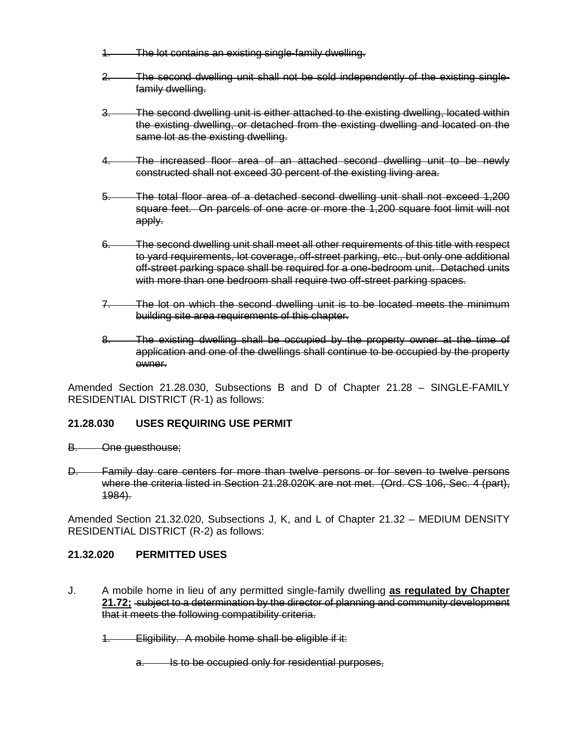1. ~~The lot contains an existing single-family dwelling.~~

2. ~~The second dwelling unit shall not be sold independently of the existing single-family dwelling.~~

3. ~~The second dwelling unit is either attached to the existing dwelling, located within the existing dwelling, or detached from the existing dwelling and located on the same lot as the existing dwelling.~~

4. ~~The increased floor area of an attached second dwelling unit to be newly constructed shall not exceed 30 percent of the existing living area.~~

5. ~~The total floor area of a detached second dwelling unit shall not exceed 1,200 square feet. On parcels of one acre or more the 1,200 square foot limit will not apply.~~

6. ~~The second dwelling unit shall meet all other requirements of this title with respect to yard requirements, lot coverage, off-street parking, etc., but only one additional off-street parking space shall be required for a one-bedroom unit. Detached units with more than one bedroom shall require two off-street parking spaces.~~

7. ~~The lot on which the second dwelling unit is to be located meets the minimum building site area requirements of this chapter.~~

8. ~~The existing dwelling shall be occupied by the property owner at the time of application and one of the dwellings shall continue to be occupied by the property owner.~~

Amended Section 21.28.030, Subsections B and D of Chapter 21.28 – SINGLE-FAMILY RESIDENTIAL DISTRICT (R-1) as follows:

**21.28.030 USES REQUIRING USE PERMIT**

~~B. One guesthouse;~~

~~D. Family day care centers for more than twelve persons or for seven to twelve persons where the criteria listed in Section 21.28.020K are not met. (Ord. CS 106, Sec. 4 (part), 1984).~~

Amended Section 21.32.020, Subsections J, K, and L of Chapter 21.32 – MEDIUM DENSITY RESIDENTIAL DISTRICT (R-2) as follows:

**21.32.020 PERMITTED USES**

J. A mobile home in lieu of any permitted single-family dwelling **as regulated by Chapter 21.72;** ~~subject to a determination by the director of planning and community development that it meets the following compatibility criteria.~~

   ~~1. Eligibility. A mobile home shall be eligible if it:~~

      ~~a. Is to be occupied only for residential purposes,~~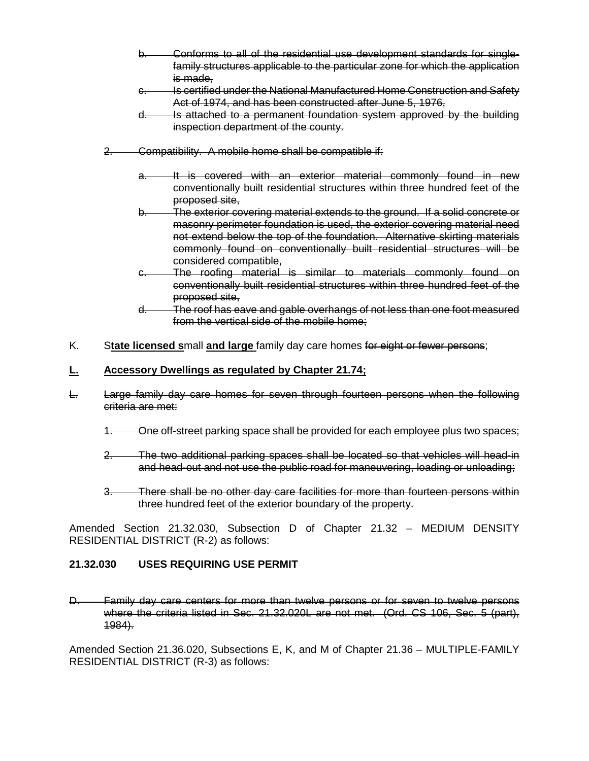b. ~~Conforms to all of the residential use development standards for single-family structures applicable to the particular zone for which the application is made,~~

c. ~~Is certified under the National Manufactured Home Construction and Safety Act of 1974, and has been constructed after June 5, 1976,~~

d. ~~Is attached to a permanent foundation system approved by the building inspection department of the county.~~

2. ~~Compatibility. A mobile home shall be compatible if:~~

a. ~~It is covered with an exterior material commonly found in new conventionally built residential structures within three hundred feet of the proposed site,~~

b. ~~The exterior covering material extends to the ground. If a solid concrete or masonry perimeter foundation is used, the exterior covering material need not extend below the top of the foundation. Alternative skirting materials commonly found on conventionally built residential structures will be considered compatible,~~

c. ~~The roofing material is similar to materials commonly found on conventionally built residential structures within three hundred feet of the proposed site,~~

d. ~~The roof has eave and gable overhangs of not less than one foot measured from the vertical side of the mobile home;~~

K. S**tate licensed s**mall **and large** family day care homes ~~for eight or fewer persons~~;

**L. Accessory Dwellings as regulated by Chapter 21.74;**

~~L. Large family day care homes for seven through fourteen persons when the following criteria are met:~~

1. ~~One off-street parking space shall be provided for each employee plus two spaces;~~

2. ~~The two additional parking spaces shall be located so that vehicles will head-in and head-out and not use the public road for maneuvering, loading or unloading;~~

3. ~~There shall be no other day care facilities for more than fourteen persons within three hundred feet of the exterior boundary of the property.~~

Amended Section 21.32.030, Subsection D of Chapter 21.32 – MEDIUM DENSITY RESIDENTIAL DISTRICT (R-2) as follows:

**21.32.030 USES REQUIRING USE PERMIT**

~~D. Family day care centers for more than twelve persons or for seven to twelve persons where the criteria listed in Sec. 21.32.020L are not met. (Ord. CS-106, Sec. 5 (part), 1984).~~

Amended Section 21.36.020, Subsections E, K, and M of Chapter 21.36 – MULTIPLE-FAMILY RESIDENTIAL DISTRICT (R-3) as follows: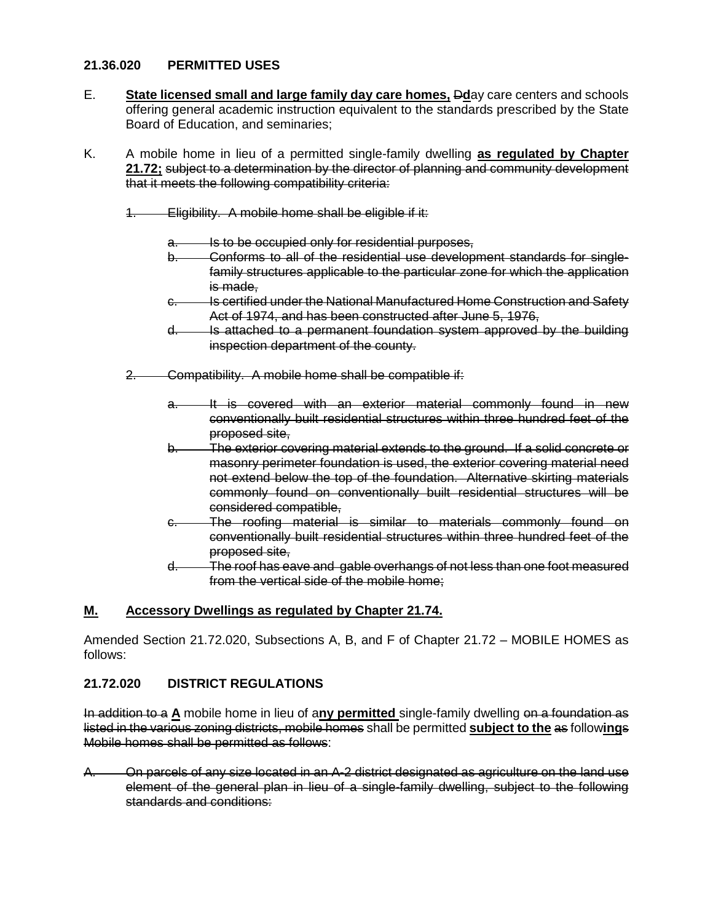**21.36.020 PERMITTED USES**

E. **<u>State licensed small and large family day care homes,</u>** ~~D~~**<u>d</u>**ay care centers and schools offering general academic instruction equivalent to the standards prescribed by the State Board of Education, and seminaries;

K. A mobile home in lieu of a permitted single-family dwelling **<u>as regulated by Chapter 21.72;</u>** ~~subject to a determination by the director of planning and community development that it meets the following compatibility criteria:~~

~~1. Eligibility. A mobile home shall be eligible if it:~~

~~a. Is to be occupied only for residential purposes,~~

~~b. Conforms to all of the residential use development standards for single-family structures applicable to the particular zone for which the application is made,~~

~~c. Is certified under the National Manufactured Home Construction and Safety Act of 1974, and has been constructed after June 5, 1976,~~

~~d. Is attached to a permanent foundation system approved by the building inspection department of the county.~~

~~2. Compatibility. A mobile home shall be compatible if:~~

~~a. It is covered with an exterior material commonly found in new conventionally built residential structures within three hundred feet of the proposed site,~~

~~b. The exterior covering material extends to the ground. If a solid concrete or masonry perimeter foundation is used, the exterior covering material need not extend below the top of the foundation. Alternative skirting materials commonly found on conventionally built residential structures will be considered compatible,~~

~~c. The roofing material is similar to materials commonly found on conventionally built residential structures within three hundred feet of the proposed site,~~

~~d. The roof has eave and gable overhangs of not less than one foot measured from the vertical side of the mobile home;~~

**<u>M. Accessory Dwellings as regulated by Chapter 21.74.</u>**

Amended Section 21.72.020, Subsections A, B, and F of Chapter 21.72 – MOBILE HOMES as follows:

**21.72.020 DISTRICT REGULATIONS**

~~In addition to a~~ **<u>A</u>** mobile home in lieu of a**<u>ny permitted</u>** single-family dwelling ~~on a foundation as listed in the various zoning districts, mobile homes~~ shall be permitted **<u>subject to the</u>** ~~as~~ follow**<u>ing</u>**~~s~~ ~~Mobile homes shall be permitted as follows~~:

~~A. On parcels of any size located in an A-2 district designated as agriculture on the land use element of the general plan in lieu of a single-family dwelling, subject to the following standards and conditions:~~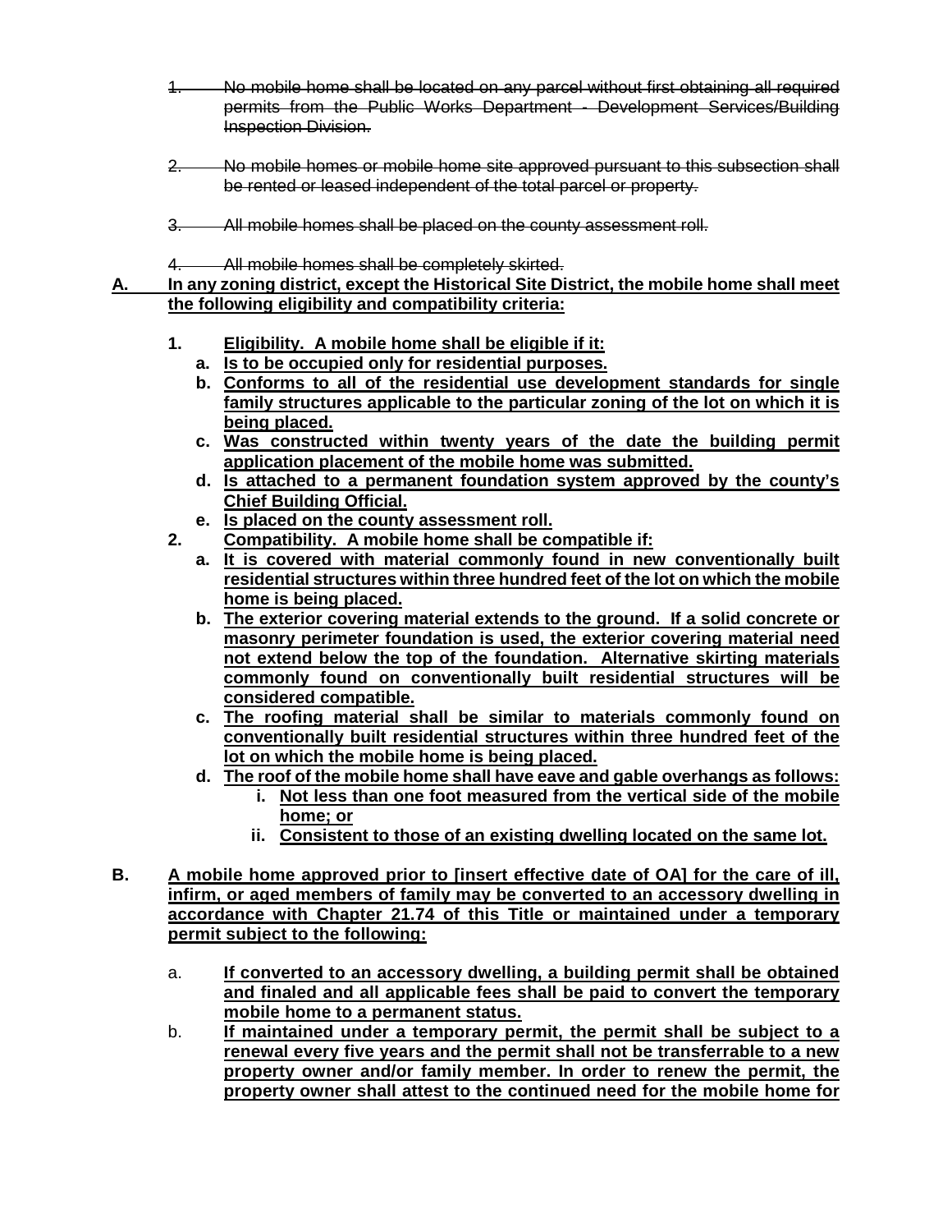1. ~~No mobile home shall be located on any parcel without first obtaining all required permits from the Public Works Department - Development Services/Building Inspection Division.~~

2. ~~No mobile homes or mobile home site approved pursuant to this subsection shall be rented or leased independent of the total parcel or property.~~

3. ~~All mobile homes shall be placed on the county assessment roll.~~

4. ~~All mobile homes shall be completely skirted.~~

**A. In any zoning district, except the Historical Site District, the mobile home shall meet the following eligibility and compatibility criteria:**

1. **Eligibility. A mobile home shall be eligible if it:**
   - a. **Is to be occupied only for residential purposes.**
   - b. **Conforms to all of the residential use development standards for single family structures applicable to the particular zoning of the lot on which it is being placed.**
   - c. **Was constructed within twenty years of the date the building permit application placement of the mobile home was submitted.**
   - d. **Is attached to a permanent foundation system approved by the county's Chief Building Official.**
   - e. **Is placed on the county assessment roll.**
2. **Compatibility. A mobile home shall be compatible if:**
   - a. **It is covered with material commonly found in new conventionally built residential structures within three hundred feet of the lot on which the mobile home is being placed.**
   - b. **The exterior covering material extends to the ground. If a solid concrete or masonry perimeter foundation is used, the exterior covering material need not extend below the top of the foundation. Alternative skirting materials commonly found on conventionally built residential structures will be considered compatible.**
   - c. **The roofing material shall be similar to materials commonly found on conventionally built residential structures within three hundred feet of the lot on which the mobile home is being placed.**
   - d. **The roof of the mobile home shall have eave and gable overhangs as follows:**
     - i. **Not less than one foot measured from the vertical side of the mobile home; or**
     - ii. **Consistent to those of an existing dwelling located on the same lot.**

**B. A mobile home approved prior to [insert effective date of OA] for the care of ill, infirm, or aged members of family may be converted to an accessory dwelling in accordance with Chapter 21.74 of this Title or maintained under a temporary permit subject to the following:**

- a. **If converted to an accessory dwelling, a building permit shall be obtained and finaled and all applicable fees shall be paid to convert the temporary mobile home to a permanent status.**
- b. **If maintained under a temporary permit, the permit shall be subject to a renewal every five years and the permit shall not be transferrable to a new property owner and/or family member. In order to renew the permit, the property owner shall attest to the continued need for the mobile home for**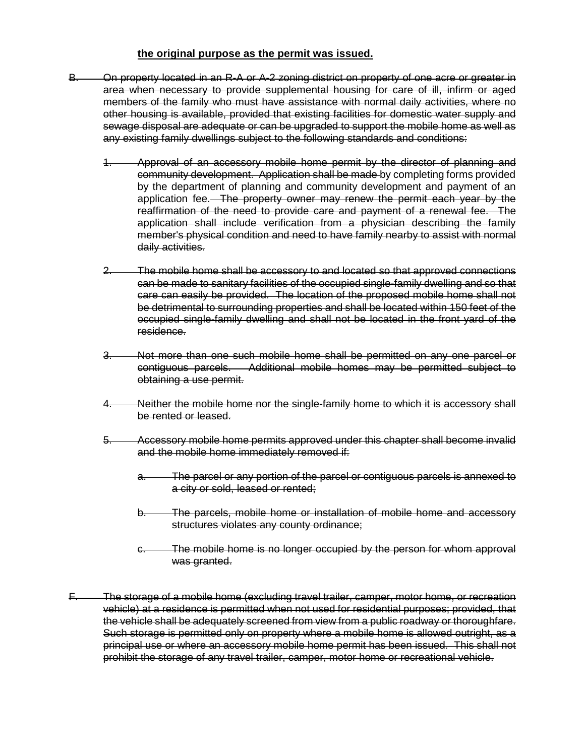**the original purpose as the permit was issued.**

~~B. On property located in an R-A or A-2 zoning district on property of one acre or greater in area when necessary to provide supplemental housing for care of ill, infirm or aged members of the family who must have assistance with normal daily activities, where no other housing is available, provided that existing facilities for domestic water supply and sewage disposal are adequate or can be upgraded to support the mobile home as well as any existing family dwellings subject to the following standards and conditions:~~

~~1. Approval of an accessory mobile home permit by the director of planning and community development. Application shall be made~~ by completing forms provided by the department of planning and community development and payment of an application fee. ~~The property owner may renew the permit each year by the reaffirmation of the need to provide care and payment of a renewal fee. The application shall include verification from a physician describing the family member's physical condition and need to have family nearby to assist with normal daily activities.~~

~~2. The mobile home shall be accessory to and located so that approved connections can be made to sanitary facilities of the occupied single-family dwelling and so that care can easily be provided. The location of the proposed mobile home shall not be detrimental to surrounding properties and shall be located within 150 feet of the occupied single-family dwelling and shall not be located in the front yard of the residence.~~

~~3. Not more than one such mobile home shall be permitted on any one parcel or contiguous parcels. Additional mobile homes may be permitted subject to obtaining a use permit.~~

~~4. Neither the mobile home nor the single-family home to which it is accessory shall be rented or leased.~~

~~5. Accessory mobile home permits approved under this chapter shall become invalid and the mobile home immediately removed if:~~

~~a. The parcel or any portion of the parcel or contiguous parcels is annexed to a city or sold, leased or rented;~~

~~b. The parcels, mobile home or installation of mobile home and accessory structures violates any county ordinance;~~

~~c. The mobile home is no longer occupied by the person for whom approval was granted.~~

~~F. The storage of a mobile home (excluding travel trailer, camper, motor home, or recreation vehicle) at a residence is permitted when not used for residential purposes; provided, that the vehicle shall be adequately screened from view from a public roadway or thoroughfare. Such storage is permitted only on property where a mobile home is allowed outright, as a principal use or where an accessory mobile home permit has been issued. This shall not prohibit the storage of any travel trailer, camper, motor home or recreational vehicle.~~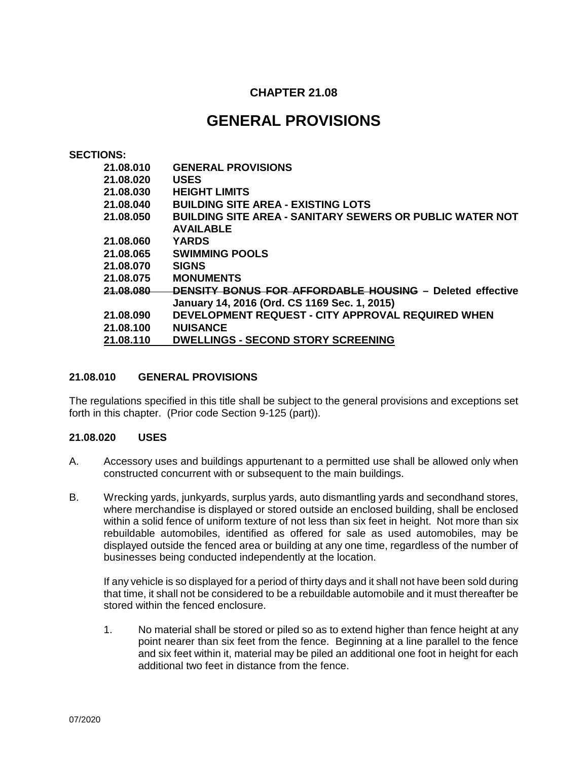# CHAPTER 21.08

# GENERAL PROVISIONS

**SECTIONS:**

| | |
|---|---|
| **21.08.010** | **GENERAL PROVISIONS** |
| **21.08.020** | **USES** |
| **21.08.030** | **HEIGHT LIMITS** |
| **21.08.040** | **BUILDING SITE AREA - EXISTING LOTS** |
| **21.08.050** | **BUILDING SITE AREA - SANITARY SEWERS OR PUBLIC WATER NOT AVAILABLE** |
| **21.08.060** | **YARDS** |
| **21.08.065** | **SWIMMING POOLS** |
| **21.08.070** | **SIGNS** |
| **21.08.075** | **MONUMENTS** |
| ~~**21.08.080**~~ | ~~**DENSITY BONUS FOR AFFORDABLE HOUSING**~~ **– Deleted effective January 14, 2016 (Ord. CS 1169 Sec. 1, 2015)** |
| **21.08.090** | **DEVELOPMENT REQUEST - CITY APPROVAL REQUIRED WHEN** |
| **21.08.100** | **NUISANCE** |
| **21.08.110** | **DWELLINGS - SECOND STORY SCREENING** |

### 21.08.010 GENERAL PROVISIONS

The regulations specified in this title shall be subject to the general provisions and exceptions set forth in this chapter. (Prior code Section 9-125 (part)).

### 21.08.020 USES

A. Accessory uses and buildings appurtenant to a permitted use shall be allowed only when constructed concurrent with or subsequent to the main buildings.

B. Wrecking yards, junkyards, surplus yards, auto dismantling yards and secondhand stores, where merchandise is displayed or stored outside an enclosed building, shall be enclosed within a solid fence of uniform texture of not less than six feet in height. Not more than six rebuildable automobiles, identified as offered for sale as used automobiles, may be displayed outside the fenced area or building at any one time, regardless of the number of businesses being conducted independently at the location.

   If any vehicle is so displayed for a period of thirty days and it shall not have been sold during that time, it shall not be considered to be a rebuildable automobile and it must thereafter be stored within the fenced enclosure.

   1. No material shall be stored or piled so as to extend higher than fence height at any point nearer than six feet from the fence. Beginning at a line parallel to the fence and six feet within it, material may be piled an additional one foot in height for each additional two feet in distance from the fence.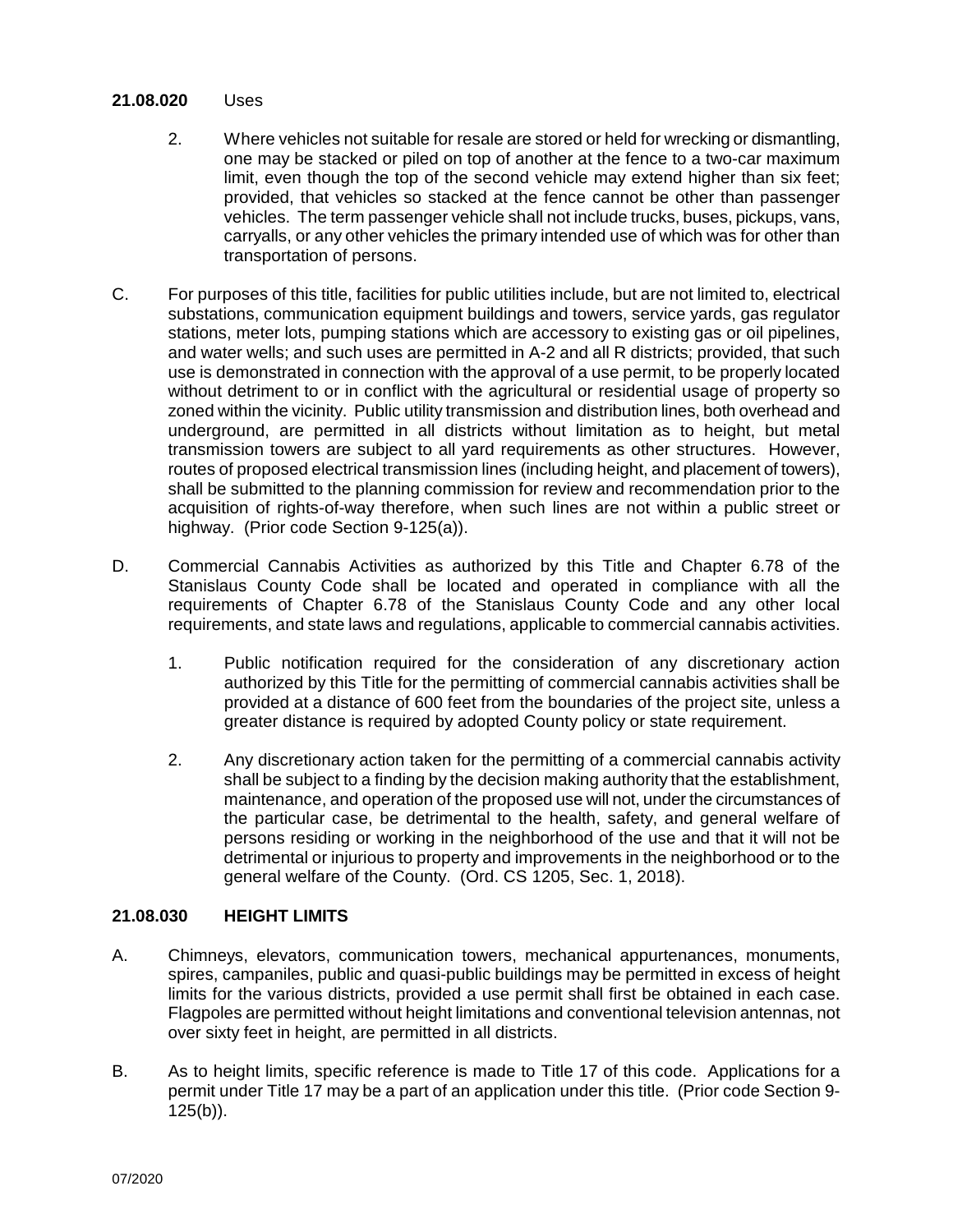**21.08.020** Uses

2. Where vehicles not suitable for resale are stored or held for wrecking or dismantling, one may be stacked or piled on top of another at the fence to a two-car maximum limit, even though the top of the second vehicle may extend higher than six feet; provided, that vehicles so stacked at the fence cannot be other than passenger vehicles. The term passenger vehicle shall not include trucks, buses, pickups, vans, carryalls, or any other vehicles the primary intended use of which was for other than transportation of persons.

C. For purposes of this title, facilities for public utilities include, but are not limited to, electrical substations, communication equipment buildings and towers, service yards, gas regulator stations, meter lots, pumping stations which are accessory to existing gas or oil pipelines, and water wells; and such uses are permitted in A-2 and all R districts; provided, that such use is demonstrated in connection with the approval of a use permit, to be properly located without detriment to or in conflict with the agricultural or residential usage of property so zoned within the vicinity. Public utility transmission and distribution lines, both overhead and underground, are permitted in all districts without limitation as to height, but metal transmission towers are subject to all yard requirements as other structures. However, routes of proposed electrical transmission lines (including height, and placement of towers), shall be submitted to the planning commission for review and recommendation prior to the acquisition of rights-of-way therefore, when such lines are not within a public street or highway. (Prior code Section 9-125(a)).

D. Commercial Cannabis Activities as authorized by this Title and Chapter 6.78 of the Stanislaus County Code shall be located and operated in compliance with all the requirements of Chapter 6.78 of the Stanislaus County Code and any other local requirements, and state laws and regulations, applicable to commercial cannabis activities.

1. Public notification required for the consideration of any discretionary action authorized by this Title for the permitting of commercial cannabis activities shall be provided at a distance of 600 feet from the boundaries of the project site, unless a greater distance is required by adopted County policy or state requirement.

2. Any discretionary action taken for the permitting of a commercial cannabis activity shall be subject to a finding by the decision making authority that the establishment, maintenance, and operation of the proposed use will not, under the circumstances of the particular case, be detrimental to the health, safety, and general welfare of persons residing or working in the neighborhood of the use and that it will not be detrimental or injurious to property and improvements in the neighborhood or to the general welfare of the County. (Ord. CS 1205, Sec. 1, 2018).

### 21.08.030 HEIGHT LIMITS

A. Chimneys, elevators, communication towers, mechanical appurtenances, monuments, spires, campaniles, public and quasi-public buildings may be permitted in excess of height limits for the various districts, provided a use permit shall first be obtained in each case. Flagpoles are permitted without height limitations and conventional television antennas, not over sixty feet in height, are permitted in all districts.

B. As to height limits, specific reference is made to Title 17 of this code. Applications for a permit under Title 17 may be a part of an application under this title. (Prior code Section 9-125(b)).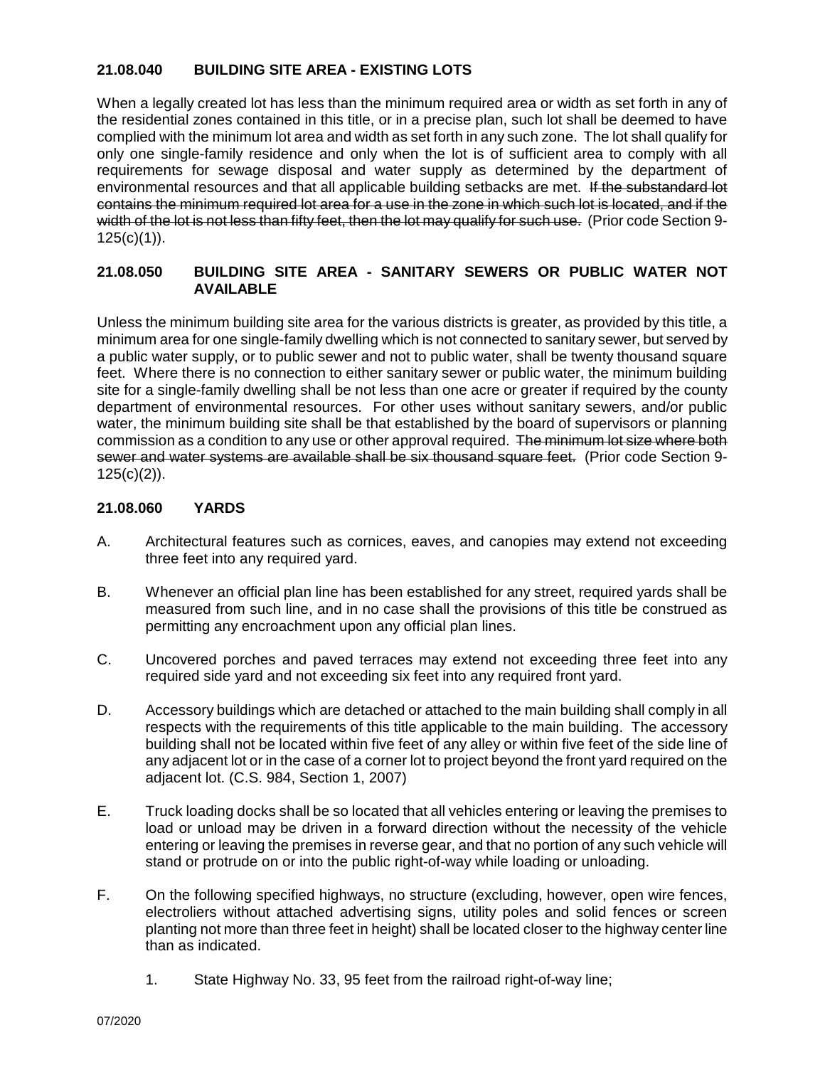### 21.08.040 BUILDING SITE AREA - EXISTING LOTS

When a legally created lot has less than the minimum required area or width as set forth in any of the residential zones contained in this title, or in a precise plan, such lot shall be deemed to have complied with the minimum lot area and width as set forth in any such zone. The lot shall qualify for only one single-family residence and only when the lot is of sufficient area to comply with all requirements for sewage disposal and water supply as determined by the department of environmental resources and that all applicable building setbacks are met. ~~If the substandard lot contains the minimum required lot area for a use in the zone in which such lot is located, and if the width of the lot is not less than fifty feet, then the lot may qualify for such use.~~ (Prior code Section 9-125(c)(1)).

### 21.08.050 BUILDING SITE AREA - SANITARY SEWERS OR PUBLIC WATER NOT AVAILABLE

Unless the minimum building site area for the various districts is greater, as provided by this title, a minimum area for one single-family dwelling which is not connected to sanitary sewer, but served by a public water supply, or to public sewer and not to public water, shall be twenty thousand square feet. Where there is no connection to either sanitary sewer or public water, the minimum building site for a single-family dwelling shall be not less than one acre or greater if required by the county department of environmental resources. For other uses without sanitary sewers, and/or public water, the minimum building site shall be that established by the board of supervisors or planning commission as a condition to any use or other approval required. ~~The minimum lot size where both sewer and water systems are available shall be six thousand square feet.~~ (Prior code Section 9-125(c)(2)).

### 21.08.060 YARDS

A. Architectural features such as cornices, eaves, and canopies may extend not exceeding three feet into any required yard.

B. Whenever an official plan line has been established for any street, required yards shall be measured from such line, and in no case shall the provisions of this title be construed as permitting any encroachment upon any official plan lines.

C. Uncovered porches and paved terraces may extend not exceeding three feet into any required side yard and not exceeding six feet into any required front yard.

D. Accessory buildings which are detached or attached to the main building shall comply in all respects with the requirements of this title applicable to the main building. The accessory building shall not be located within five feet of any alley or within five feet of the side line of any adjacent lot or in the case of a corner lot to project beyond the front yard required on the adjacent lot. (C.S. 984, Section 1, 2007)

E. Truck loading docks shall be so located that all vehicles entering or leaving the premises to load or unload may be driven in a forward direction without the necessity of the vehicle entering or leaving the premises in reverse gear, and that no portion of any such vehicle will stand or protrude on or into the public right-of-way while loading or unloading.

F. On the following specified highways, no structure (excluding, however, open wire fences, electroliers without attached advertising signs, utility poles and solid fences or screen planting not more than three feet in height) shall be located closer to the highway center line than as indicated.

   1. State Highway No. 33, 95 feet from the railroad right-of-way line;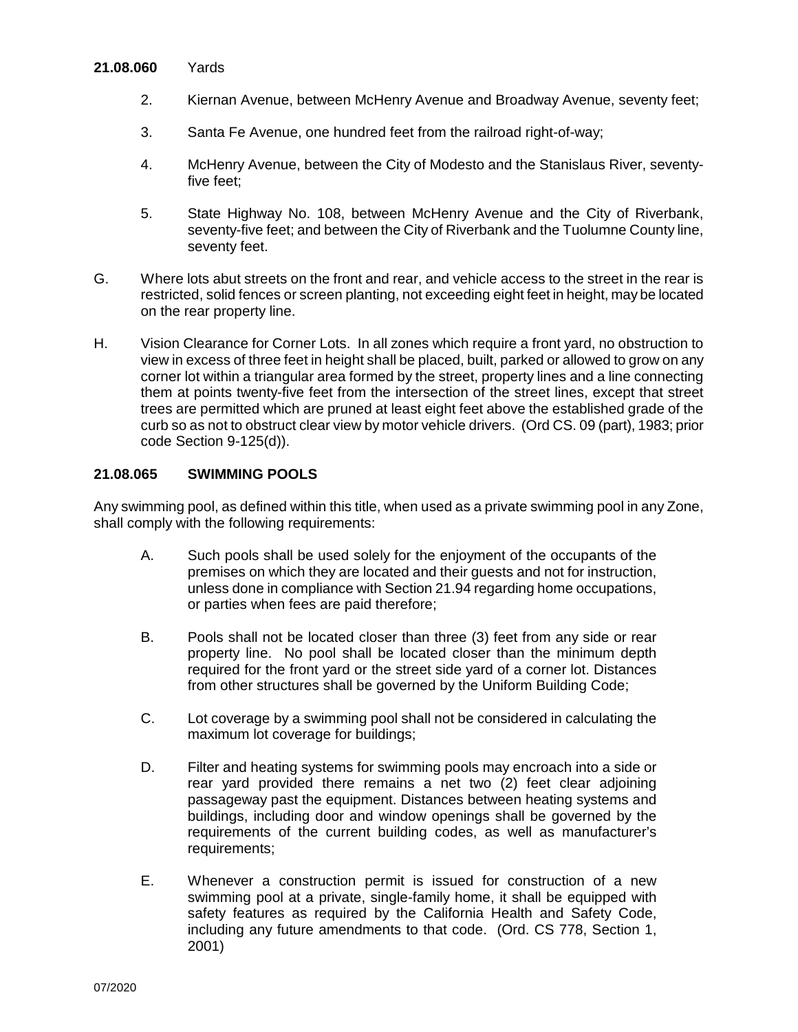**21.08.060** Yards

2. Kiernan Avenue, between McHenry Avenue and Broadway Avenue, seventy feet;

3. Santa Fe Avenue, one hundred feet from the railroad right-of-way;

4. McHenry Avenue, between the City of Modesto and the Stanislaus River, seventy-five feet;

5. State Highway No. 108, between McHenry Avenue and the City of Riverbank, seventy-five feet; and between the City of Riverbank and the Tuolumne County line, seventy feet.

G. Where lots abut streets on the front and rear, and vehicle access to the street in the rear is restricted, solid fences or screen planting, not exceeding eight feet in height, may be located on the rear property line.

H. Vision Clearance for Corner Lots. In all zones which require a front yard, no obstruction to view in excess of three feet in height shall be placed, built, parked or allowed to grow on any corner lot within a triangular area formed by the street, property lines and a line connecting them at points twenty-five feet from the intersection of the street lines, except that street trees are permitted which are pruned at least eight feet above the established grade of the curb so as not to obstruct clear view by motor vehicle drivers. (Ord CS. 09 (part), 1983; prior code Section 9-125(d)).

## 21.08.065 SWIMMING POOLS

Any swimming pool, as defined within this title, when used as a private swimming pool in any Zone, shall comply with the following requirements:

A. Such pools shall be used solely for the enjoyment of the occupants of the premises on which they are located and their guests and not for instruction, unless done in compliance with Section 21.94 regarding home occupations, or parties when fees are paid therefore;

B. Pools shall not be located closer than three (3) feet from any side or rear property line. No pool shall be located closer than the minimum depth required for the front yard or the street side yard of a corner lot. Distances from other structures shall be governed by the Uniform Building Code;

C. Lot coverage by a swimming pool shall not be considered in calculating the maximum lot coverage for buildings;

D. Filter and heating systems for swimming pools may encroach into a side or rear yard provided there remains a net two (2) feet clear adjoining passageway past the equipment. Distances between heating systems and buildings, including door and window openings shall be governed by the requirements of the current building codes, as well as manufacturer's requirements;

E. Whenever a construction permit is issued for construction of a new swimming pool at a private, single-family home, it shall be equipped with safety features as required by the California Health and Safety Code, including any future amendments to that code. (Ord. CS 778, Section 1, 2001)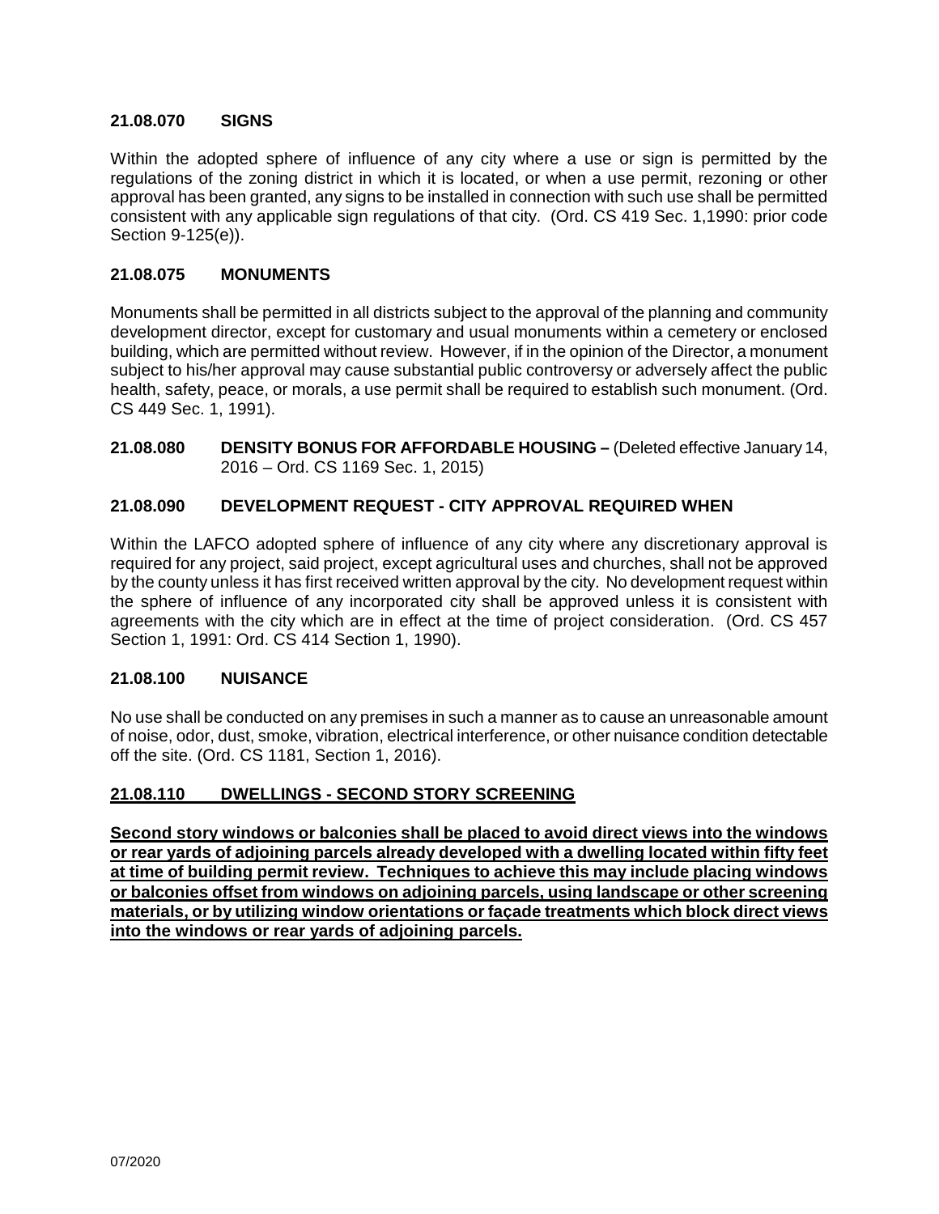### 21.08.070 SIGNS

Within the adopted sphere of influence of any city where a use or sign is permitted by the regulations of the zoning district in which it is located, or when a use permit, rezoning or other approval has been granted, any signs to be installed in connection with such use shall be permitted consistent with any applicable sign regulations of that city. (Ord. CS 419 Sec. 1,1990: prior code Section 9-125(e)).

### 21.08.075 MONUMENTS

Monuments shall be permitted in all districts subject to the approval of the planning and community development director, except for customary and usual monuments within a cemetery or enclosed building, which are permitted without review. However, if in the opinion of the Director, a monument subject to his/her approval may cause substantial public controversy or adversely affect the public health, safety, peace, or morals, a use permit shall be required to establish such monument. (Ord. CS 449 Sec. 1, 1991).

### 21.08.080 DENSITY BONUS FOR AFFORDABLE HOUSING – (Deleted effective January 14, 2016 – Ord. CS 1169 Sec. 1, 2015)

### 21.08.090 DEVELOPMENT REQUEST - CITY APPROVAL REQUIRED WHEN

Within the LAFCO adopted sphere of influence of any city where any discretionary approval is required for any project, said project, except agricultural uses and churches, shall not be approved by the county unless it has first received written approval by the city. No development request within the sphere of influence of any incorporated city shall be approved unless it is consistent with agreements with the city which are in effect at the time of project consideration. (Ord. CS 457 Section 1, 1991: Ord. CS 414 Section 1, 1990).

### 21.08.100 NUISANCE

No use shall be conducted on any premises in such a manner as to cause an unreasonable amount of noise, odor, dust, smoke, vibration, electrical interference, or other nuisance condition detectable off the site. (Ord. CS 1181, Section 1, 2016).

### <u>21.08.110 DWELLINGS - SECOND STORY SCREENING</u>

**<u>Second story windows or balconies shall be placed to avoid direct views into the windows or rear yards of adjoining parcels already developed with a dwelling located within fifty feet at time of building permit review. Techniques to achieve this may include placing windows or balconies offset from windows on adjoining parcels, using landscape or other screening materials, or by utilizing window orientations or façade treatments which block direct views into the windows or rear yards of adjoining parcels.</u>**

07/2020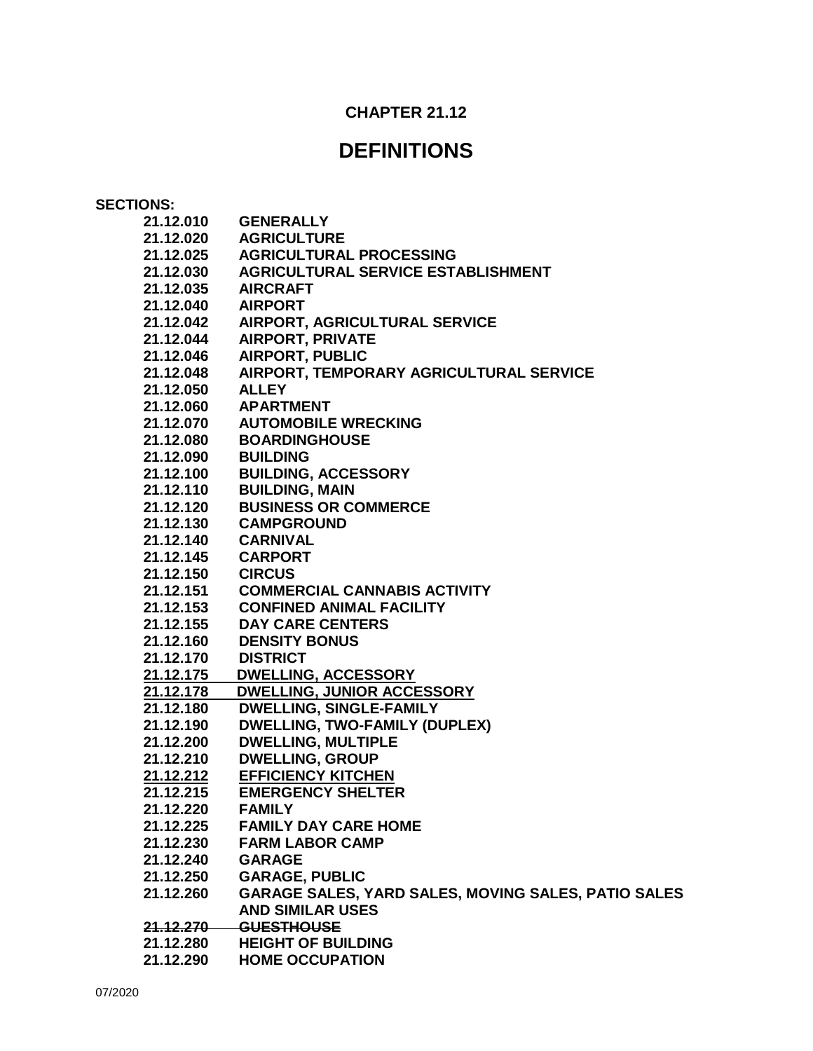# CHAPTER 21.12

## DEFINITIONS

**SECTIONS:**

| | |
|---|---|
| **21.12.010** | **GENERALLY** |
| **21.12.020** | **AGRICULTURE** |
| **21.12.025** | **AGRICULTURAL PROCESSING** |
| **21.12.030** | **AGRICULTURAL SERVICE ESTABLISHMENT** |
| **21.12.035** | **AIRCRAFT** |
| **21.12.040** | **AIRPORT** |
| **21.12.042** | **AIRPORT, AGRICULTURAL SERVICE** |
| **21.12.044** | **AIRPORT, PRIVATE** |
| **21.12.046** | **AIRPORT, PUBLIC** |
| **21.12.048** | **AIRPORT, TEMPORARY AGRICULTURAL SERVICE** |
| **21.12.050** | **ALLEY** |
| **21.12.060** | **APARTMENT** |
| **21.12.070** | **AUTOMOBILE WRECKING** |
| **21.12.080** | **BOARDINGHOUSE** |
| **21.12.090** | **BUILDING** |
| **21.12.100** | **BUILDING, ACCESSORY** |
| **21.12.110** | **BUILDING, MAIN** |
| **21.12.120** | **BUSINESS OR COMMERCE** |
| **21.12.130** | **CAMPGROUND** |
| **21.12.140** | **CARNIVAL** |
| **21.12.145** | **CARPORT** |
| **21.12.150** | **CIRCUS** |
| **21.12.151** | **COMMERCIAL CANNABIS ACTIVITY** |
| **21.12.153** | **CONFINED ANIMAL FACILITY** |
| **21.12.155** | **DAY CARE CENTERS** |
| **21.12.160** | **DENSITY BONUS** |
| **21.12.170** | **DISTRICT** |
| **<u>21.12.175</u>** | **<u>DWELLING, ACCESSORY</u>** |
| **<u>21.12.178</u>** | **<u>DWELLING, JUNIOR ACCESSORY</u>** |
| **21.12.180** | **DWELLING, SINGLE-FAMILY** |
| **21.12.190** | **DWELLING, TWO-FAMILY (DUPLEX)** |
| **21.12.200** | **DWELLING, MULTIPLE** |
| **21.12.210** | **DWELLING, GROUP** |
| **<u>21.12.212</u>** | **<u>EFFICIENCY KITCHEN</u>** |
| **21.12.215** | **EMERGENCY SHELTER** |
| **21.12.220** | **FAMILY** |
| **21.12.225** | **FAMILY DAY CARE HOME** |
| **21.12.230** | **FARM LABOR CAMP** |
| **21.12.240** | **GARAGE** |
| **21.12.250** | **GARAGE, PUBLIC** |
| **21.12.260** | **GARAGE SALES, YARD SALES, MOVING SALES, PATIO SALES AND SIMILAR USES** |
| **~~21.12.270~~** | **~~GUESTHOUSE~~** |
| **21.12.280** | **HEIGHT OF BUILDING** |
| **21.12.290** | **HOME OCCUPATION** |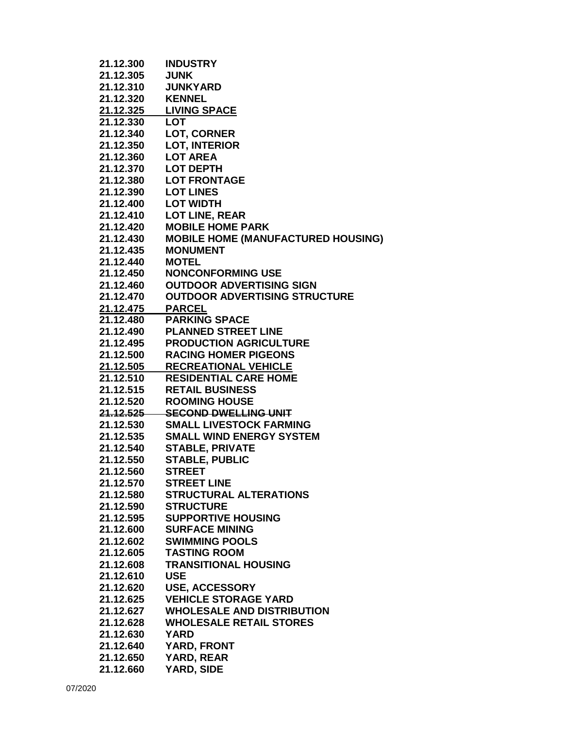**21.12.300 INDUSTRY**
**21.12.305 JUNK**
**21.12.310 JUNKYARD**
**21.12.320 KENNEL**
<u>**21.12.325 LIVING SPACE**</u>
**21.12.330 LOT**
**21.12.340 LOT, CORNER**
**21.12.350 LOT, INTERIOR**
**21.12.360 LOT AREA**
**21.12.370 LOT DEPTH**
**21.12.380 LOT FRONTAGE**
**21.12.390 LOT LINES**
**21.12.400 LOT WIDTH**
**21.12.410 LOT LINE, REAR**
**21.12.420 MOBILE HOME PARK**
**21.12.430 MOBILE HOME (MANUFACTURED HOUSING)**
**21.12.435 MONUMENT**
**21.12.440 MOTEL**
**21.12.450 NONCONFORMING USE**
**21.12.460 OUTDOOR ADVERTISING SIGN**
**21.12.470 OUTDOOR ADVERTISING STRUCTURE**
<u>**21.12.475 PARCEL**</u>
**21.12.480 PARKING SPACE**
**21.12.490 PLANNED STREET LINE**
**21.12.495 PRODUCTION AGRICULTURE**
**21.12.500 RACING HOMER PIGEONS**
<u>**21.12.505 RECREATIONAL VEHICLE**</u>
**21.12.510 RESIDENTIAL CARE HOME**
**21.12.515 RETAIL BUSINESS**
**21.12.520 ROOMING HOUSE**
~~**21.12.525 SECOND DWELLING UNIT**~~
**21.12.530 SMALL LIVESTOCK FARMING**
**21.12.535 SMALL WIND ENERGY SYSTEM**
**21.12.540 STABLE, PRIVATE**
**21.12.550 STABLE, PUBLIC**
**21.12.560 STREET**
**21.12.570 STREET LINE**
**21.12.580 STRUCTURAL ALTERATIONS**
**21.12.590 STRUCTURE**
**21.12.595 SUPPORTIVE HOUSING**
**21.12.600 SURFACE MINING**
**21.12.602 SWIMMING POOLS**
**21.12.605 TASTING ROOM**
**21.12.608 TRANSITIONAL HOUSING**
**21.12.610 USE**
**21.12.620 USE, ACCESSORY**
**21.12.625 VEHICLE STORAGE YARD**
**21.12.627 WHOLESALE AND DISTRIBUTION**
**21.12.628 WHOLESALE RETAIL STORES**
**21.12.630 YARD**
**21.12.640 YARD, FRONT**
**21.12.650 YARD, REAR**
**21.12.660 YARD, SIDE**

07/2020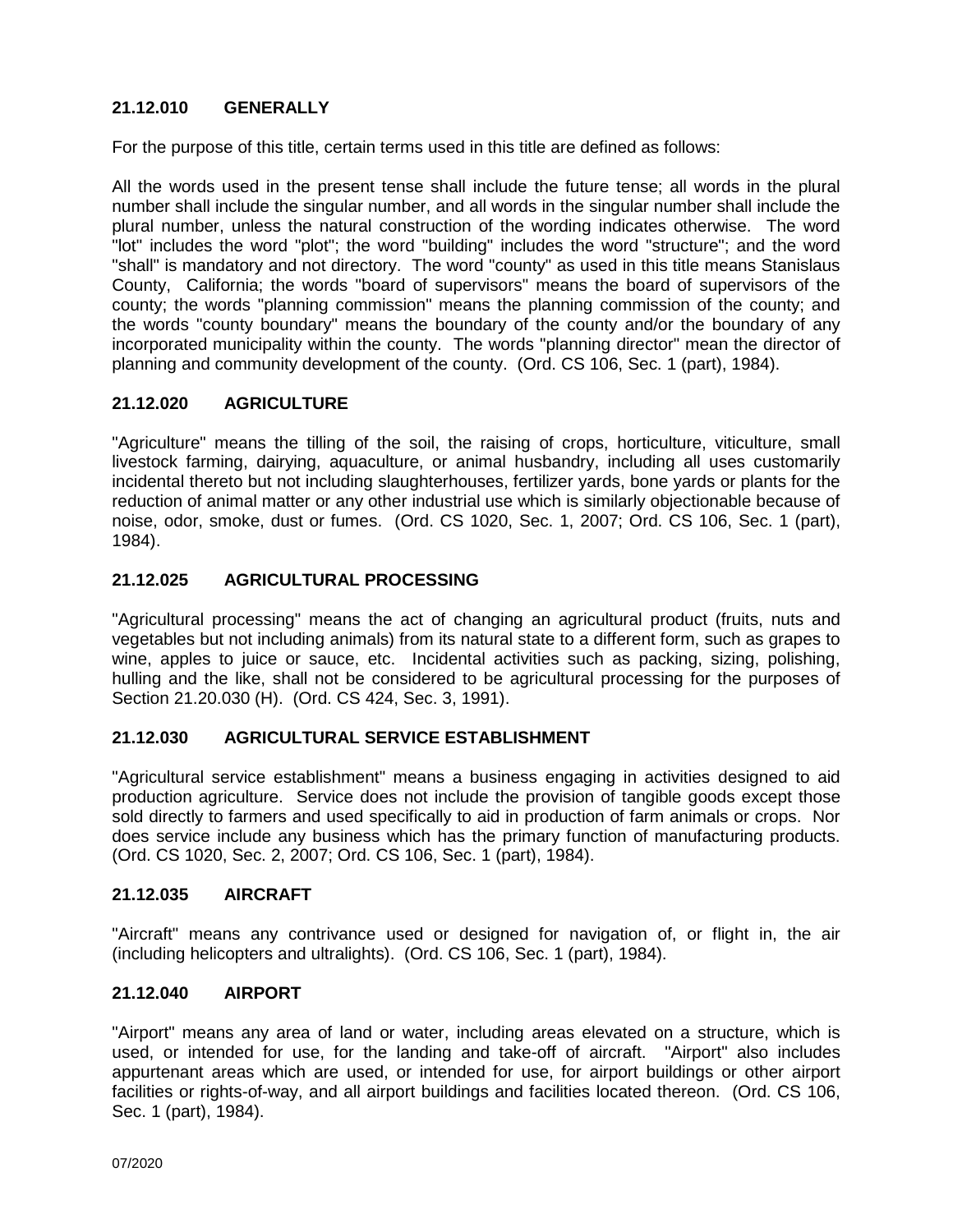### 21.12.010 GENERALLY

For the purpose of this title, certain terms used in this title are defined as follows:

All the words used in the present tense shall include the future tense; all words in the plural number shall include the singular number, and all words in the singular number shall include the plural number, unless the natural construction of the wording indicates otherwise. The word "lot" includes the word "plot"; the word "building" includes the word "structure"; and the word "shall" is mandatory and not directory. The word "county" as used in this title means Stanislaus County, California; the words "board of supervisors" means the board of supervisors of the county; the words "planning commission" means the planning commission of the county; and the words "county boundary" means the boundary of the county and/or the boundary of any incorporated municipality within the county. The words "planning director" mean the director of planning and community development of the county. (Ord. CS 106, Sec. 1 (part), 1984).

### 21.12.020 AGRICULTURE

"Agriculture" means the tilling of the soil, the raising of crops, horticulture, viticulture, small livestock farming, dairying, aquaculture, or animal husbandry, including all uses customarily incidental thereto but not including slaughterhouses, fertilizer yards, bone yards or plants for the reduction of animal matter or any other industrial use which is similarly objectionable because of noise, odor, smoke, dust or fumes. (Ord. CS 1020, Sec. 1, 2007; Ord. CS 106, Sec. 1 (part), 1984).

### 21.12.025 AGRICULTURAL PROCESSING

"Agricultural processing" means the act of changing an agricultural product (fruits, nuts and vegetables but not including animals) from its natural state to a different form, such as grapes to wine, apples to juice or sauce, etc. Incidental activities such as packing, sizing, polishing, hulling and the like, shall not be considered to be agricultural processing for the purposes of Section 21.20.030 (H). (Ord. CS 424, Sec. 3, 1991).

### 21.12.030 AGRICULTURAL SERVICE ESTABLISHMENT

"Agricultural service establishment" means a business engaging in activities designed to aid production agriculture. Service does not include the provision of tangible goods except those sold directly to farmers and used specifically to aid in production of farm animals or crops. Nor does service include any business which has the primary function of manufacturing products. (Ord. CS 1020, Sec. 2, 2007; Ord. CS 106, Sec. 1 (part), 1984).

### 21.12.035 AIRCRAFT

"Aircraft" means any contrivance used or designed for navigation of, or flight in, the air (including helicopters and ultralights). (Ord. CS 106, Sec. 1 (part), 1984).

### 21.12.040 AIRPORT

"Airport" means any area of land or water, including areas elevated on a structure, which is used, or intended for use, for the landing and take-off of aircraft. "Airport" also includes appurtenant areas which are used, or intended for use, for airport buildings or other airport facilities or rights-of-way, and all airport buildings and facilities located thereon. (Ord. CS 106, Sec. 1 (part), 1984).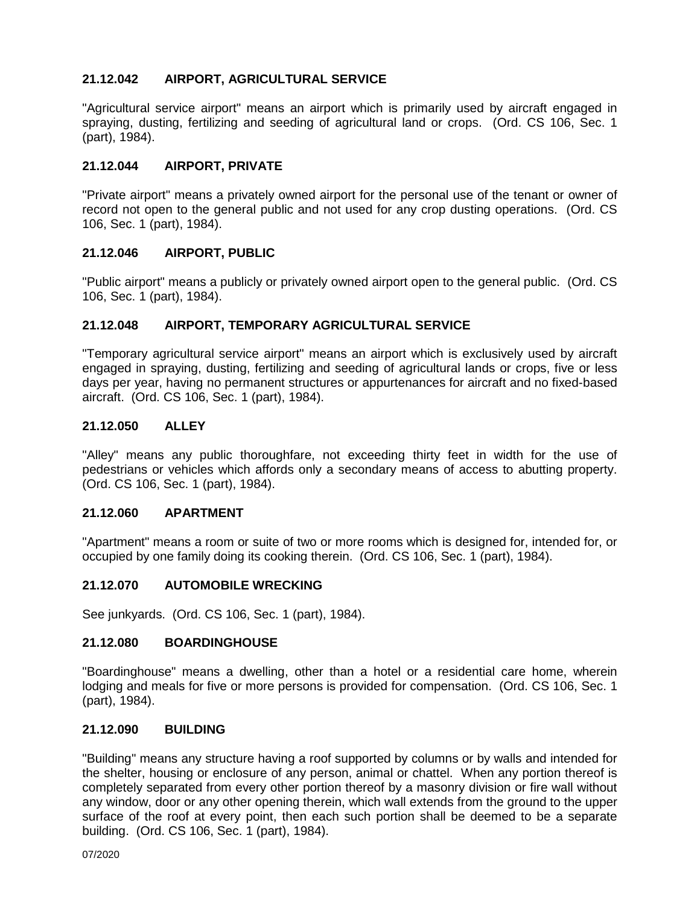### 21.12.042 AIRPORT, AGRICULTURAL SERVICE

"Agricultural service airport" means an airport which is primarily used by aircraft engaged in spraying, dusting, fertilizing and seeding of agricultural land or crops. (Ord. CS 106, Sec. 1 (part), 1984).

### 21.12.044 AIRPORT, PRIVATE

"Private airport" means a privately owned airport for the personal use of the tenant or owner of record not open to the general public and not used for any crop dusting operations. (Ord. CS 106, Sec. 1 (part), 1984).

### 21.12.046 AIRPORT, PUBLIC

"Public airport" means a publicly or privately owned airport open to the general public. (Ord. CS 106, Sec. 1 (part), 1984).

### 21.12.048 AIRPORT, TEMPORARY AGRICULTURAL SERVICE

"Temporary agricultural service airport" means an airport which is exclusively used by aircraft engaged in spraying, dusting, fertilizing and seeding of agricultural lands or crops, five or less days per year, having no permanent structures or appurtenances for aircraft and no fixed-based aircraft. (Ord. CS 106, Sec. 1 (part), 1984).

### 21.12.050 ALLEY

"Alley" means any public thoroughfare, not exceeding thirty feet in width for the use of pedestrians or vehicles which affords only a secondary means of access to abutting property. (Ord. CS 106, Sec. 1 (part), 1984).

### 21.12.060 APARTMENT

"Apartment" means a room or suite of two or more rooms which is designed for, intended for, or occupied by one family doing its cooking therein. (Ord. CS 106, Sec. 1 (part), 1984).

### 21.12.070 AUTOMOBILE WRECKING

See junkyards. (Ord. CS 106, Sec. 1 (part), 1984).

### 21.12.080 BOARDINGHOUSE

"Boardinghouse" means a dwelling, other than a hotel or a residential care home, wherein lodging and meals for five or more persons is provided for compensation. (Ord. CS 106, Sec. 1 (part), 1984).

### 21.12.090 BUILDING

"Building" means any structure having a roof supported by columns or by walls and intended for the shelter, housing or enclosure of any person, animal or chattel. When any portion thereof is completely separated from every other portion thereof by a masonry division or fire wall without any window, door or any other opening therein, which wall extends from the ground to the upper surface of the roof at every point, then each such portion shall be deemed to be a separate building. (Ord. CS 106, Sec. 1 (part), 1984).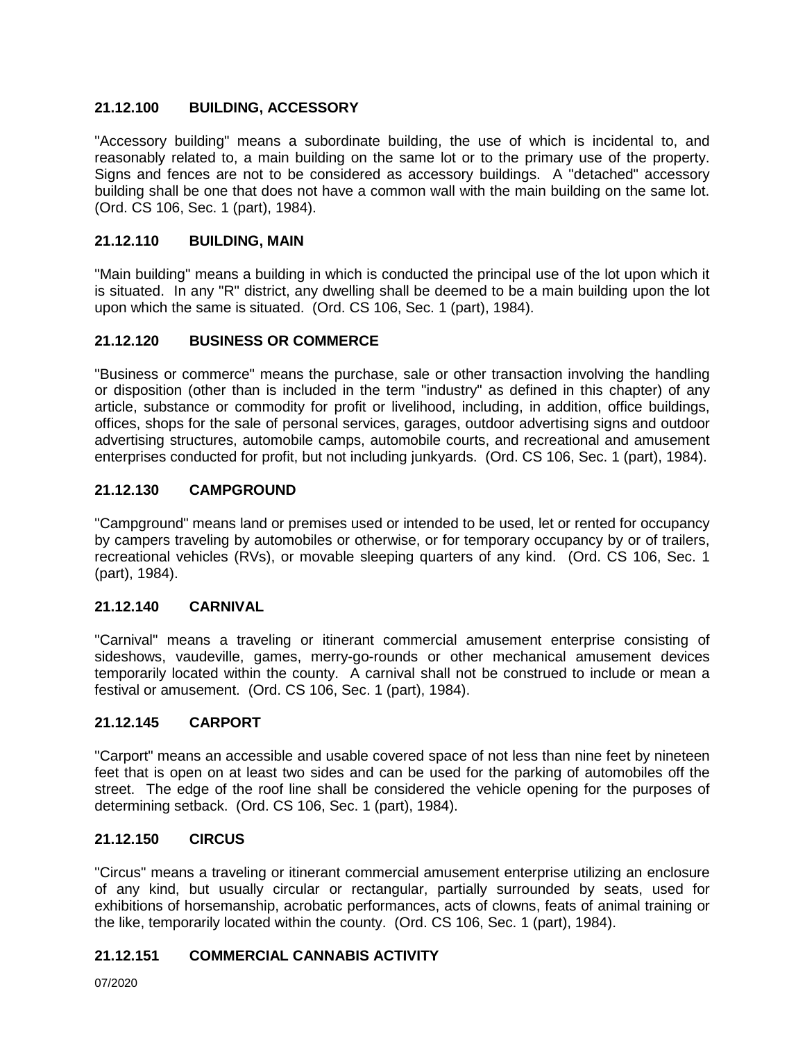### 21.12.100 BUILDING, ACCESSORY

"Accessory building" means a subordinate building, the use of which is incidental to, and reasonably related to, a main building on the same lot or to the primary use of the property. Signs and fences are not to be considered as accessory buildings. A "detached" accessory building shall be one that does not have a common wall with the main building on the same lot. (Ord. CS 106, Sec. 1 (part), 1984).

### 21.12.110 BUILDING, MAIN

"Main building" means a building in which is conducted the principal use of the lot upon which it is situated. In any "R" district, any dwelling shall be deemed to be a main building upon the lot upon which the same is situated. (Ord. CS 106, Sec. 1 (part), 1984).

### 21.12.120 BUSINESS OR COMMERCE

"Business or commerce" means the purchase, sale or other transaction involving the handling or disposition (other than is included in the term "industry" as defined in this chapter) of any article, substance or commodity for profit or livelihood, including, in addition, office buildings, offices, shops for the sale of personal services, garages, outdoor advertising signs and outdoor advertising structures, automobile camps, automobile courts, and recreational and amusement enterprises conducted for profit, but not including junkyards. (Ord. CS 106, Sec. 1 (part), 1984).

### 21.12.130 CAMPGROUND

"Campground" means land or premises used or intended to be used, let or rented for occupancy by campers traveling by automobiles or otherwise, or for temporary occupancy by or of trailers, recreational vehicles (RVs), or movable sleeping quarters of any kind. (Ord. CS 106, Sec. 1 (part), 1984).

### 21.12.140 CARNIVAL

"Carnival" means a traveling or itinerant commercial amusement enterprise consisting of sideshows, vaudeville, games, merry-go-rounds or other mechanical amusement devices temporarily located within the county. A carnival shall not be construed to include or mean a festival or amusement. (Ord. CS 106, Sec. 1 (part), 1984).

### 21.12.145 CARPORT

"Carport" means an accessible and usable covered space of not less than nine feet by nineteen feet that is open on at least two sides and can be used for the parking of automobiles off the street. The edge of the roof line shall be considered the vehicle opening for the purposes of determining setback. (Ord. CS 106, Sec. 1 (part), 1984).

### 21.12.150 CIRCUS

"Circus" means a traveling or itinerant commercial amusement enterprise utilizing an enclosure of any kind, but usually circular or rectangular, partially surrounded by seats, used for exhibitions of horsemanship, acrobatic performances, acts of clowns, feats of animal training or the like, temporarily located within the county. (Ord. CS 106, Sec. 1 (part), 1984).

### 21.12.151 COMMERCIAL CANNABIS ACTIVITY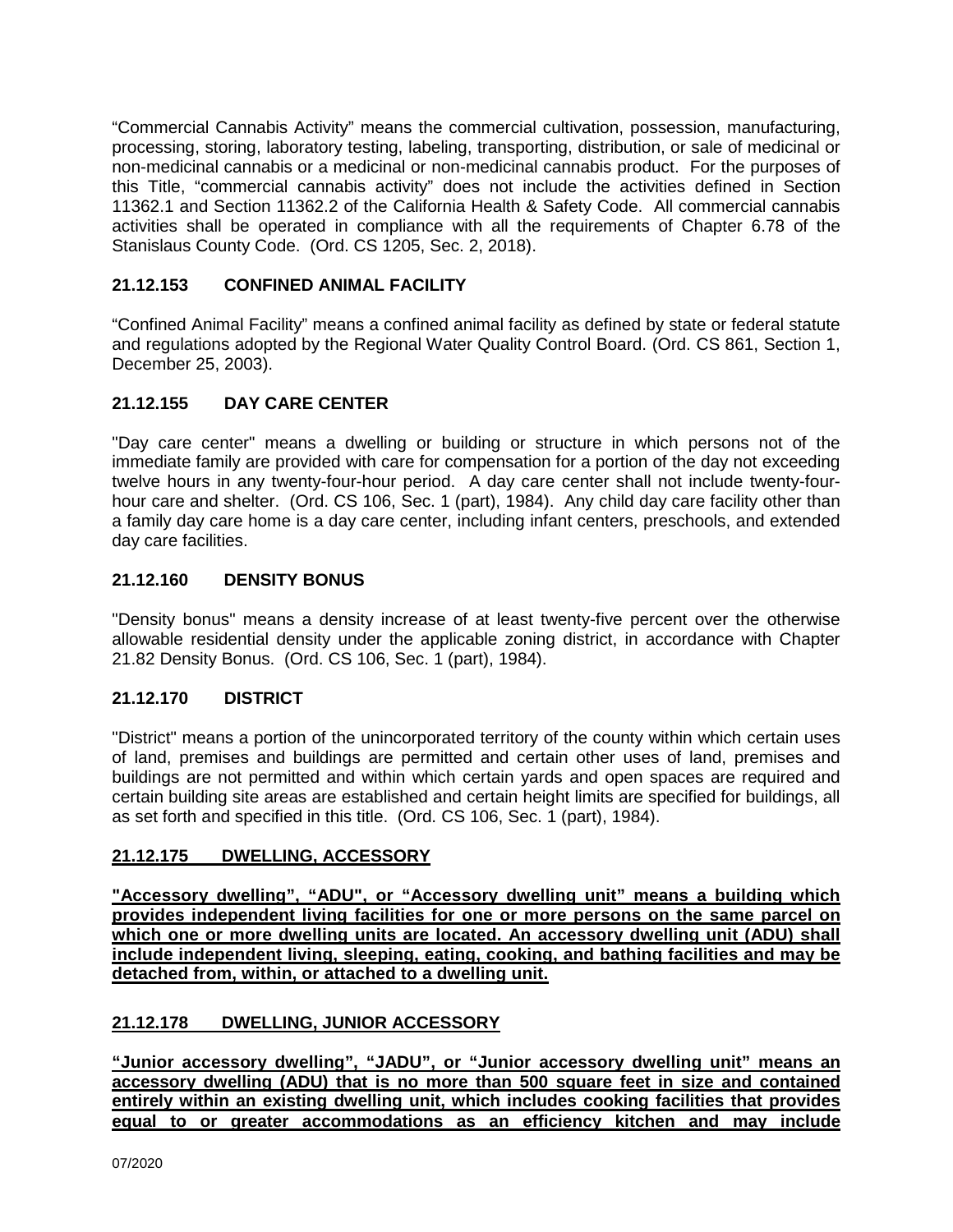"Commercial Cannabis Activity" means the commercial cultivation, possession, manufacturing, processing, storing, laboratory testing, labeling, transporting, distribution, or sale of medicinal or non-medicinal cannabis or a medicinal or non-medicinal cannabis product. For the purposes of this Title, "commercial cannabis activity" does not include the activities defined in Section 11362.1 and Section 11362.2 of the California Health & Safety Code. All commercial cannabis activities shall be operated in compliance with all the requirements of Chapter 6.78 of the Stanislaus County Code. (Ord. CS 1205, Sec. 2, 2018).

### 21.12.153 CONFINED ANIMAL FACILITY

"Confined Animal Facility" means a confined animal facility as defined by state or federal statute and regulations adopted by the Regional Water Quality Control Board. (Ord. CS 861, Section 1, December 25, 2003).

### 21.12.155 DAY CARE CENTER

"Day care center" means a dwelling or building or structure in which persons not of the immediate family are provided with care for compensation for a portion of the day not exceeding twelve hours in any twenty-four-hour period. A day care center shall not include twenty-four-hour care and shelter. (Ord. CS 106, Sec. 1 (part), 1984). Any child day care facility other than a family day care home is a day care center, including infant centers, preschools, and extended day care facilities.

### 21.12.160 DENSITY BONUS

"Density bonus" means a density increase of at least twenty-five percent over the otherwise allowable residential density under the applicable zoning district, in accordance with Chapter 21.82 Density Bonus. (Ord. CS 106, Sec. 1 (part), 1984).

### 21.12.170 DISTRICT

"District" means a portion of the unincorporated territory of the county within which certain uses of land, premises and buildings are permitted and certain other uses of land, premises and buildings are not permitted and within which certain yards and open spaces are required and certain building site areas are established and certain height limits are specified for buildings, all as set forth and specified in this title. (Ord. CS 106, Sec. 1 (part), 1984).

### <u>21.12.175 DWELLING, ACCESSORY</u>

**<u>"Accessory dwelling", "ADU", or "Accessory dwelling unit" means a building which provides independent living facilities for one or more persons on the same parcel on which one or more dwelling units are located. An accessory dwelling unit (ADU) shall include independent living, sleeping, eating, cooking, and bathing facilities and may be detached from, within, or attached to a dwelling unit.</u>**

### <u>21.12.178 DWELLING, JUNIOR ACCESSORY</u>

**<u>"Junior accessory dwelling", "JADU", or "Junior accessory dwelling unit" means an accessory dwelling (ADU) that is no more than 500 square feet in size and contained entirely within an existing dwelling unit, which includes cooking facilities that provides equal to or greater accommodations as an efficiency kitchen and may include</u>**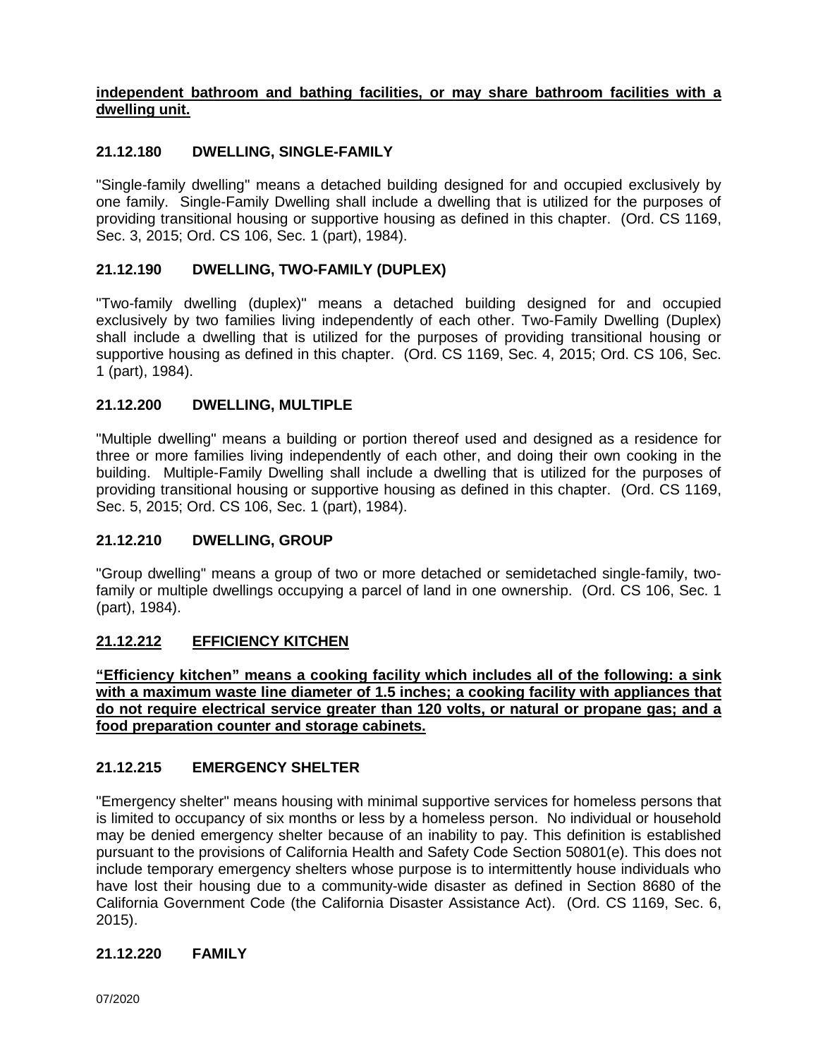**independent bathroom and bathing facilities, or may share bathroom facilities with a dwelling unit.**

### 21.12.180 DWELLING, SINGLE-FAMILY

"Single-family dwelling" means a detached building designed for and occupied exclusively by one family. Single-Family Dwelling shall include a dwelling that is utilized for the purposes of providing transitional housing or supportive housing as defined in this chapter. (Ord. CS 1169, Sec. 3, 2015; Ord. CS 106, Sec. 1 (part), 1984).

### 21.12.190 DWELLING, TWO-FAMILY (DUPLEX)

"Two-family dwelling (duplex)" means a detached building designed for and occupied exclusively by two families living independently of each other. Two-Family Dwelling (Duplex) shall include a dwelling that is utilized for the purposes of providing transitional housing or supportive housing as defined in this chapter. (Ord. CS 1169, Sec. 4, 2015; Ord. CS 106, Sec. 1 (part), 1984).

### 21.12.200 DWELLING, MULTIPLE

"Multiple dwelling" means a building or portion thereof used and designed as a residence for three or more families living independently of each other, and doing their own cooking in the building. Multiple-Family Dwelling shall include a dwelling that is utilized for the purposes of providing transitional housing or supportive housing as defined in this chapter. (Ord. CS 1169, Sec. 5, 2015; Ord. CS 106, Sec. 1 (part), 1984).

### 21.12.210 DWELLING, GROUP

"Group dwelling" means a group of two or more detached or semidetached single-family, two-family or multiple dwellings occupying a parcel of land in one ownership. (Ord. CS 106, Sec. 1 (part), 1984).

### 21.12.212 EFFICIENCY KITCHEN

**"Efficiency kitchen" means a cooking facility which includes all of the following: a sink with a maximum waste line diameter of 1.5 inches; a cooking facility with appliances that do not require electrical service greater than 120 volts, or natural or propane gas; and a food preparation counter and storage cabinets.**

### 21.12.215 EMERGENCY SHELTER

"Emergency shelter" means housing with minimal supportive services for homeless persons that is limited to occupancy of six months or less by a homeless person. No individual or household may be denied emergency shelter because of an inability to pay. This definition is established pursuant to the provisions of California Health and Safety Code Section 50801(e). This does not include temporary emergency shelters whose purpose is to intermittently house individuals who have lost their housing due to a community-wide disaster as defined in Section 8680 of the California Government Code (the California Disaster Assistance Act). (Ord. CS 1169, Sec. 6, 2015).

### 21.12.220 FAMILY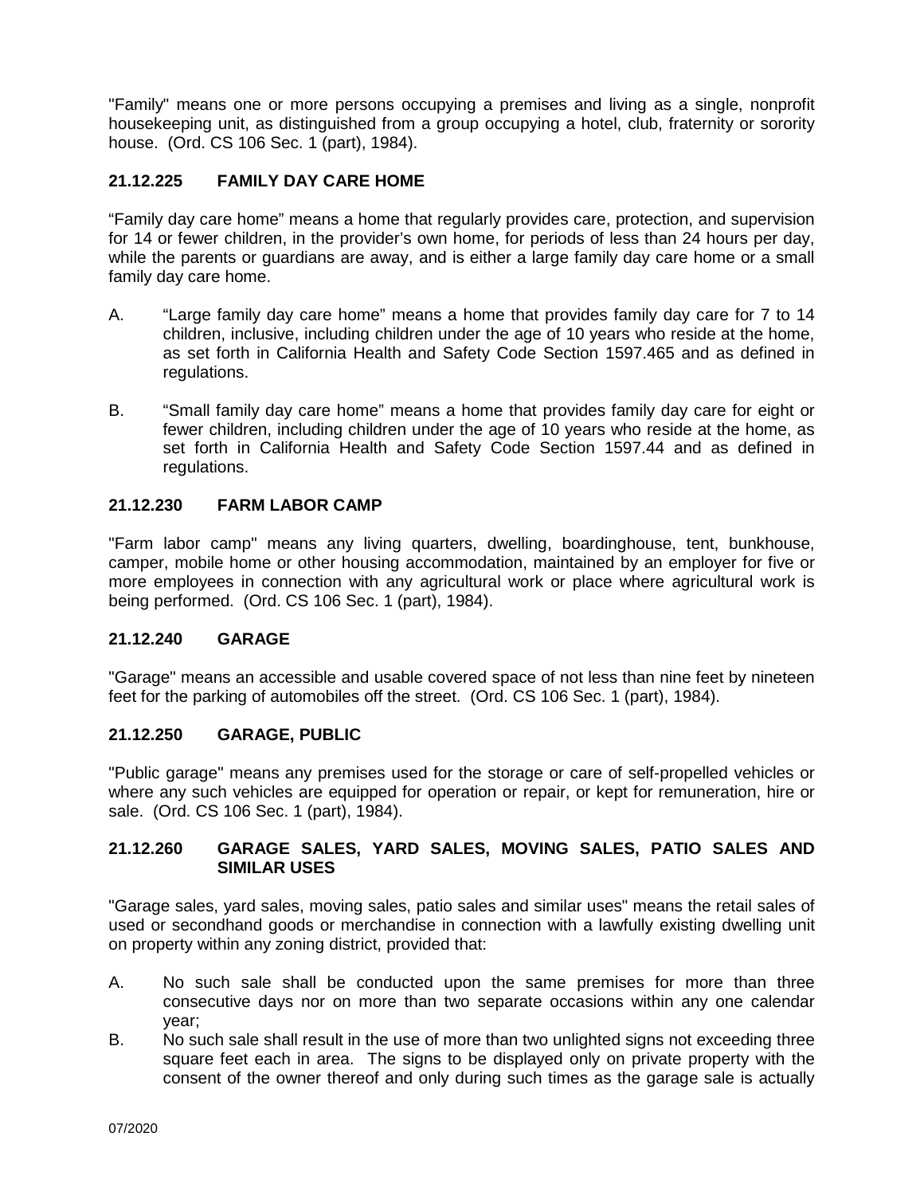"Family" means one or more persons occupying a premises and living as a single, nonprofit housekeeping unit, as distinguished from a group occupying a hotel, club, fraternity or sorority house. (Ord. CS 106 Sec. 1 (part), 1984).

### 21.12.225 FAMILY DAY CARE HOME

"Family day care home" means a home that regularly provides care, protection, and supervision for 14 or fewer children, in the provider's own home, for periods of less than 24 hours per day, while the parents or guardians are away, and is either a large family day care home or a small family day care home.

A. "Large family day care home" means a home that provides family day care for 7 to 14 children, inclusive, including children under the age of 10 years who reside at the home, as set forth in California Health and Safety Code Section 1597.465 and as defined in regulations.

B. "Small family day care home" means a home that provides family day care for eight or fewer children, including children under the age of 10 years who reside at the home, as set forth in California Health and Safety Code Section 1597.44 and as defined in regulations.

### 21.12.230 FARM LABOR CAMP

"Farm labor camp" means any living quarters, dwelling, boardinghouse, tent, bunkhouse, camper, mobile home or other housing accommodation, maintained by an employer for five or more employees in connection with any agricultural work or place where agricultural work is being performed. (Ord. CS 106 Sec. 1 (part), 1984).

### 21.12.240 GARAGE

"Garage" means an accessible and usable covered space of not less than nine feet by nineteen feet for the parking of automobiles off the street. (Ord. CS 106 Sec. 1 (part), 1984).

### 21.12.250 GARAGE, PUBLIC

"Public garage" means any premises used for the storage or care of self-propelled vehicles or where any such vehicles are equipped for operation or repair, or kept for remuneration, hire or sale. (Ord. CS 106 Sec. 1 (part), 1984).

### 21.12.260 GARAGE SALES, YARD SALES, MOVING SALES, PATIO SALES AND SIMILAR USES

"Garage sales, yard sales, moving sales, patio sales and similar uses" means the retail sales of used or secondhand goods or merchandise in connection with a lawfully existing dwelling unit on property within any zoning district, provided that:

A. No such sale shall be conducted upon the same premises for more than three consecutive days nor on more than two separate occasions within any one calendar year;

B. No such sale shall result in the use of more than two unlighted signs not exceeding three square feet each in area. The signs to be displayed only on private property with the consent of the owner thereof and only during such times as the garage sale is actually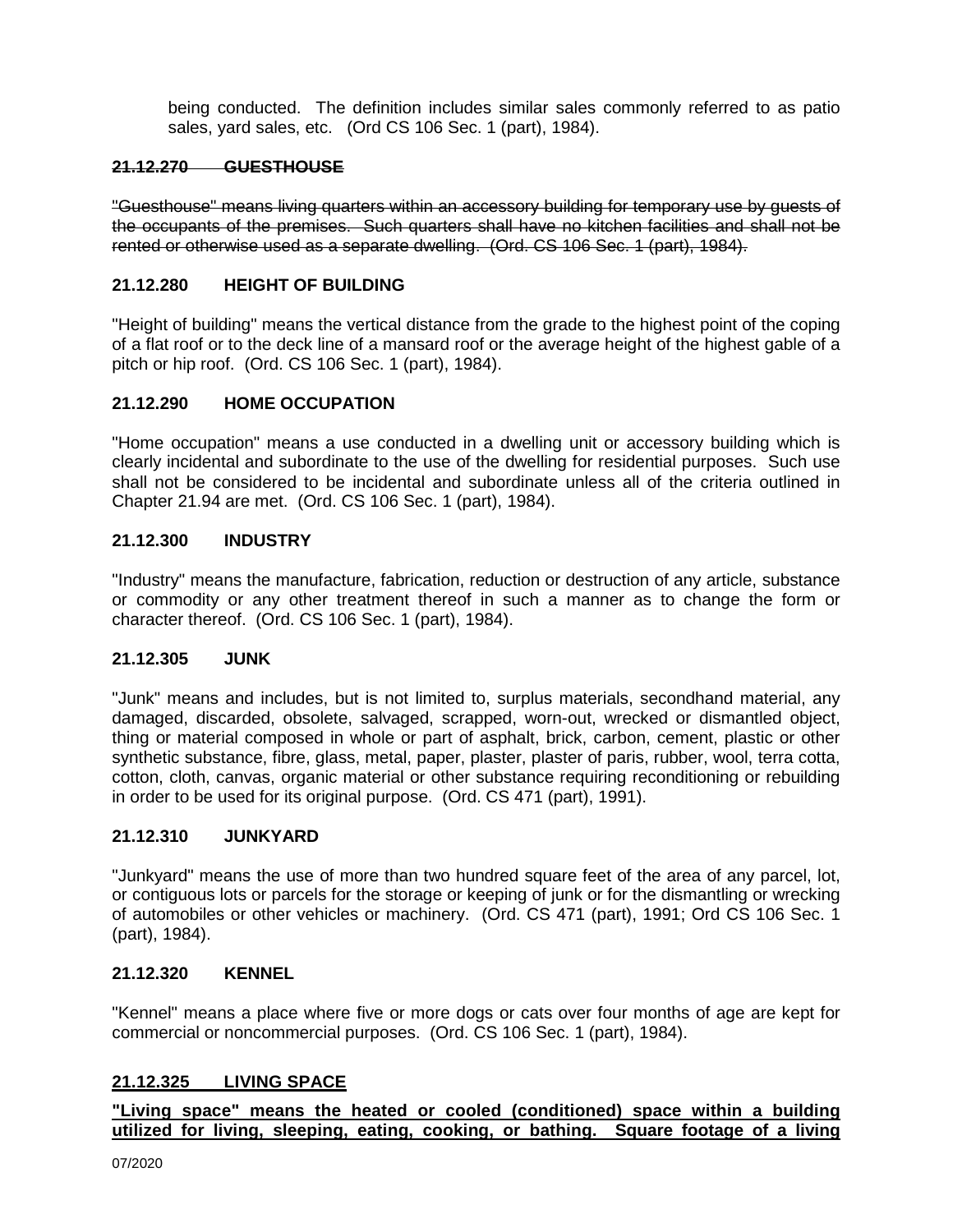being conducted. The definition includes similar sales commonly referred to as patio sales, yard sales, etc. (Ord CS 106 Sec. 1 (part), 1984).

### ~~21.12.270 GUESTHOUSE~~

~~"Guesthouse" means living quarters within an accessory building for temporary use by guests of the occupants of the premises. Such quarters shall have no kitchen facilities and shall not be rented or otherwise used as a separate dwelling. (Ord. CS 106 Sec. 1 (part), 1984).~~

### 21.12.280 HEIGHT OF BUILDING

"Height of building" means the vertical distance from the grade to the highest point of the coping of a flat roof or to the deck line of a mansard roof or the average height of the highest gable of a pitch or hip roof. (Ord. CS 106 Sec. 1 (part), 1984).

### 21.12.290 HOME OCCUPATION

"Home occupation" means a use conducted in a dwelling unit or accessory building which is clearly incidental and subordinate to the use of the dwelling for residential purposes. Such use shall not be considered to be incidental and subordinate unless all of the criteria outlined in Chapter 21.94 are met. (Ord. CS 106 Sec. 1 (part), 1984).

### 21.12.300 INDUSTRY

"Industry" means the manufacture, fabrication, reduction or destruction of any article, substance or commodity or any other treatment thereof in such a manner as to change the form or character thereof. (Ord. CS 106 Sec. 1 (part), 1984).

### 21.12.305 JUNK

"Junk" means and includes, but is not limited to, surplus materials, secondhand material, any damaged, discarded, obsolete, salvaged, scrapped, worn-out, wrecked or dismantled object, thing or material composed in whole or part of asphalt, brick, carbon, cement, plastic or other synthetic substance, fibre, glass, metal, paper, plaster, plaster of paris, rubber, wool, terra cotta, cotton, cloth, canvas, organic material or other substance requiring reconditioning or rebuilding in order to be used for its original purpose. (Ord. CS 471 (part), 1991).

### 21.12.310 JUNKYARD

"Junkyard" means the use of more than two hundred square feet of the area of any parcel, lot, or contiguous lots or parcels for the storage or keeping of junk or for the dismantling or wrecking of automobiles or other vehicles or machinery. (Ord. CS 471 (part), 1991; Ord CS 106 Sec. 1 (part), 1984).

### 21.12.320 KENNEL

"Kennel" means a place where five or more dogs or cats over four months of age are kept for commercial or noncommercial purposes. (Ord. CS 106 Sec. 1 (part), 1984).

### <u>21.12.325 LIVING SPACE</u>

**<u>"Living space" means the heated or cooled (conditioned) space within a building utilized for living, sleeping, eating, cooking, or bathing. Square footage of a living</u>**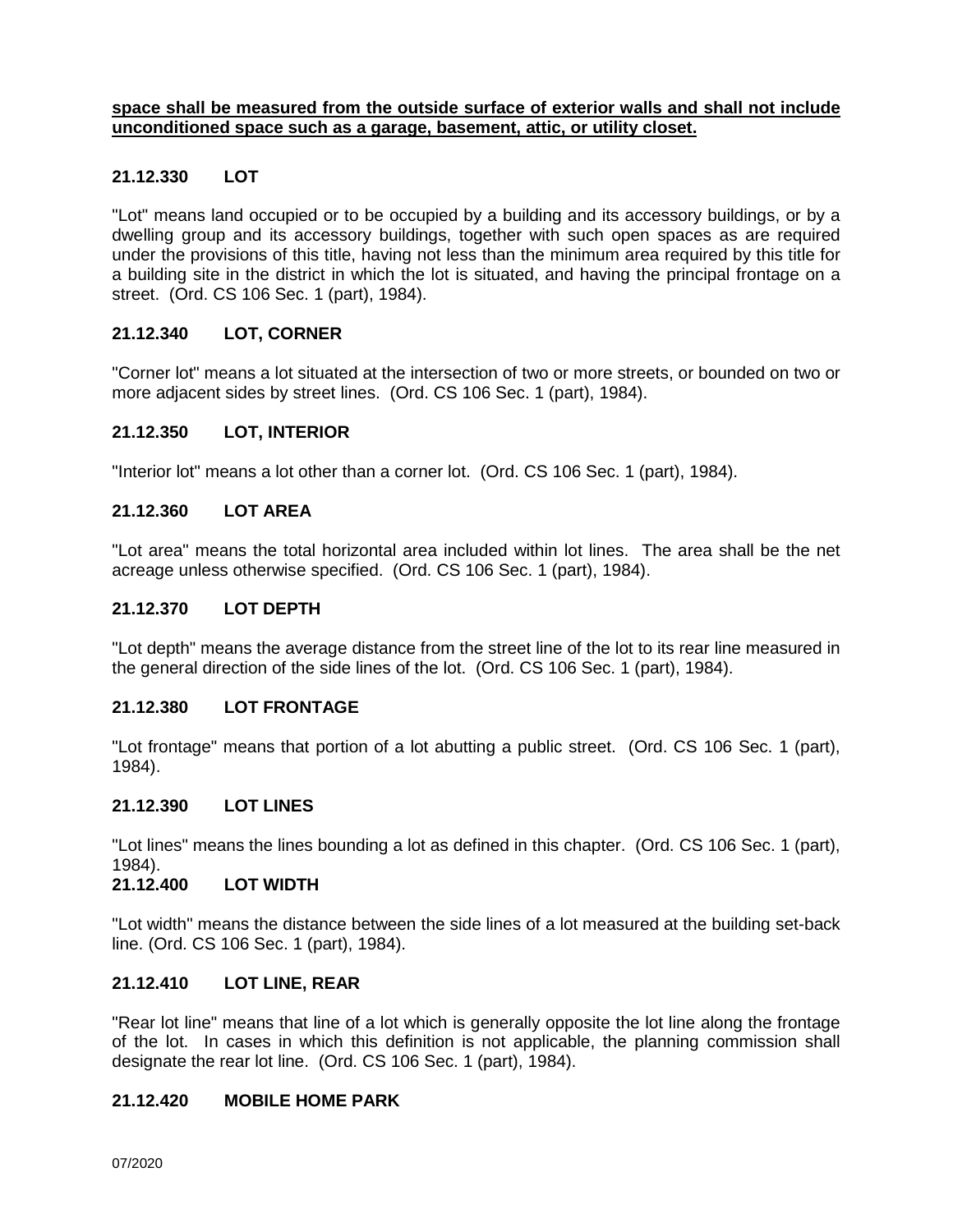**space shall be measured from the outside surface of exterior walls and shall not include unconditioned space such as a garage, basement, attic, or utility closet.**

### 21.12.330 LOT

"Lot" means land occupied or to be occupied by a building and its accessory buildings, or by a dwelling group and its accessory buildings, together with such open spaces as are required under the provisions of this title, having not less than the minimum area required by this title for a building site in the district in which the lot is situated, and having the principal frontage on a street. (Ord. CS 106 Sec. 1 (part), 1984).

### 21.12.340 LOT, CORNER

"Corner lot" means a lot situated at the intersection of two or more streets, or bounded on two or more adjacent sides by street lines. (Ord. CS 106 Sec. 1 (part), 1984).

### 21.12.350 LOT, INTERIOR

"Interior lot" means a lot other than a corner lot. (Ord. CS 106 Sec. 1 (part), 1984).

### 21.12.360 LOT AREA

"Lot area" means the total horizontal area included within lot lines. The area shall be the net acreage unless otherwise specified. (Ord. CS 106 Sec. 1 (part), 1984).

### 21.12.370 LOT DEPTH

"Lot depth" means the average distance from the street line of the lot to its rear line measured in the general direction of the side lines of the lot. (Ord. CS 106 Sec. 1 (part), 1984).

### 21.12.380 LOT FRONTAGE

"Lot frontage" means that portion of a lot abutting a public street. (Ord. CS 106 Sec. 1 (part), 1984).

### 21.12.390 LOT LINES

"Lot lines" means the lines bounding a lot as defined in this chapter. (Ord. CS 106 Sec. 1 (part), 1984).

### 21.12.400 LOT WIDTH

"Lot width" means the distance between the side lines of a lot measured at the building set-back line. (Ord. CS 106 Sec. 1 (part), 1984).

### 21.12.410 LOT LINE, REAR

"Rear lot line" means that line of a lot which is generally opposite the lot line along the frontage of the lot. In cases in which this definition is not applicable, the planning commission shall designate the rear lot line. (Ord. CS 106 Sec. 1 (part), 1984).

### 21.12.420 MOBILE HOME PARK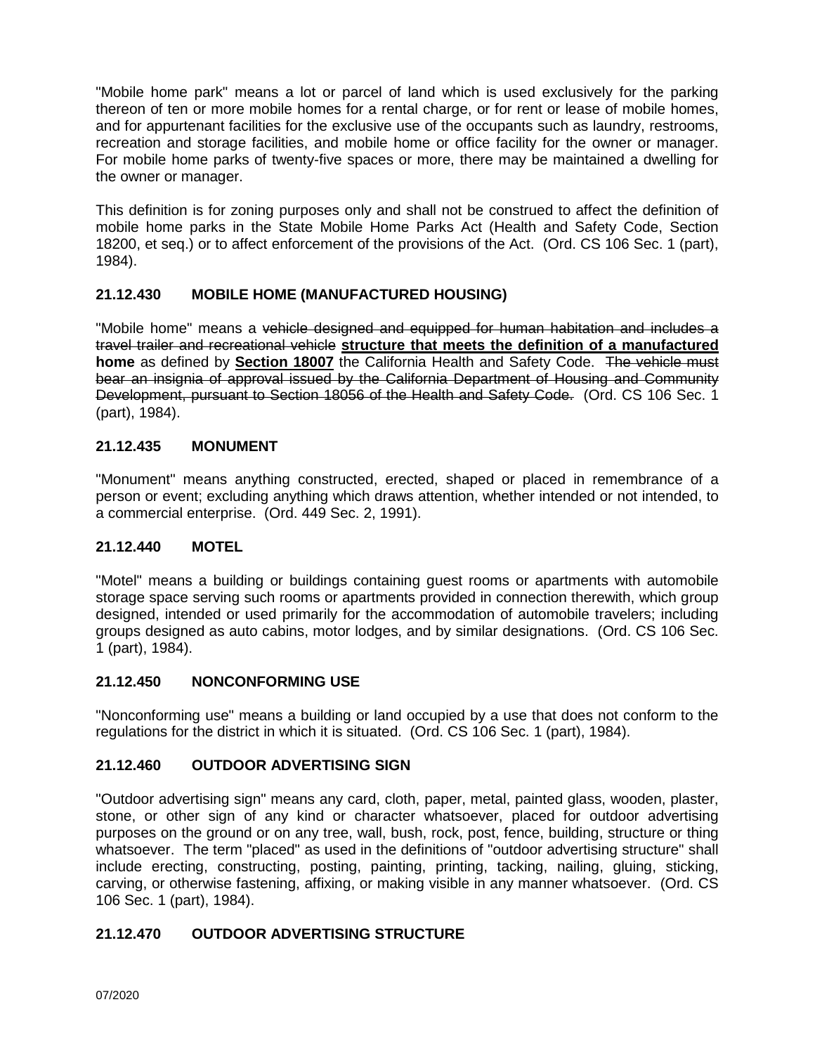"Mobile home park" means a lot or parcel of land which is used exclusively for the parking thereon of ten or more mobile homes for a rental charge, or for rent or lease of mobile homes, and for appurtenant facilities for the exclusive use of the occupants such as laundry, restrooms, recreation and storage facilities, and mobile home or office facility for the owner or manager. For mobile home parks of twenty-five spaces or more, there may be maintained a dwelling for the owner or manager.

This definition is for zoning purposes only and shall not be construed to affect the definition of mobile home parks in the State Mobile Home Parks Act (Health and Safety Code, Section 18200, et seq.) or to affect enforcement of the provisions of the Act. (Ord. CS 106 Sec. 1 (part), 1984).

### 21.12.430 MOBILE HOME (MANUFACTURED HOUSING)

"Mobile home" means a ~~vehicle designed and equipped for human habitation and includes a travel trailer and recreational vehicle~~ **<u>structure that meets the definition of a manufactured</u> home** as defined by **<u>Section 18007</u>** the California Health and Safety Code. ~~The vehicle must bear an insignia of approval issued by the California Department of Housing and Community Development, pursuant to Section 18056 of the Health and Safety Code.~~ (Ord. CS 106 Sec. 1 (part), 1984).

### 21.12.435 MONUMENT

"Monument" means anything constructed, erected, shaped or placed in remembrance of a person or event; excluding anything which draws attention, whether intended or not intended, to a commercial enterprise. (Ord. 449 Sec. 2, 1991).

### 21.12.440 MOTEL

"Motel" means a building or buildings containing guest rooms or apartments with automobile storage space serving such rooms or apartments provided in connection therewith, which group designed, intended or used primarily for the accommodation of automobile travelers; including groups designed as auto cabins, motor lodges, and by similar designations. (Ord. CS 106 Sec. 1 (part), 1984).

### 21.12.450 NONCONFORMING USE

"Nonconforming use" means a building or land occupied by a use that does not conform to the regulations for the district in which it is situated. (Ord. CS 106 Sec. 1 (part), 1984).

### 21.12.460 OUTDOOR ADVERTISING SIGN

"Outdoor advertising sign" means any card, cloth, paper, metal, painted glass, wooden, plaster, stone, or other sign of any kind or character whatsoever, placed for outdoor advertising purposes on the ground or on any tree, wall, bush, rock, post, fence, building, structure or thing whatsoever. The term "placed" as used in the definitions of "outdoor advertising structure" shall include erecting, constructing, posting, painting, printing, tacking, nailing, gluing, sticking, carving, or otherwise fastening, affixing, or making visible in any manner whatsoever. (Ord. CS 106 Sec. 1 (part), 1984).

### 21.12.470 OUTDOOR ADVERTISING STRUCTURE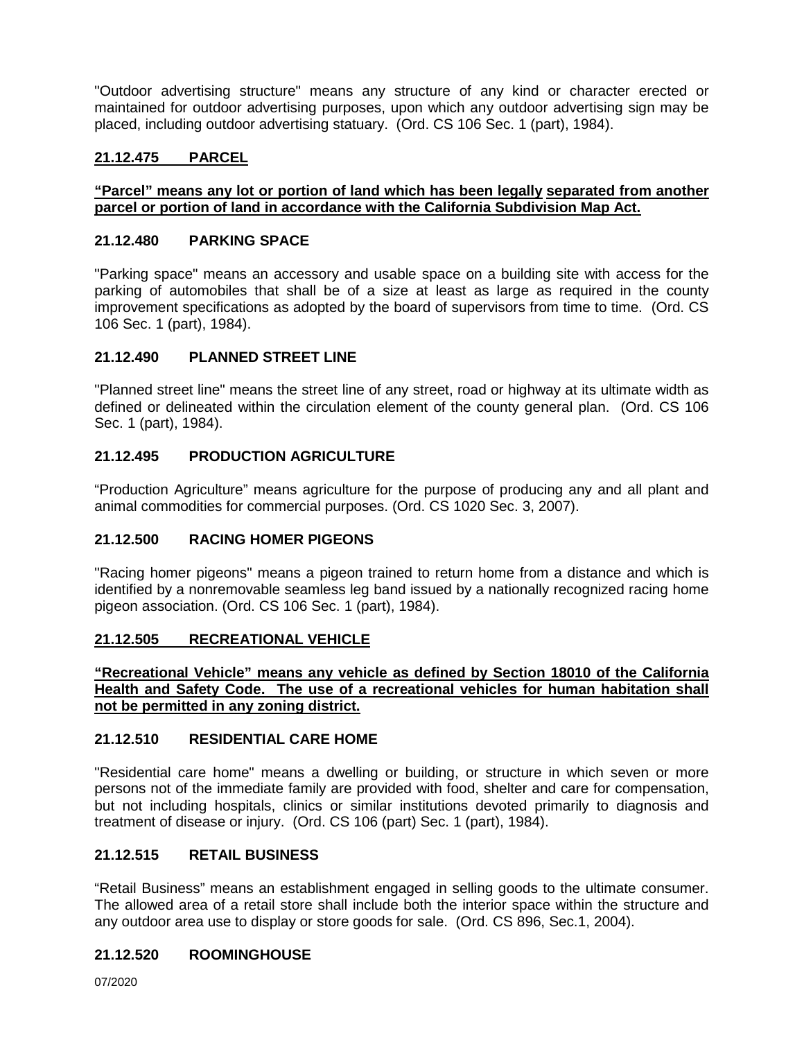"Outdoor advertising structure" means any structure of any kind or character erected or maintained for outdoor advertising purposes, upon which any outdoor advertising sign may be placed, including outdoor advertising statuary. (Ord. CS 106 Sec. 1 (part), 1984).

### 21.12.475 PARCEL

**"Parcel" means any lot or portion of land which has been legally separated from another parcel or portion of land in accordance with the California Subdivision Map Act.**

### 21.12.480 PARKING SPACE

"Parking space" means an accessory and usable space on a building site with access for the parking of automobiles that shall be of a size at least as large as required in the county improvement specifications as adopted by the board of supervisors from time to time. (Ord. CS 106 Sec. 1 (part), 1984).

### 21.12.490 PLANNED STREET LINE

"Planned street line" means the street line of any street, road or highway at its ultimate width as defined or delineated within the circulation element of the county general plan. (Ord. CS 106 Sec. 1 (part), 1984).

### 21.12.495 PRODUCTION AGRICULTURE

"Production Agriculture" means agriculture for the purpose of producing any and all plant and animal commodities for commercial purposes. (Ord. CS 1020 Sec. 3, 2007).

### 21.12.500 RACING HOMER PIGEONS

"Racing homer pigeons" means a pigeon trained to return home from a distance and which is identified by a nonremovable seamless leg band issued by a nationally recognized racing home pigeon association. (Ord. CS 106 Sec. 1 (part), 1984).

### 21.12.505 RECREATIONAL VEHICLE

**"Recreational Vehicle" means any vehicle as defined by Section 18010 of the California Health and Safety Code. The use of a recreational vehicles for human habitation shall not be permitted in any zoning district.**

### 21.12.510 RESIDENTIAL CARE HOME

"Residential care home" means a dwelling or building, or structure in which seven or more persons not of the immediate family are provided with food, shelter and care for compensation, but not including hospitals, clinics or similar institutions devoted primarily to diagnosis and treatment of disease or injury. (Ord. CS 106 (part) Sec. 1 (part), 1984).

### 21.12.515 RETAIL BUSINESS

"Retail Business" means an establishment engaged in selling goods to the ultimate consumer. The allowed area of a retail store shall include both the interior space within the structure and any outdoor area use to display or store goods for sale. (Ord. CS 896, Sec.1, 2004).

### 21.12.520 ROOMINGHOUSE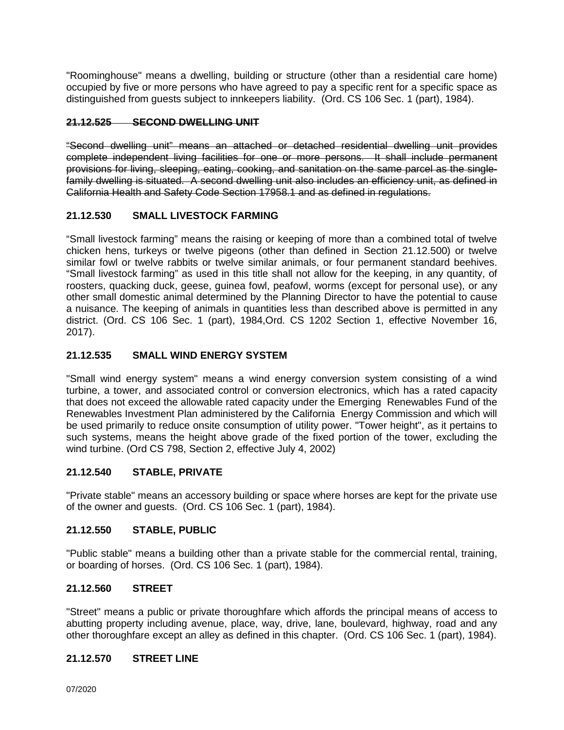"Roominghouse" means a dwelling, building or structure (other than a residential care home) occupied by five or more persons who have agreed to pay a specific rent for a specific space as distinguished from guests subject to innkeepers liability. (Ord. CS 106 Sec. 1 (part), 1984).

### ~~21.12.525 SECOND DWELLING UNIT~~

~~"Second dwelling unit" means an attached or detached residential dwelling unit provides complete independent living facilities for one or more persons. It shall include permanent provisions for living, sleeping, eating, cooking, and sanitation on the same parcel as the single-family dwelling is situated. A second dwelling unit also includes an efficiency unit, as defined in California Health and Safety Code Section 17958.1 and as defined in regulations.~~

### 21.12.530 SMALL LIVESTOCK FARMING

"Small livestock farming" means the raising or keeping of more than a combined total of twelve chicken hens, turkeys or twelve pigeons (other than defined in Section 21.12.500) or twelve similar fowl or twelve rabbits or twelve similar animals, or four permanent standard beehives. "Small livestock farming" as used in this title shall not allow for the keeping, in any quantity, of roosters, quacking duck, geese, guinea fowl, peafowl, worms (except for personal use), or any other small domestic animal determined by the Planning Director to have the potential to cause a nuisance. The keeping of animals in quantities less than described above is permitted in any district. (Ord. CS 106 Sec. 1 (part), 1984,Ord. CS 1202 Section 1, effective November 16, 2017).

### 21.12.535 SMALL WIND ENERGY SYSTEM

"Small wind energy system" means a wind energy conversion system consisting of a wind turbine, a tower, and associated control or conversion electronics, which has a rated capacity that does not exceed the allowable rated capacity under the Emerging Renewables Fund of the Renewables Investment Plan administered by the California Energy Commission and which will be used primarily to reduce onsite consumption of utility power. "Tower height", as it pertains to such systems, means the height above grade of the fixed portion of the tower, excluding the wind turbine. (Ord CS 798, Section 2, effective July 4, 2002)

### 21.12.540 STABLE, PRIVATE

"Private stable" means an accessory building or space where horses are kept for the private use of the owner and guests. (Ord. CS 106 Sec. 1 (part), 1984).

### 21.12.550 STABLE, PUBLIC

"Public stable" means a building other than a private stable for the commercial rental, training, or boarding of horses. (Ord. CS 106 Sec. 1 (part), 1984).

### 21.12.560 STREET

"Street" means a public or private thoroughfare which affords the principal means of access to abutting property including avenue, place, way, drive, lane, boulevard, highway, road and any other thoroughfare except an alley as defined in this chapter. (Ord. CS 106 Sec. 1 (part), 1984).

### 21.12.570 STREET LINE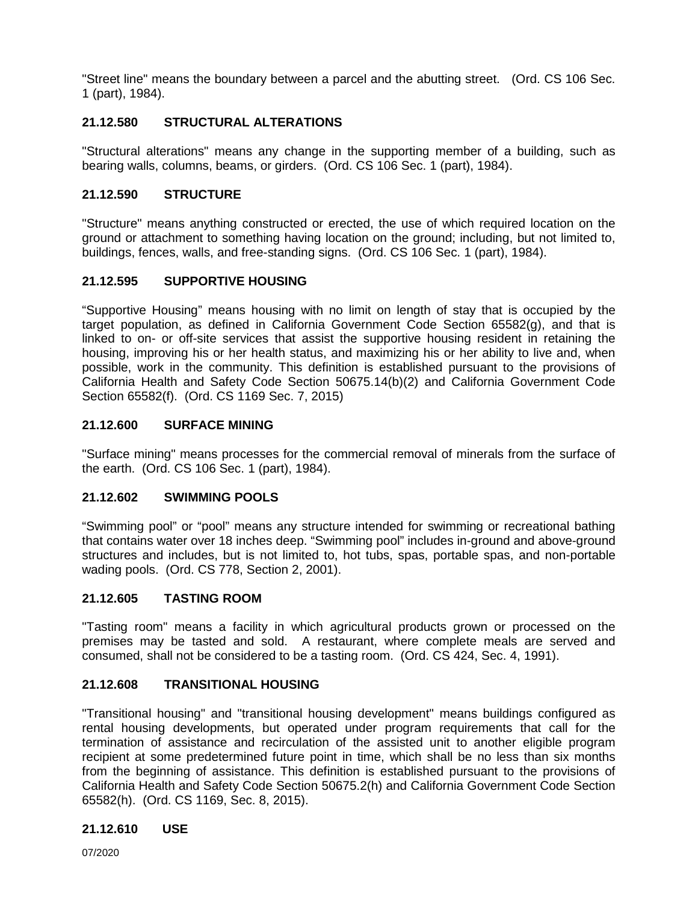"Street line" means the boundary between a parcel and the abutting street. (Ord. CS 106 Sec. 1 (part), 1984).

### 21.12.580 STRUCTURAL ALTERATIONS

"Structural alterations" means any change in the supporting member of a building, such as bearing walls, columns, beams, or girders. (Ord. CS 106 Sec. 1 (part), 1984).

### 21.12.590 STRUCTURE

"Structure" means anything constructed or erected, the use of which required location on the ground or attachment to something having location on the ground; including, but not limited to, buildings, fences, walls, and free-standing signs. (Ord. CS 106 Sec. 1 (part), 1984).

### 21.12.595 SUPPORTIVE HOUSING

"Supportive Housing" means housing with no limit on length of stay that is occupied by the target population, as defined in California Government Code Section 65582(g), and that is linked to on- or off-site services that assist the supportive housing resident in retaining the housing, improving his or her health status, and maximizing his or her ability to live and, when possible, work in the community. This definition is established pursuant to the provisions of California Health and Safety Code Section 50675.14(b)(2) and California Government Code Section 65582(f). (Ord. CS 1169 Sec. 7, 2015)

### 21.12.600 SURFACE MINING

"Surface mining" means processes for the commercial removal of minerals from the surface of the earth. (Ord. CS 106 Sec. 1 (part), 1984).

### 21.12.602 SWIMMING POOLS

"Swimming pool" or "pool" means any structure intended for swimming or recreational bathing that contains water over 18 inches deep. "Swimming pool" includes in-ground and above-ground structures and includes, but is not limited to, hot tubs, spas, portable spas, and non-portable wading pools. (Ord. CS 778, Section 2, 2001).

### 21.12.605 TASTING ROOM

"Tasting room" means a facility in which agricultural products grown or processed on the premises may be tasted and sold. A restaurant, where complete meals are served and consumed, shall not be considered to be a tasting room. (Ord. CS 424, Sec. 4, 1991).

### 21.12.608 TRANSITIONAL HOUSING

"Transitional housing" and "transitional housing development" means buildings configured as rental housing developments, but operated under program requirements that call for the termination of assistance and recirculation of the assisted unit to another eligible program recipient at some predetermined future point in time, which shall be no less than six months from the beginning of assistance. This definition is established pursuant to the provisions of California Health and Safety Code Section 50675.2(h) and California Government Code Section 65582(h). (Ord. CS 1169, Sec. 8, 2015).

### 21.12.610 USE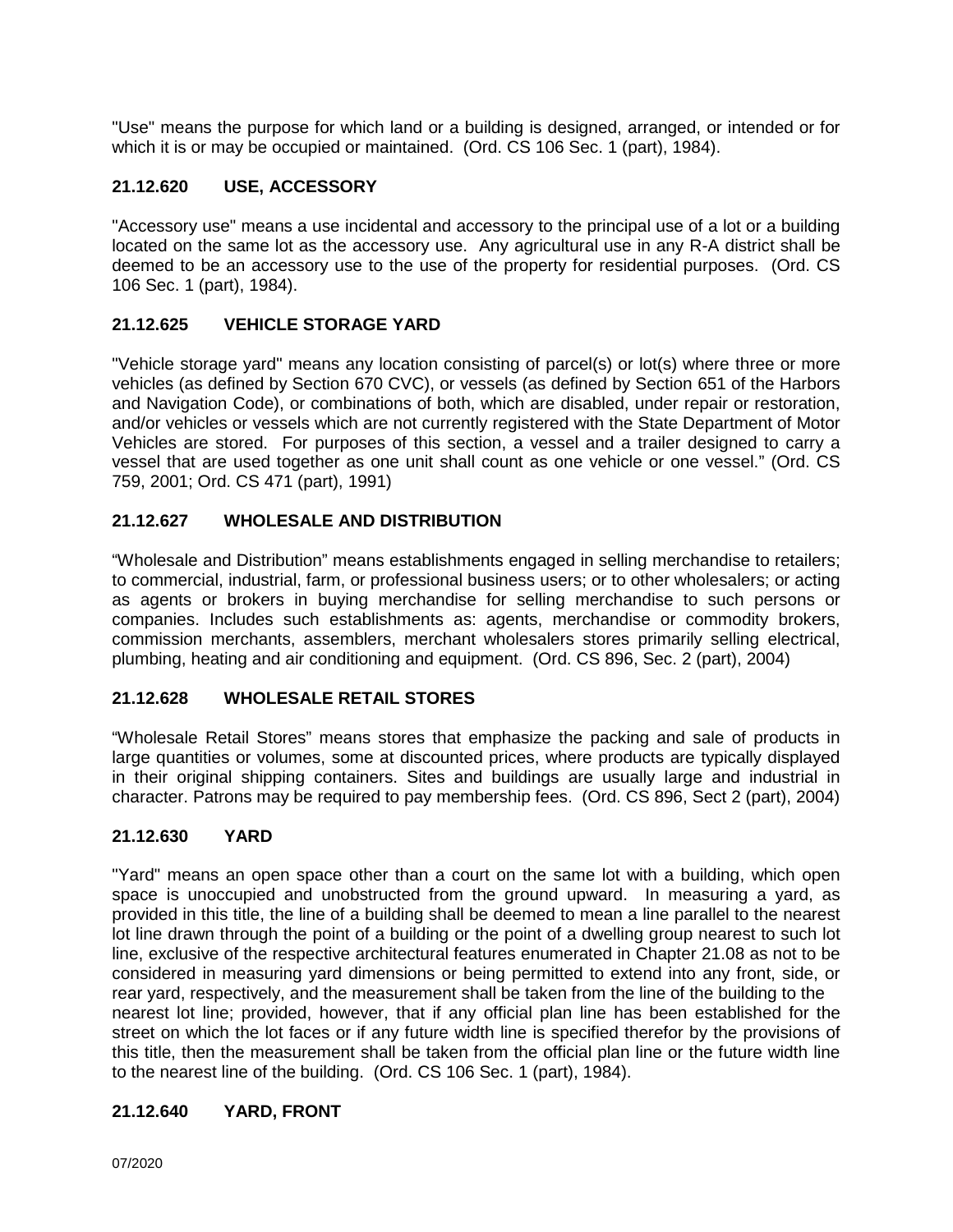"Use" means the purpose for which land or a building is designed, arranged, or intended or for which it is or may be occupied or maintained. (Ord. CS 106 Sec. 1 (part), 1984).

### 21.12.620 USE, ACCESSORY

"Accessory use" means a use incidental and accessory to the principal use of a lot or a building located on the same lot as the accessory use. Any agricultural use in any R-A district shall be deemed to be an accessory use to the use of the property for residential purposes. (Ord. CS 106 Sec. 1 (part), 1984).

### 21.12.625 VEHICLE STORAGE YARD

"Vehicle storage yard" means any location consisting of parcel(s) or lot(s) where three or more vehicles (as defined by Section 670 CVC), or vessels (as defined by Section 651 of the Harbors and Navigation Code), or combinations of both, which are disabled, under repair or restoration, and/or vehicles or vessels which are not currently registered with the State Department of Motor Vehicles are stored. For purposes of this section, a vessel and a trailer designed to carry a vessel that are used together as one unit shall count as one vehicle or one vessel." (Ord. CS 759, 2001; Ord. CS 471 (part), 1991)

### 21.12.627 WHOLESALE AND DISTRIBUTION

"Wholesale and Distribution" means establishments engaged in selling merchandise to retailers; to commercial, industrial, farm, or professional business users; or to other wholesalers; or acting as agents or brokers in buying merchandise for selling merchandise to such persons or companies. Includes such establishments as: agents, merchandise or commodity brokers, commission merchants, assemblers, merchant wholesalers stores primarily selling electrical, plumbing, heating and air conditioning and equipment. (Ord. CS 896, Sec. 2 (part), 2004)

### 21.12.628 WHOLESALE RETAIL STORES

"Wholesale Retail Stores" means stores that emphasize the packing and sale of products in large quantities or volumes, some at discounted prices, where products are typically displayed in their original shipping containers. Sites and buildings are usually large and industrial in character. Patrons may be required to pay membership fees. (Ord. CS 896, Sect 2 (part), 2004)

### 21.12.630 YARD

"Yard" means an open space other than a court on the same lot with a building, which open space is unoccupied and unobstructed from the ground upward. In measuring a yard, as provided in this title, the line of a building shall be deemed to mean a line parallel to the nearest lot line drawn through the point of a building or the point of a dwelling group nearest to such lot line, exclusive of the respective architectural features enumerated in Chapter 21.08 as not to be considered in measuring yard dimensions or being permitted to extend into any front, side, or rear yard, respectively, and the measurement shall be taken from the line of the building to the nearest lot line; provided, however, that if any official plan line has been established for the street on which the lot faces or if any future width line is specified therefor by the provisions of this title, then the measurement shall be taken from the official plan line or the future width line to the nearest line of the building. (Ord. CS 106 Sec. 1 (part), 1984).

### 21.12.640 YARD, FRONT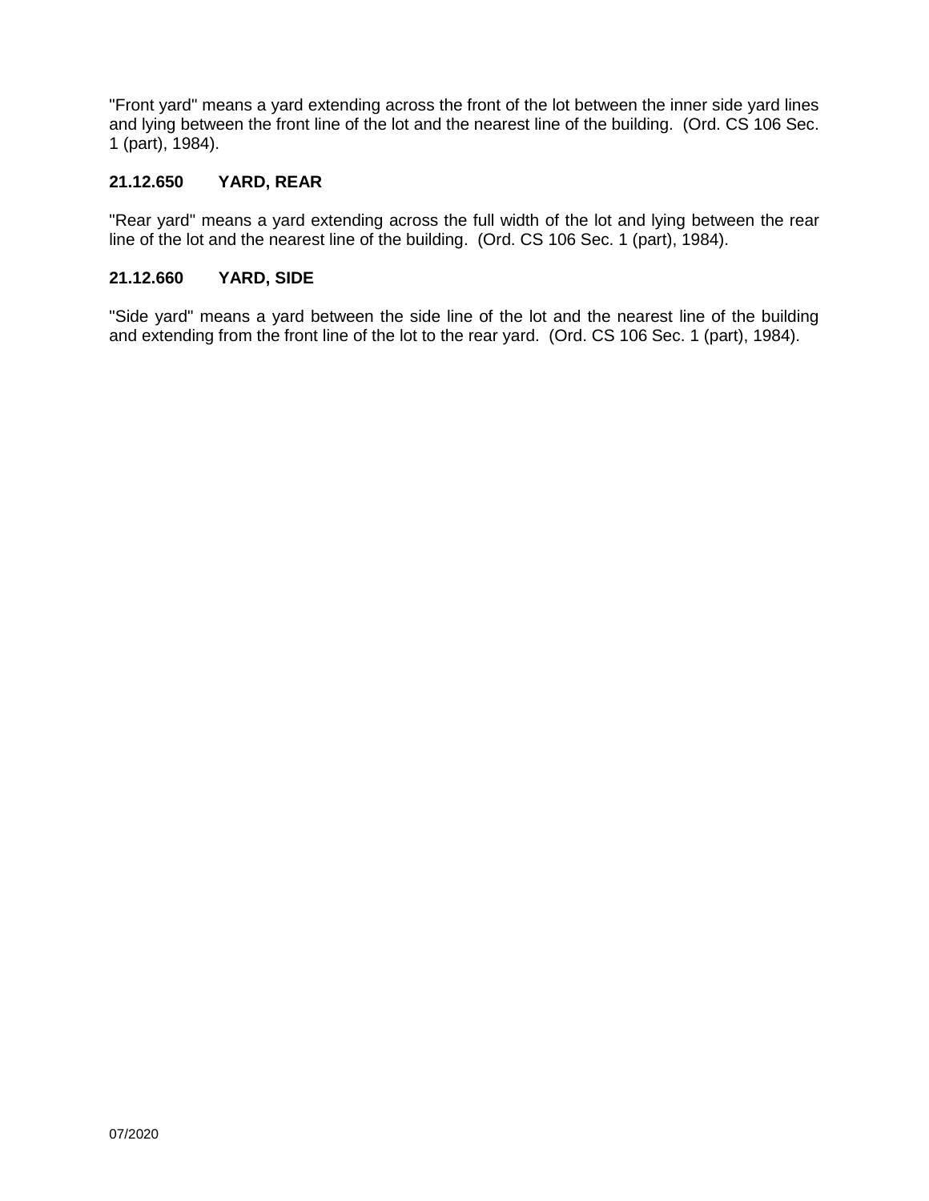"Front yard" means a yard extending across the front of the lot between the inner side yard lines and lying between the front line of the lot and the nearest line of the building. (Ord. CS 106 Sec. 1 (part), 1984).

### 21.12.650 YARD, REAR

"Rear yard" means a yard extending across the full width of the lot and lying between the rear line of the lot and the nearest line of the building. (Ord. CS 106 Sec. 1 (part), 1984).

### 21.12.660 YARD, SIDE

"Side yard" means a yard between the side line of the lot and the nearest line of the building and extending from the front line of the lot to the rear yard. (Ord. CS 106 Sec. 1 (part), 1984).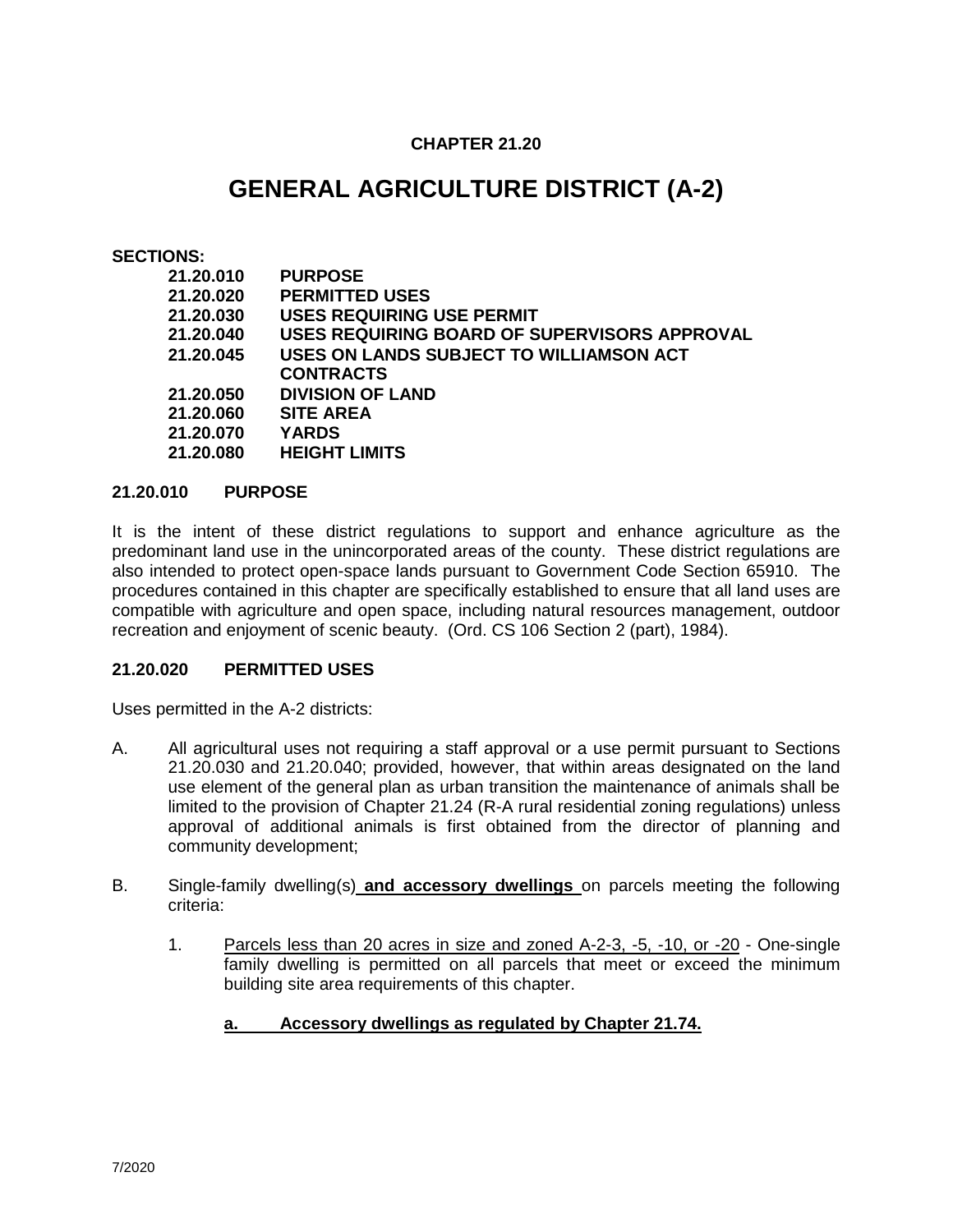**CHAPTER 21.20**

# GENERAL AGRICULTURE DISTRICT (A-2)

**SECTIONS:**

| | |
|---|---|
| **21.20.010** | **PURPOSE** |
| **21.20.020** | **PERMITTED USES** |
| **21.20.030** | **USES REQUIRING USE PERMIT** |
| **21.20.040** | **USES REQUIRING BOARD OF SUPERVISORS APPROVAL** |
| **21.20.045** | **USES ON LANDS SUBJECT TO WILLIAMSON ACT CONTRACTS** |
| **21.20.050** | **DIVISION OF LAND** |
| **21.20.060** | **SITE AREA** |
| **21.20.070** | **YARDS** |
| **21.20.080** | **HEIGHT LIMITS** |

## 21.20.010 PURPOSE

It is the intent of these district regulations to support and enhance agriculture as the predominant land use in the unincorporated areas of the county. These district regulations are also intended to protect open-space lands pursuant to Government Code Section 65910. The procedures contained in this chapter are specifically established to ensure that all land uses are compatible with agriculture and open space, including natural resources management, outdoor recreation and enjoyment of scenic beauty. (Ord. CS 106 Section 2 (part), 1984).

## 21.20.020 PERMITTED USES

Uses permitted in the A-2 districts:

A. All agricultural uses not requiring a staff approval or a use permit pursuant to Sections 21.20.030 and 21.20.040; provided, however, that within areas designated on the land use element of the general plan as urban transition the maintenance of animals shall be limited to the provision of Chapter 21.24 (R-A rural residential zoning regulations) unless approval of additional animals is first obtained from the director of planning and community development;

B. Single-family dwelling(s) **and accessory dwellings** on parcels meeting the following criteria:

   1. Parcels less than 20 acres in size and zoned A-2-3, -5, -10, or -20 - One-single family dwelling is permitted on all parcels that meet or exceed the minimum building site area requirements of this chapter.

      **a. Accessory dwellings as regulated by Chapter 21.74.**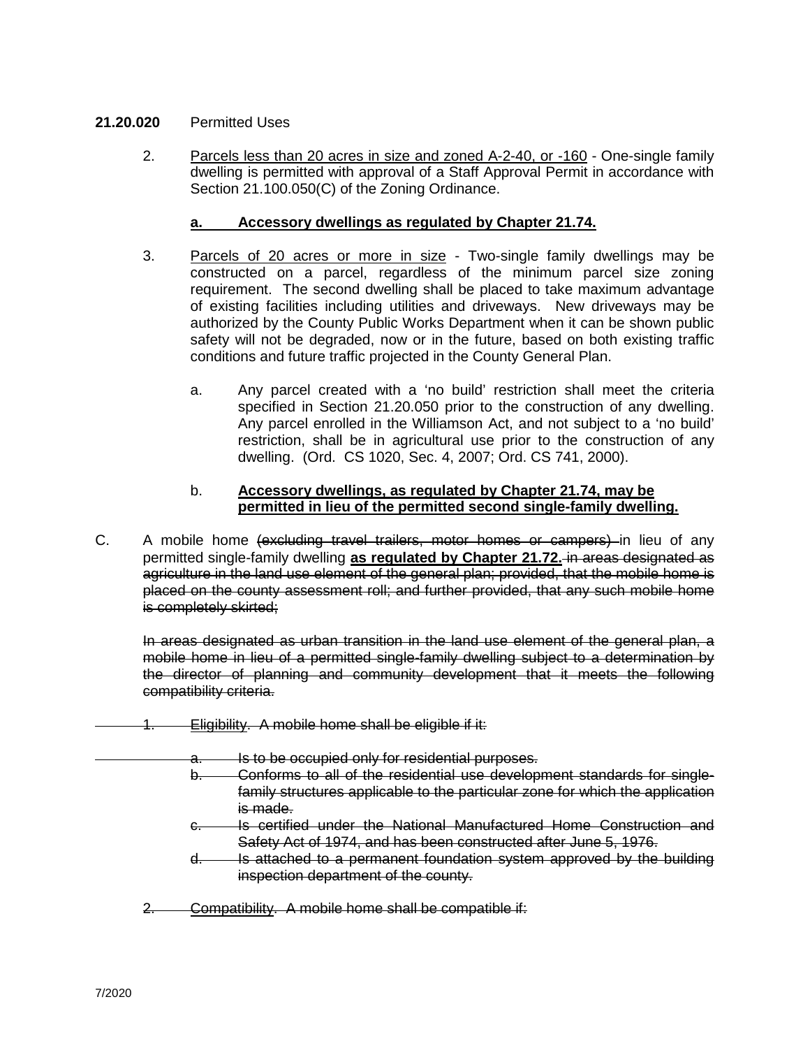**21.20.020** Permitted Uses

2. Parcels less than 20 acres in size and zoned A-2-40, or -160 - One-single family dwelling is permitted with approval of a Staff Approval Permit in accordance with Section 21.100.050(C) of the Zoning Ordinance.

   **a. Accessory dwellings as regulated by Chapter 21.74.**

3. Parcels of 20 acres or more in size - Two-single family dwellings may be constructed on a parcel, regardless of the minimum parcel size zoning requirement. The second dwelling shall be placed to take maximum advantage of existing facilities including utilities and driveways. New driveways may be authorized by the County Public Works Department when it can be shown public safety will not be degraded, now or in the future, based on both existing traffic conditions and future traffic projected in the County General Plan.

   a. Any parcel created with a 'no build' restriction shall meet the criteria specified in Section 21.20.050 prior to the construction of any dwelling. Any parcel enrolled in the Williamson Act, and not subject to a 'no build' restriction, shall be in agricultural use prior to the construction of any dwelling. (Ord. CS 1020, Sec. 4, 2007; Ord. CS 741, 2000).

   b. **Accessory dwellings, as regulated by Chapter 21.74, may be permitted in lieu of the permitted second single-family dwelling.**

C. A mobile home ~~(excluding travel trailers, motor homes or campers)~~ in lieu of any permitted single-family dwelling **as regulated by Chapter 21.72.** ~~in areas designated as agriculture in the land use element of the general plan; provided, that the mobile home is placed on the county assessment roll; and further provided, that any such mobile home is completely skirted;~~

~~In areas designated as urban transition in the land use element of the general plan, a mobile home in lieu of a permitted single-family dwelling subject to a determination by the director of planning and community development that it meets the following compatibility criteria.~~

~~1. Eligibility. A mobile home shall be eligible if it:~~

~~a. Is to be occupied only for residential purposes.~~

~~b. Conforms to all of the residential use development standards for single-family structures applicable to the particular zone for which the application is made.~~

~~c. Is certified under the National Manufactured Home Construction and Safety Act of 1974, and has been constructed after June 5, 1976.~~

~~d. Is attached to a permanent foundation system approved by the building inspection department of the county.~~

~~2. Compatibility. A mobile home shall be compatible if:~~

7/2020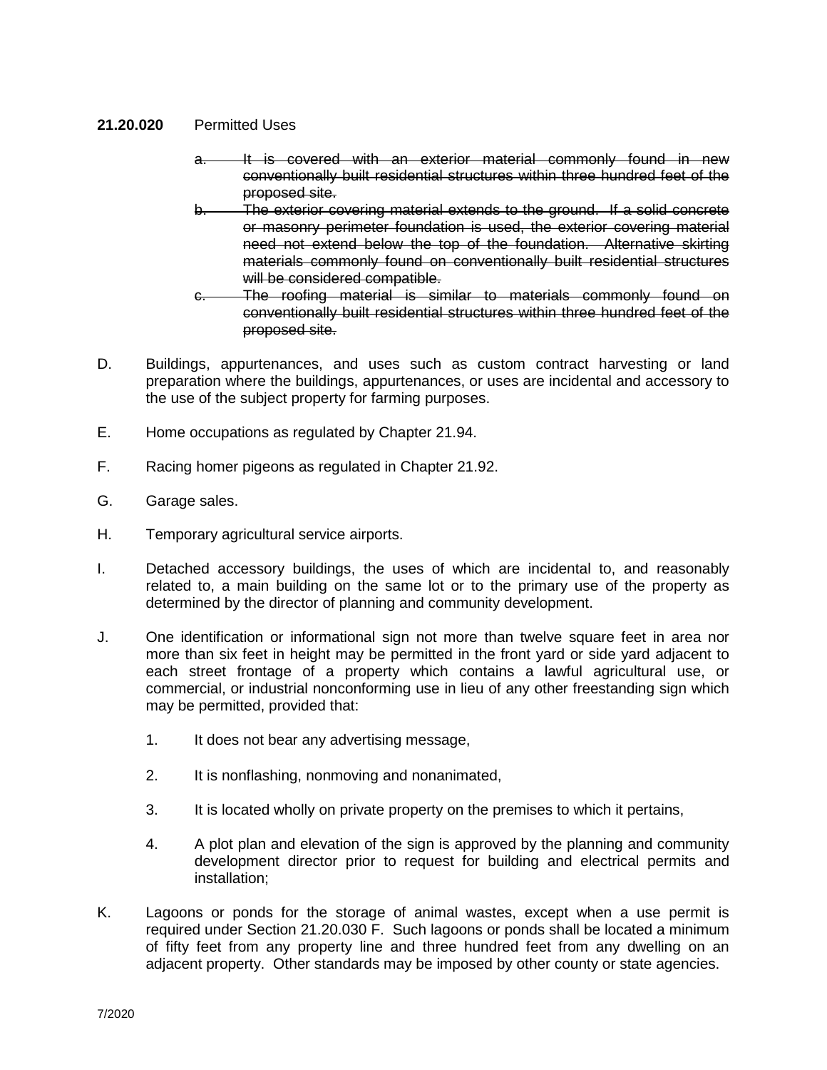**21.20.020** Permitted Uses

- ~~a. It is covered with an exterior material commonly found in new conventionally built residential structures within three hundred feet of the proposed site.~~
- ~~b. The exterior covering material extends to the ground. If a solid concrete or masonry perimeter foundation is used, the exterior covering material need not extend below the top of the foundation. Alternative skirting materials commonly found on conventionally built residential structures will be considered compatible.~~
- ~~c. The roofing material is similar to materials commonly found on conventionally built residential structures within three hundred feet of the proposed site.~~

D. Buildings, appurtenances, and uses such as custom contract harvesting or land preparation where the buildings, appurtenances, or uses are incidental and accessory to the use of the subject property for farming purposes.

E. Home occupations as regulated by Chapter 21.94.

F. Racing homer pigeons as regulated in Chapter 21.92.

G. Garage sales.

H. Temporary agricultural service airports.

I. Detached accessory buildings, the uses of which are incidental to, and reasonably related to, a main building on the same lot or to the primary use of the property as determined by the director of planning and community development.

J. One identification or informational sign not more than twelve square feet in area nor more than six feet in height may be permitted in the front yard or side yard adjacent to each street frontage of a property which contains a lawful agricultural use, or commercial, or industrial nonconforming use in lieu of any other freestanding sign which may be permitted, provided that:

1. It does not bear any advertising message,

2. It is nonflashing, nonmoving and nonanimated,

3. It is located wholly on private property on the premises to which it pertains,

4. A plot plan and elevation of the sign is approved by the planning and community development director prior to request for building and electrical permits and installation;

K. Lagoons or ponds for the storage of animal wastes, except when a use permit is required under Section 21.20.030 F. Such lagoons or ponds shall be located a minimum of fifty feet from any property line and three hundred feet from any dwelling on an adjacent property. Other standards may be imposed by other county or state agencies.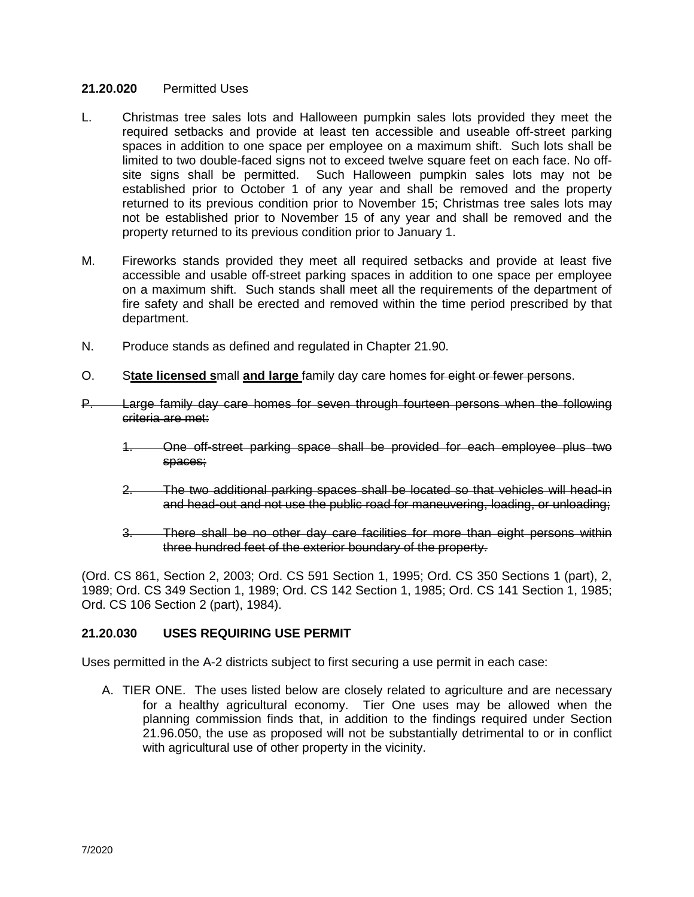**21.20.020** Permitted Uses

L. Christmas tree sales lots and Halloween pumpkin sales lots provided they meet the required setbacks and provide at least ten accessible and useable off-street parking spaces in addition to one space per employee on a maximum shift. Such lots shall be limited to two double-faced signs not to exceed twelve square feet on each face. No off-site signs shall be permitted. Such Halloween pumpkin sales lots may not be established prior to October 1 of any year and shall be removed and the property returned to its previous condition prior to November 15; Christmas tree sales lots may not be established prior to November 15 of any year and shall be removed and the property returned to its previous condition prior to January 1.

M. Fireworks stands provided they meet all required setbacks and provide at least five accessible and usable off-street parking spaces in addition to one space per employee on a maximum shift. Such stands shall meet all the requirements of the department of fire safety and shall be erected and removed within the time period prescribed by that department.

N. Produce stands as defined and regulated in Chapter 21.90.

O. S**tate licensed s**mall **and large** family day care homes ~~for eight or fewer persons~~.

~~P. Large family day care homes for seven through fourteen persons when the following criteria are met:~~

~~1. One off-street parking space shall be provided for each employee plus two spaces;~~

~~2. The two additional parking spaces shall be located so that vehicles will head-in and head-out and not use the public road for maneuvering, loading, or unloading;~~

~~3. There shall be no other day care facilities for more than eight persons within three hundred feet of the exterior boundary of the property.~~

(Ord. CS 861, Section 2, 2003; Ord. CS 591 Section 1, 1995; Ord. CS 350 Sections 1 (part), 2, 1989; Ord. CS 349 Section 1, 1989; Ord. CS 142 Section 1, 1985; Ord. CS 141 Section 1, 1985; Ord. CS 106 Section 2 (part), 1984).

**21.20.030 USES REQUIRING USE PERMIT**

Uses permitted in the A-2 districts subject to first securing a use permit in each case:

A. TIER ONE. The uses listed below are closely related to agriculture and are necessary for a healthy agricultural economy. Tier One uses may be allowed when the planning commission finds that, in addition to the findings required under Section 21.96.050, the use as proposed will not be substantially detrimental to or in conflict with agricultural use of other property in the vicinity.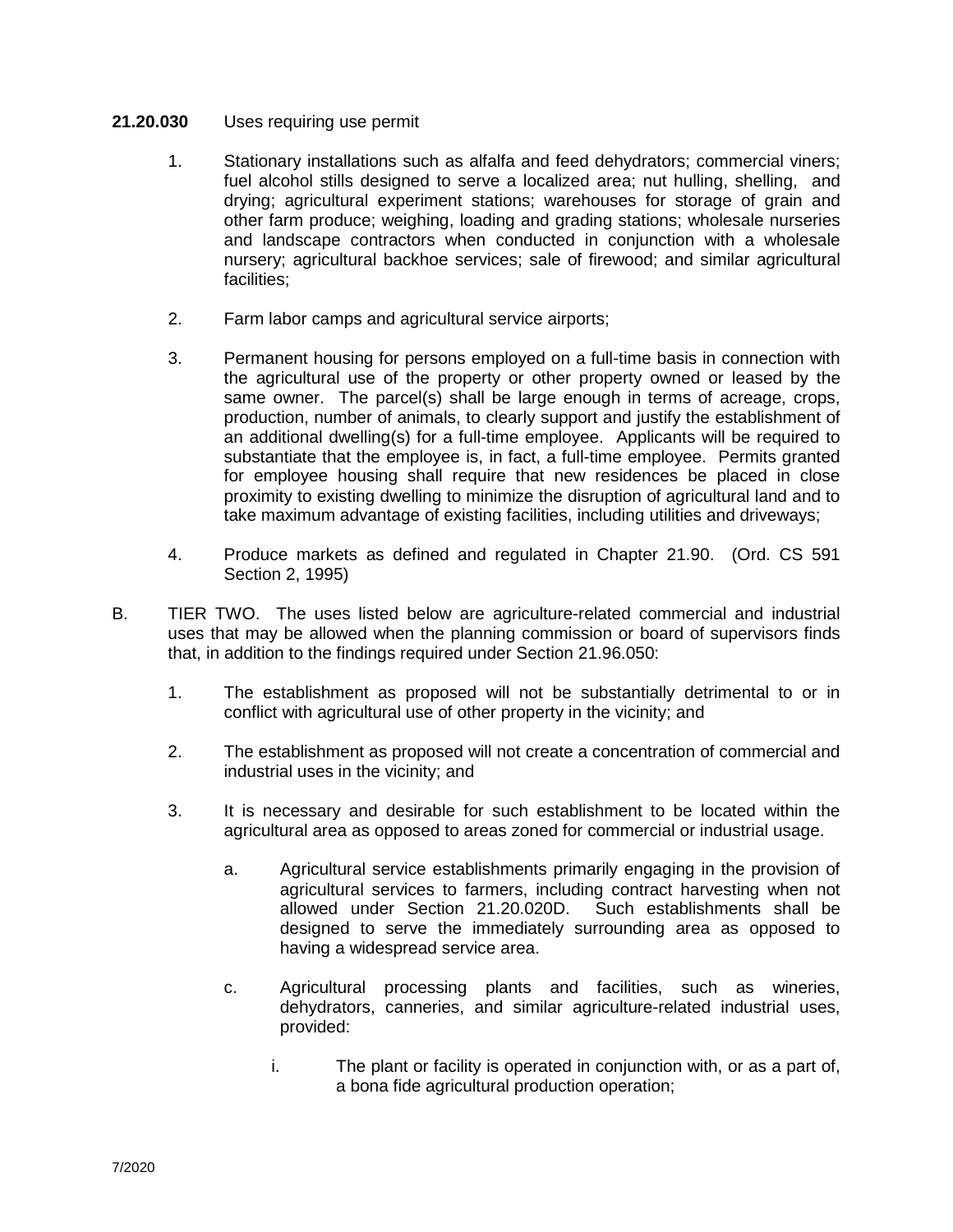**21.20.030** Uses requiring use permit

1. Stationary installations such as alfalfa and feed dehydrators; commercial viners; fuel alcohol stills designed to serve a localized area; nut hulling, shelling, and drying; agricultural experiment stations; warehouses for storage of grain and other farm produce; weighing, loading and grading stations; wholesale nurseries and landscape contractors when conducted in conjunction with a wholesale nursery; agricultural backhoe services; sale of firewood; and similar agricultural facilities;

2. Farm labor camps and agricultural service airports;

3. Permanent housing for persons employed on a full-time basis in connection with the agricultural use of the property or other property owned or leased by the same owner. The parcel(s) shall be large enough in terms of acreage, crops, production, number of animals, to clearly support and justify the establishment of an additional dwelling(s) for a full-time employee. Applicants will be required to substantiate that the employee is, in fact, a full-time employee. Permits granted for employee housing shall require that new residences be placed in close proximity to existing dwelling to minimize the disruption of agricultural land and to take maximum advantage of existing facilities, including utilities and driveways;

4. Produce markets as defined and regulated in Chapter 21.90. (Ord. CS 591 Section 2, 1995)

B. TIER TWO. The uses listed below are agriculture-related commercial and industrial uses that may be allowed when the planning commission or board of supervisors finds that, in addition to the findings required under Section 21.96.050:

1. The establishment as proposed will not be substantially detrimental to or in conflict with agricultural use of other property in the vicinity; and

2. The establishment as proposed will not create a concentration of commercial and industrial uses in the vicinity; and

3. It is necessary and desirable for such establishment to be located within the agricultural area as opposed to areas zoned for commercial or industrial usage.

   a. Agricultural service establishments primarily engaging in the provision of agricultural services to farmers, including contract harvesting when not allowed under Section 21.20.020D. Such establishments shall be designed to serve the immediately surrounding area as opposed to having a widespread service area.

   c. Agricultural processing plants and facilities, such as wineries, dehydrators, canneries, and similar agriculture-related industrial uses, provided:

      i. The plant or facility is operated in conjunction with, or as a part of, a bona fide agricultural production operation;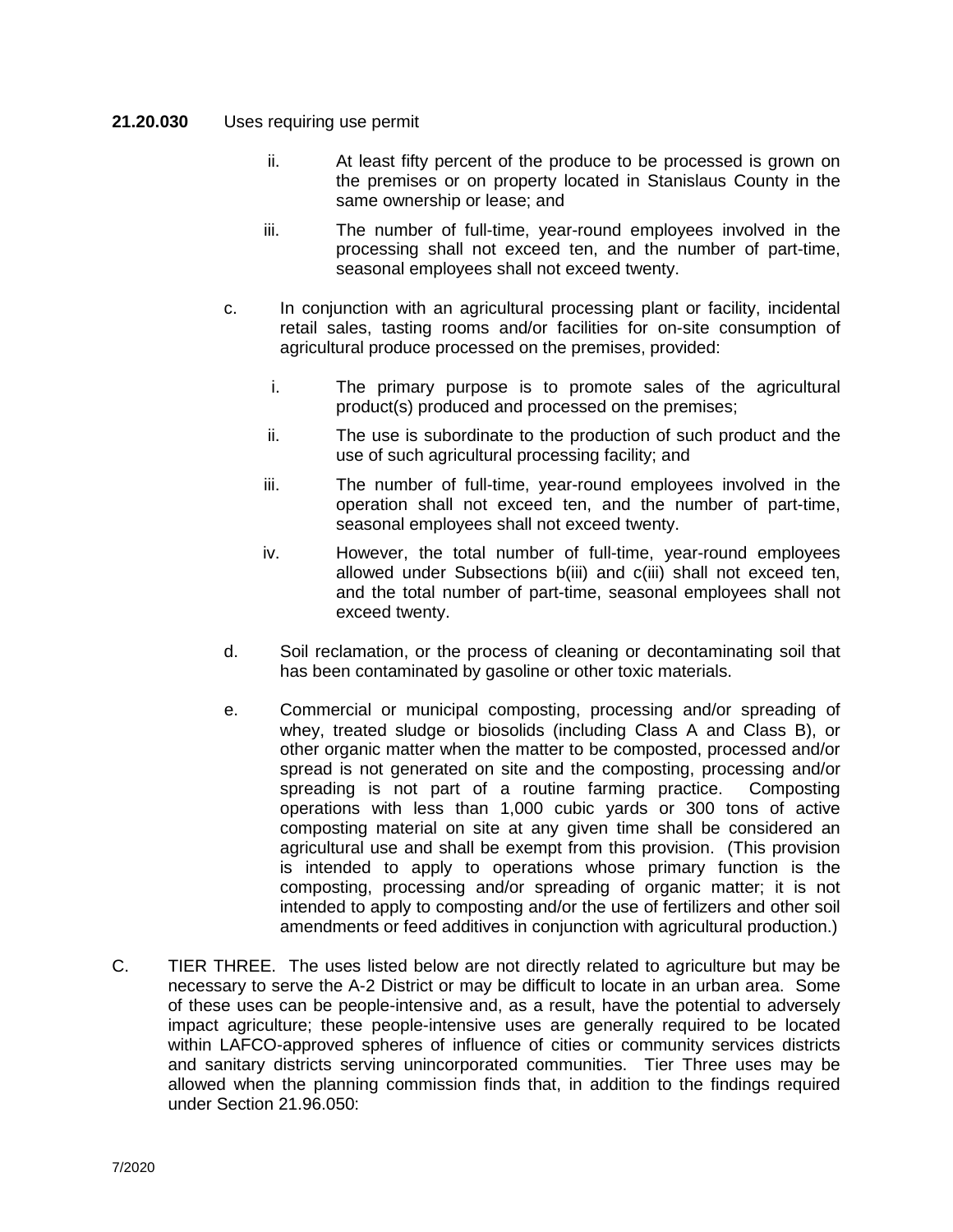**21.20.030** Uses requiring use permit

ii. At least fifty percent of the produce to be processed is grown on the premises or on property located in Stanislaus County in the same ownership or lease; and

iii. The number of full-time, year-round employees involved in the processing shall not exceed ten, and the number of part-time, seasonal employees shall not exceed twenty.

c. In conjunction with an agricultural processing plant or facility, incidental retail sales, tasting rooms and/or facilities for on-site consumption of agricultural produce processed on the premises, provided:

i. The primary purpose is to promote sales of the agricultural product(s) produced and processed on the premises;

ii. The use is subordinate to the production of such product and the use of such agricultural processing facility; and

iii. The number of full-time, year-round employees involved in the operation shall not exceed ten, and the number of part-time, seasonal employees shall not exceed twenty.

iv. However, the total number of full-time, year-round employees allowed under Subsections b(iii) and c(iii) shall not exceed ten, and the total number of part-time, seasonal employees shall not exceed twenty.

d. Soil reclamation, or the process of cleaning or decontaminating soil that has been contaminated by gasoline or other toxic materials.

e. Commercial or municipal composting, processing and/or spreading of whey, treated sludge or biosolids (including Class A and Class B), or other organic matter when the matter to be composted, processed and/or spread is not generated on site and the composting, processing and/or spreading is not part of a routine farming practice. Composting operations with less than 1,000 cubic yards or 300 tons of active composting material on site at any given time shall be considered an agricultural use and shall be exempt from this provision. (This provision is intended to apply to operations whose primary function is the composting, processing and/or spreading of organic matter; it is not intended to apply to composting and/or the use of fertilizers and other soil amendments or feed additives in conjunction with agricultural production.)

C. TIER THREE. The uses listed below are not directly related to agriculture but may be necessary to serve the A-2 District or may be difficult to locate in an urban area. Some of these uses can be people-intensive and, as a result, have the potential to adversely impact agriculture; these people-intensive uses are generally required to be located within LAFCO-approved spheres of influence of cities or community services districts and sanitary districts serving unincorporated communities. Tier Three uses may be allowed when the planning commission finds that, in addition to the findings required under Section 21.96.050: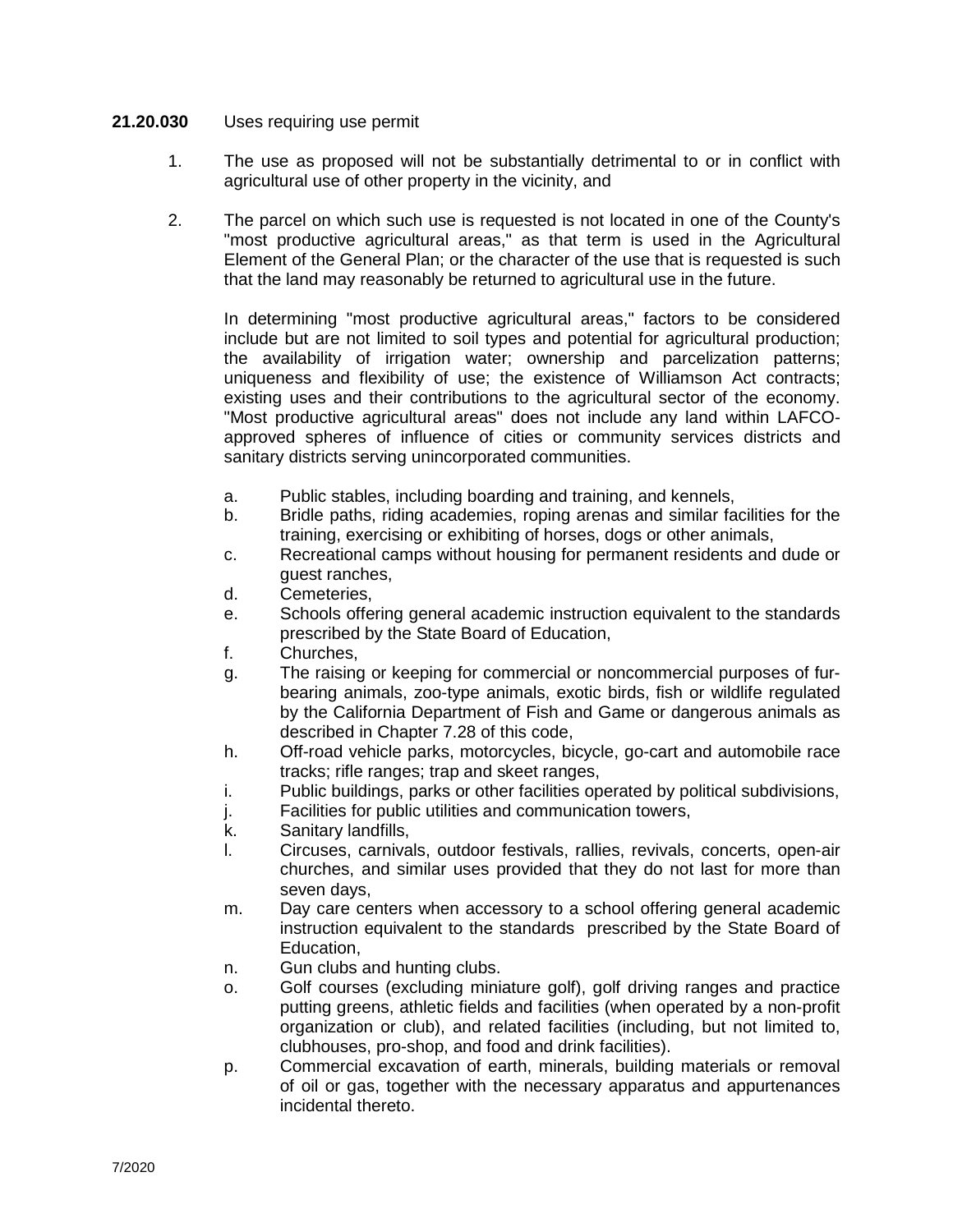**21.20.030** Uses requiring use permit

1. The use as proposed will not be substantially detrimental to or in conflict with agricultural use of other property in the vicinity, and

2. The parcel on which such use is requested is not located in one of the County's "most productive agricultural areas," as that term is used in the Agricultural Element of the General Plan; or the character of the use that is requested is such that the land may reasonably be returned to agricultural use in the future.

   In determining "most productive agricultural areas," factors to be considered include but are not limited to soil types and potential for agricultural production; the availability of irrigation water; ownership and parcelization patterns; uniqueness and flexibility of use; the existence of Williamson Act contracts; existing uses and their contributions to the agricultural sector of the economy. "Most productive agricultural areas" does not include any land within LAFCO-approved spheres of influence of cities or community services districts and sanitary districts serving unincorporated communities.

   a. Public stables, including boarding and training, and kennels,
   b. Bridle paths, riding academies, roping arenas and similar facilities for the training, exercising or exhibiting of horses, dogs or other animals,
   c. Recreational camps without housing for permanent residents and dude or guest ranches,
   d. Cemeteries,
   e. Schools offering general academic instruction equivalent to the standards prescribed by the State Board of Education,
   f. Churches,
   g. The raising or keeping for commercial or noncommercial purposes of fur-bearing animals, zoo-type animals, exotic birds, fish or wildlife regulated by the California Department of Fish and Game or dangerous animals as described in Chapter 7.28 of this code,
   h. Off-road vehicle parks, motorcycles, bicycle, go-cart and automobile race tracks; rifle ranges; trap and skeet ranges,
   i. Public buildings, parks or other facilities operated by political subdivisions,
   j. Facilities for public utilities and communication towers,
   k. Sanitary landfills,
   l. Circuses, carnivals, outdoor festivals, rallies, revivals, concerts, open-air churches, and similar uses provided that they do not last for more than seven days,
   m. Day care centers when accessory to a school offering general academic instruction equivalent to the standards prescribed by the State Board of Education,
   n. Gun clubs and hunting clubs.
   o. Golf courses (excluding miniature golf), golf driving ranges and practice putting greens, athletic fields and facilities (when operated by a non-profit organization or club), and related facilities (including, but not limited to, clubhouses, pro-shop, and food and drink facilities).
   p. Commercial excavation of earth, minerals, building materials or removal of oil or gas, together with the necessary apparatus and appurtenances incidental thereto.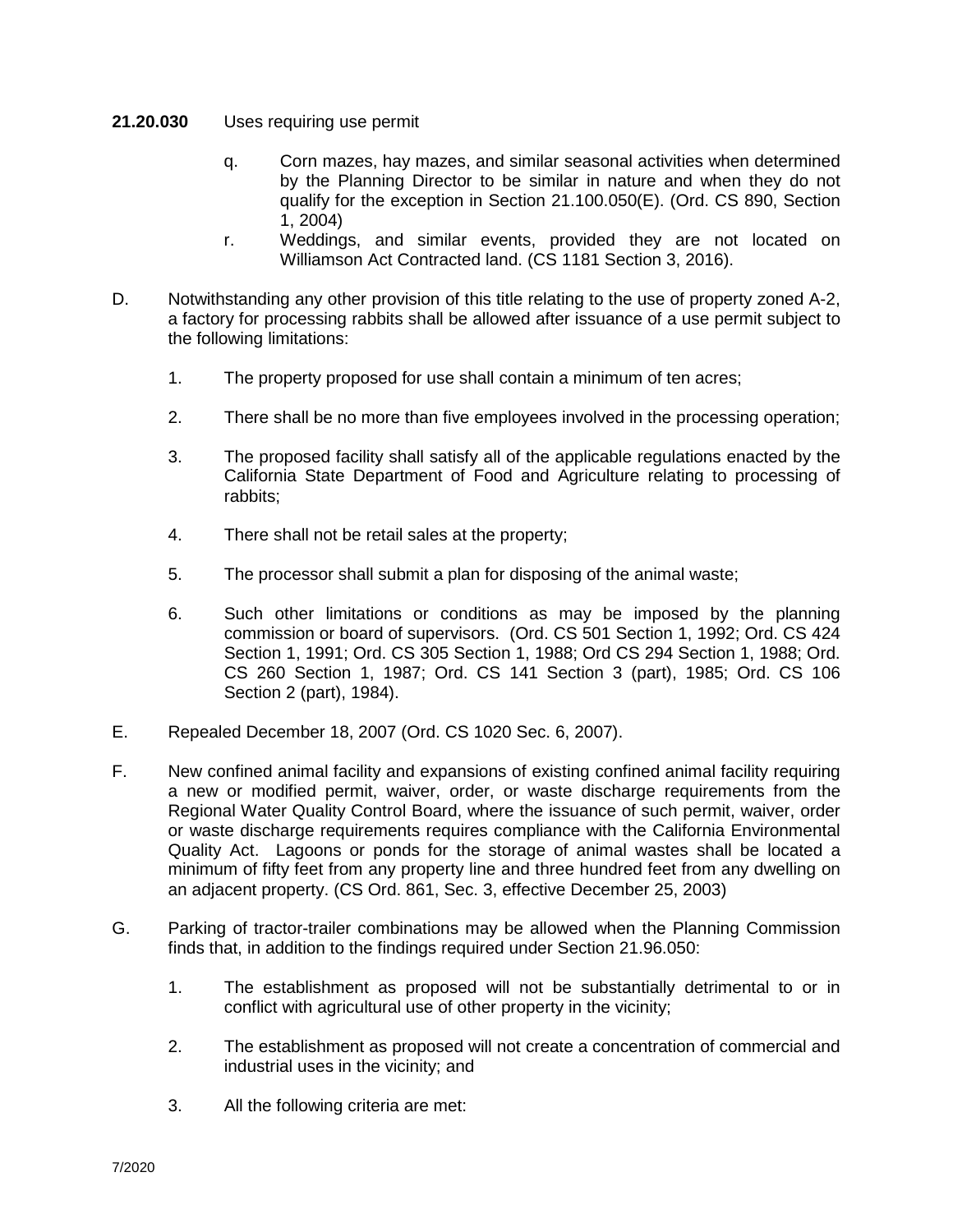**21.20.030** Uses requiring use permit

q. Corn mazes, hay mazes, and similar seasonal activities when determined by the Planning Director to be similar in nature and when they do not qualify for the exception in Section 21.100.050(E). (Ord. CS 890, Section 1, 2004)

r. Weddings, and similar events, provided they are not located on Williamson Act Contracted land. (CS 1181 Section 3, 2016).

D. Notwithstanding any other provision of this title relating to the use of property zoned A-2, a factory for processing rabbits shall be allowed after issuance of a use permit subject to the following limitations:

1. The property proposed for use shall contain a minimum of ten acres;

2. There shall be no more than five employees involved in the processing operation;

3. The proposed facility shall satisfy all of the applicable regulations enacted by the California State Department of Food and Agriculture relating to processing of rabbits;

4. There shall not be retail sales at the property;

5. The processor shall submit a plan for disposing of the animal waste;

6. Such other limitations or conditions as may be imposed by the planning commission or board of supervisors. (Ord. CS 501 Section 1, 1992; Ord. CS 424 Section 1, 1991; Ord. CS 305 Section 1, 1988; Ord CS 294 Section 1, 1988; Ord. CS 260 Section 1, 1987; Ord. CS 141 Section 3 (part), 1985; Ord. CS 106 Section 2 (part), 1984).

E. Repealed December 18, 2007 (Ord. CS 1020 Sec. 6, 2007).

F. New confined animal facility and expansions of existing confined animal facility requiring a new or modified permit, waiver, order, or waste discharge requirements from the Regional Water Quality Control Board, where the issuance of such permit, waiver, order or waste discharge requirements requires compliance with the California Environmental Quality Act. Lagoons or ponds for the storage of animal wastes shall be located a minimum of fifty feet from any property line and three hundred feet from any dwelling on an adjacent property. (CS Ord. 861, Sec. 3, effective December 25, 2003)

G. Parking of tractor-trailer combinations may be allowed when the Planning Commission finds that, in addition to the findings required under Section 21.96.050:

1. The establishment as proposed will not be substantially detrimental to or in conflict with agricultural use of other property in the vicinity;

2. The establishment as proposed will not create a concentration of commercial and industrial uses in the vicinity; and

3. All the following criteria are met: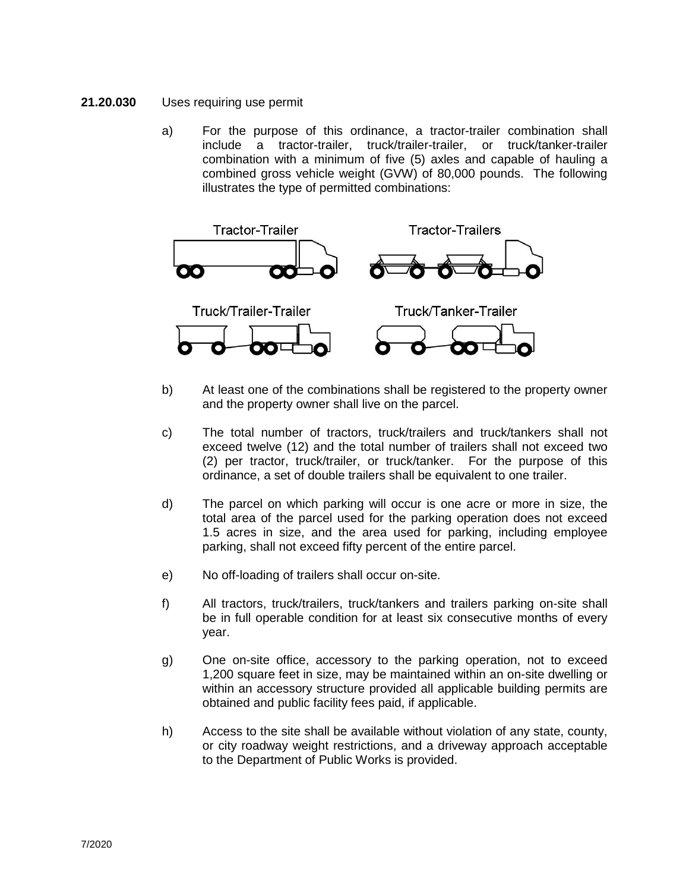**21.20.030** Uses requiring use permit

a) For the purpose of this ordinance, a tractor-trailer combination shall include a tractor-trailer, truck/trailer-trailer, or truck/tanker-trailer combination with a minimum of five (5) axles and capable of hauling a combined gross vehicle weight (GVW) of 80,000 pounds. The following illustrates the type of permitted combinations:

b) At least one of the combinations shall be registered to the property owner and the property owner shall live on the parcel.

c) The total number of tractors, truck/trailers and truck/tankers shall not exceed twelve (12) and the total number of trailers shall not exceed two (2) per tractor, truck/trailer, or truck/tanker. For the purpose of this ordinance, a set of double trailers shall be equivalent to one trailer.

d) The parcel on which parking will occur is one acre or more in size, the total area of the parcel used for the parking operation does not exceed 1.5 acres in size, and the area used for parking, including employee parking, shall not exceed fifty percent of the entire parcel.

e) No off-loading of trailers shall occur on-site.

f) All tractors, truck/trailers, truck/tankers and trailers parking on-site shall be in full operable condition for at least six consecutive months of every year.

g) One on-site office, accessory to the parking operation, not to exceed 1,200 square feet in size, may be maintained within an on-site dwelling or within an accessory structure provided all applicable building permits are obtained and public facility fees paid, if applicable.

h) Access to the site shall be available without violation of any state, county, or city roadway weight restrictions, and a driveway approach acceptable to the Department of Public Works is provided.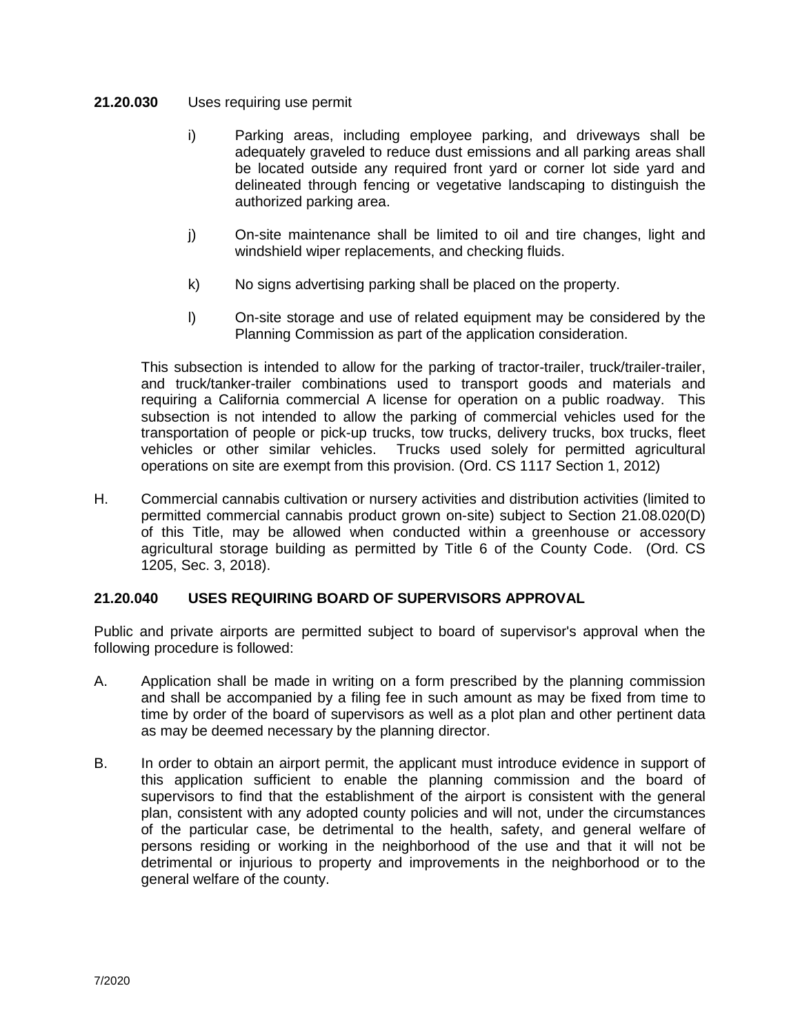**21.20.030** Uses requiring use permit

i) Parking areas, including employee parking, and driveways shall be adequately graveled to reduce dust emissions and all parking areas shall be located outside any required front yard or corner lot side yard and delineated through fencing or vegetative landscaping to distinguish the authorized parking area.

j) On-site maintenance shall be limited to oil and tire changes, light and windshield wiper replacements, and checking fluids.

k) No signs advertising parking shall be placed on the property.

l) On-site storage and use of related equipment may be considered by the Planning Commission as part of the application consideration.

This subsection is intended to allow for the parking of tractor-trailer, truck/trailer-trailer, and truck/tanker-trailer combinations used to transport goods and materials and requiring a California commercial A license for operation on a public roadway. This subsection is not intended to allow the parking of commercial vehicles used for the transportation of people or pick-up trucks, tow trucks, delivery trucks, box trucks, fleet vehicles or other similar vehicles. Trucks used solely for permitted agricultural operations on site are exempt from this provision. (Ord. CS 1117 Section 1, 2012)

H. Commercial cannabis cultivation or nursery activities and distribution activities (limited to permitted commercial cannabis product grown on-site) subject to Section 21.08.020(D) of this Title, may be allowed when conducted within a greenhouse or accessory agricultural storage building as permitted by Title 6 of the County Code. (Ord. CS 1205, Sec. 3, 2018).

**21.20.040 USES REQUIRING BOARD OF SUPERVISORS APPROVAL**

Public and private airports are permitted subject to board of supervisor's approval when the following procedure is followed:

A. Application shall be made in writing on a form prescribed by the planning commission and shall be accompanied by a filing fee in such amount as may be fixed from time to time by order of the board of supervisors as well as a plot plan and other pertinent data as may be deemed necessary by the planning director.

B. In order to obtain an airport permit, the applicant must introduce evidence in support of this application sufficient to enable the planning commission and the board of supervisors to find that the establishment of the airport is consistent with the general plan, consistent with any adopted county policies and will not, under the circumstances of the particular case, be detrimental to the health, safety, and general welfare of persons residing or working in the neighborhood of the use and that it will not be detrimental or injurious to property and improvements in the neighborhood or to the general welfare of the county.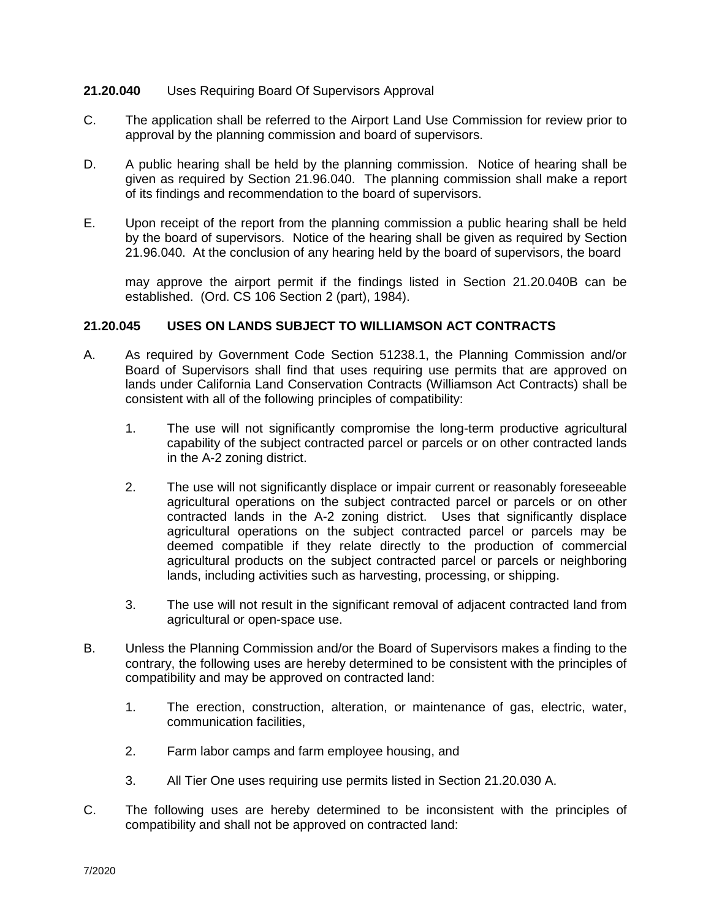**21.20.040** Uses Requiring Board Of Supervisors Approval

C. The application shall be referred to the Airport Land Use Commission for review prior to approval by the planning commission and board of supervisors.

D. A public hearing shall be held by the planning commission. Notice of hearing shall be given as required by Section 21.96.040. The planning commission shall make a report of its findings and recommendation to the board of supervisors.

E. Upon receipt of the report from the planning commission a public hearing shall be held by the board of supervisors. Notice of the hearing shall be given as required by Section 21.96.040. At the conclusion of any hearing held by the board of supervisors, the board

may approve the airport permit if the findings listed in Section 21.20.040B can be established. (Ord. CS 106 Section 2 (part), 1984).

**21.20.045 USES ON LANDS SUBJECT TO WILLIAMSON ACT CONTRACTS**

A. As required by Government Code Section 51238.1, the Planning Commission and/or Board of Supervisors shall find that uses requiring use permits that are approved on lands under California Land Conservation Contracts (Williamson Act Contracts) shall be consistent with all of the following principles of compatibility:

1. The use will not significantly compromise the long-term productive agricultural capability of the subject contracted parcel or parcels or on other contracted lands in the A-2 zoning district.

2. The use will not significantly displace or impair current or reasonably foreseeable agricultural operations on the subject contracted parcel or parcels or on other contracted lands in the A-2 zoning district. Uses that significantly displace agricultural operations on the subject contracted parcel or parcels may be deemed compatible if they relate directly to the production of commercial agricultural products on the subject contracted parcel or parcels or neighboring lands, including activities such as harvesting, processing, or shipping.

3. The use will not result in the significant removal of adjacent contracted land from agricultural or open-space use.

B. Unless the Planning Commission and/or the Board of Supervisors makes a finding to the contrary, the following uses are hereby determined to be consistent with the principles of compatibility and may be approved on contracted land:

1. The erection, construction, alteration, or maintenance of gas, electric, water, communication facilities,

2. Farm labor camps and farm employee housing, and

3. All Tier One uses requiring use permits listed in Section 21.20.030 A.

C. The following uses are hereby determined to be inconsistent with the principles of compatibility and shall not be approved on contracted land: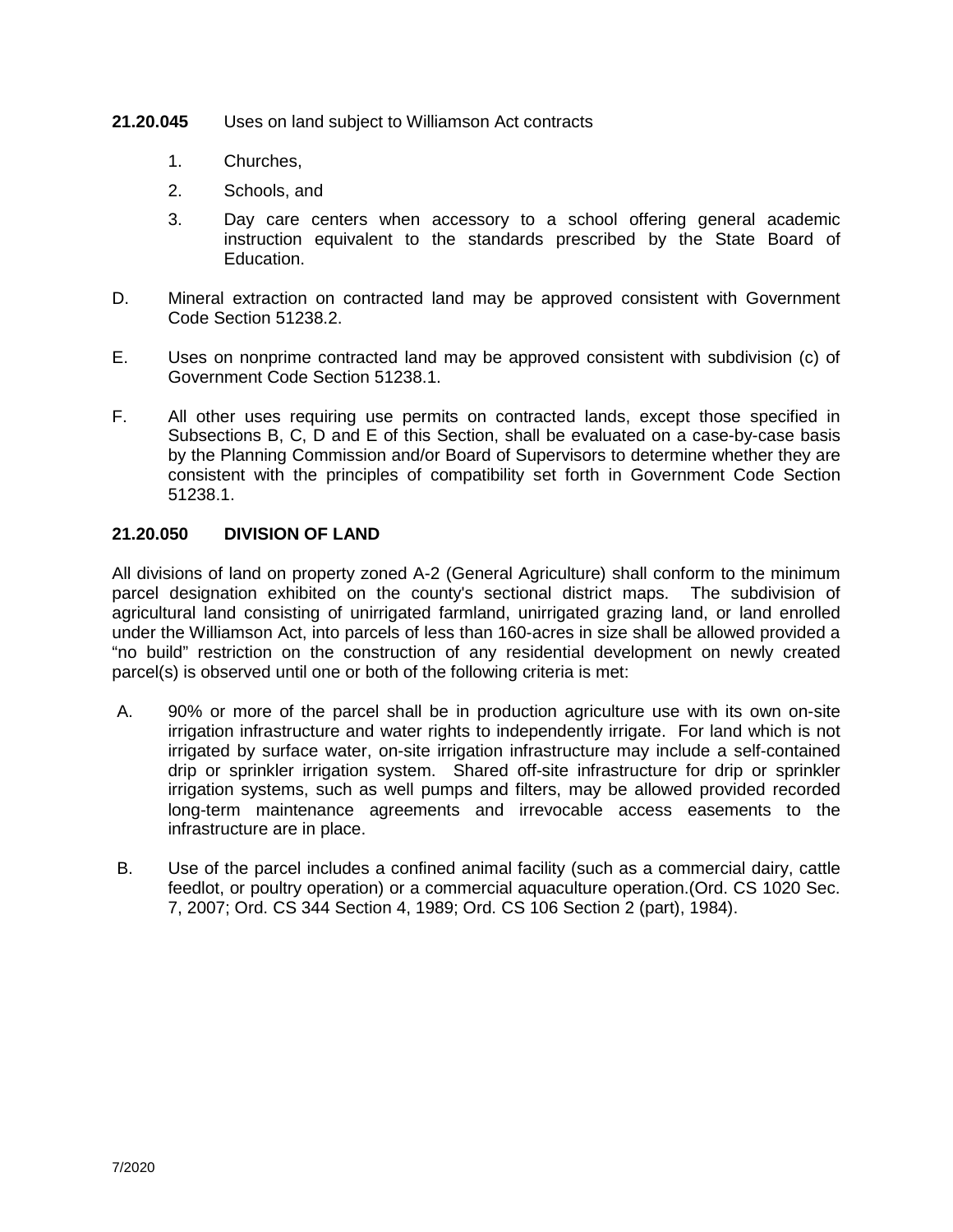**21.20.045** Uses on land subject to Williamson Act contracts

1. Churches,
2. Schools, and
3. Day care centers when accessory to a school offering general academic instruction equivalent to the standards prescribed by the State Board of Education.

D. Mineral extraction on contracted land may be approved consistent with Government Code Section 51238.2.

E. Uses on nonprime contracted land may be approved consistent with subdivision (c) of Government Code Section 51238.1.

F. All other uses requiring use permits on contracted lands, except those specified in Subsections B, C, D and E of this Section, shall be evaluated on a case-by-case basis by the Planning Commission and/or Board of Supervisors to determine whether they are consistent with the principles of compatibility set forth in Government Code Section 51238.1.

**21.20.050 DIVISION OF LAND**

All divisions of land on property zoned A-2 (General Agriculture) shall conform to the minimum parcel designation exhibited on the county's sectional district maps. The subdivision of agricultural land consisting of unirrigated farmland, unirrigated grazing land, or land enrolled under the Williamson Act, into parcels of less than 160-acres in size shall be allowed provided a "no build" restriction on the construction of any residential development on newly created parcel(s) is observed until one or both of the following criteria is met:

A. 90% or more of the parcel shall be in production agriculture use with its own on-site irrigation infrastructure and water rights to independently irrigate. For land which is not irrigated by surface water, on-site irrigation infrastructure may include a self-contained drip or sprinkler irrigation system. Shared off-site infrastructure for drip or sprinkler irrigation systems, such as well pumps and filters, may be allowed provided recorded long-term maintenance agreements and irrevocable access easements to the infrastructure are in place.

B. Use of the parcel includes a confined animal facility (such as a commercial dairy, cattle feedlot, or poultry operation) or a commercial aquaculture operation.(Ord. CS 1020 Sec. 7, 2007; Ord. CS 344 Section 4, 1989; Ord. CS 106 Section 2 (part), 1984).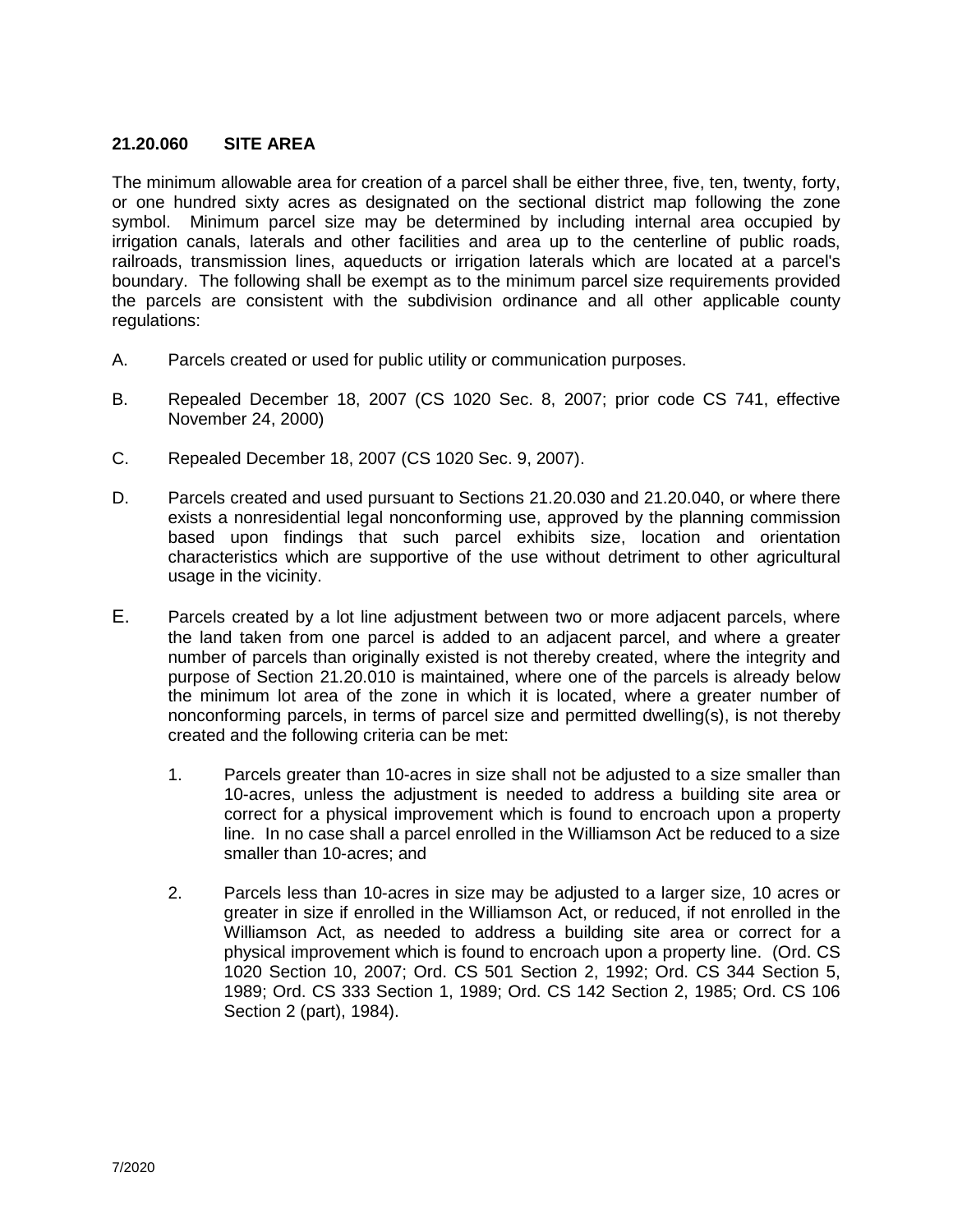## 21.20.060 SITE AREA

The minimum allowable area for creation of a parcel shall be either three, five, ten, twenty, forty, or one hundred sixty acres as designated on the sectional district map following the zone symbol. Minimum parcel size may be determined by including internal area occupied by irrigation canals, laterals and other facilities and area up to the centerline of public roads, railroads, transmission lines, aqueducts or irrigation laterals which are located at a parcel's boundary. The following shall be exempt as to the minimum parcel size requirements provided the parcels are consistent with the subdivision ordinance and all other applicable county regulations:

A. Parcels created or used for public utility or communication purposes.

B. Repealed December 18, 2007 (CS 1020 Sec. 8, 2007; prior code CS 741, effective November 24, 2000)

C. Repealed December 18, 2007 (CS 1020 Sec. 9, 2007).

D. Parcels created and used pursuant to Sections 21.20.030 and 21.20.040, or where there exists a nonresidential legal nonconforming use, approved by the planning commission based upon findings that such parcel exhibits size, location and orientation characteristics which are supportive of the use without detriment to other agricultural usage in the vicinity.

E. Parcels created by a lot line adjustment between two or more adjacent parcels, where the land taken from one parcel is added to an adjacent parcel, and where a greater number of parcels than originally existed is not thereby created, where the integrity and purpose of Section 21.20.010 is maintained, where one of the parcels is already below the minimum lot area of the zone in which it is located, where a greater number of nonconforming parcels, in terms of parcel size and permitted dwelling(s), is not thereby created and the following criteria can be met:

   1. Parcels greater than 10-acres in size shall not be adjusted to a size smaller than 10-acres, unless the adjustment is needed to address a building site area or correct for a physical improvement which is found to encroach upon a property line. In no case shall a parcel enrolled in the Williamson Act be reduced to a size smaller than 10-acres; and

   2. Parcels less than 10-acres in size may be adjusted to a larger size, 10 acres or greater in size if enrolled in the Williamson Act, or reduced, if not enrolled in the Williamson Act, as needed to address a building site area or correct for a physical improvement which is found to encroach upon a property line. (Ord. CS 1020 Section 10, 2007; Ord. CS 501 Section 2, 1992; Ord. CS 344 Section 5, 1989; Ord. CS 333 Section 1, 1989; Ord. CS 142 Section 2, 1985; Ord. CS 106 Section 2 (part), 1984).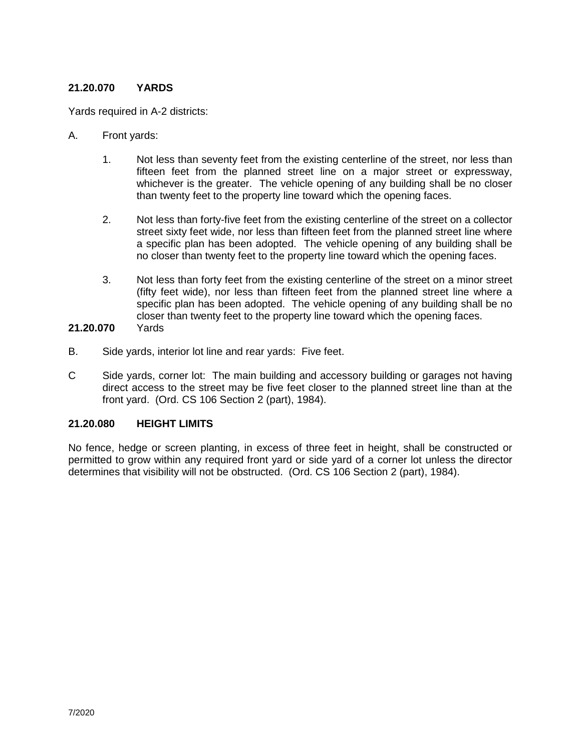### 21.20.070 YARDS

Yards required in A-2 districts:

A. Front yards:

   1. Not less than seventy feet from the existing centerline of the street, nor less than fifteen feet from the planned street line on a major street or expressway, whichever is the greater. The vehicle opening of any building shall be no closer than twenty feet to the property line toward which the opening faces.

   2. Not less than forty-five feet from the existing centerline of the street on a collector street sixty feet wide, nor less than fifteen feet from the planned street line where a specific plan has been adopted. The vehicle opening of any building shall be no closer than twenty feet to the property line toward which the opening faces.

   3. Not less than forty feet from the existing centerline of the street on a minor street (fifty feet wide), nor less than fifteen feet from the planned street line where a specific plan has been adopted. The vehicle opening of any building shall be no closer than twenty feet to the property line toward which the opening faces.

**21.20.070** Yards

B. Side yards, interior lot line and rear yards: Five feet.

C Side yards, corner lot: The main building and accessory building or garages not having direct access to the street may be five feet closer to the planned street line than at the front yard. (Ord. CS 106 Section 2 (part), 1984).

### 21.20.080 HEIGHT LIMITS

No fence, hedge or screen planting, in excess of three feet in height, shall be constructed or permitted to grow within any required front yard or side yard of a corner lot unless the director determines that visibility will not be obstructed. (Ord. CS 106 Section 2 (part), 1984).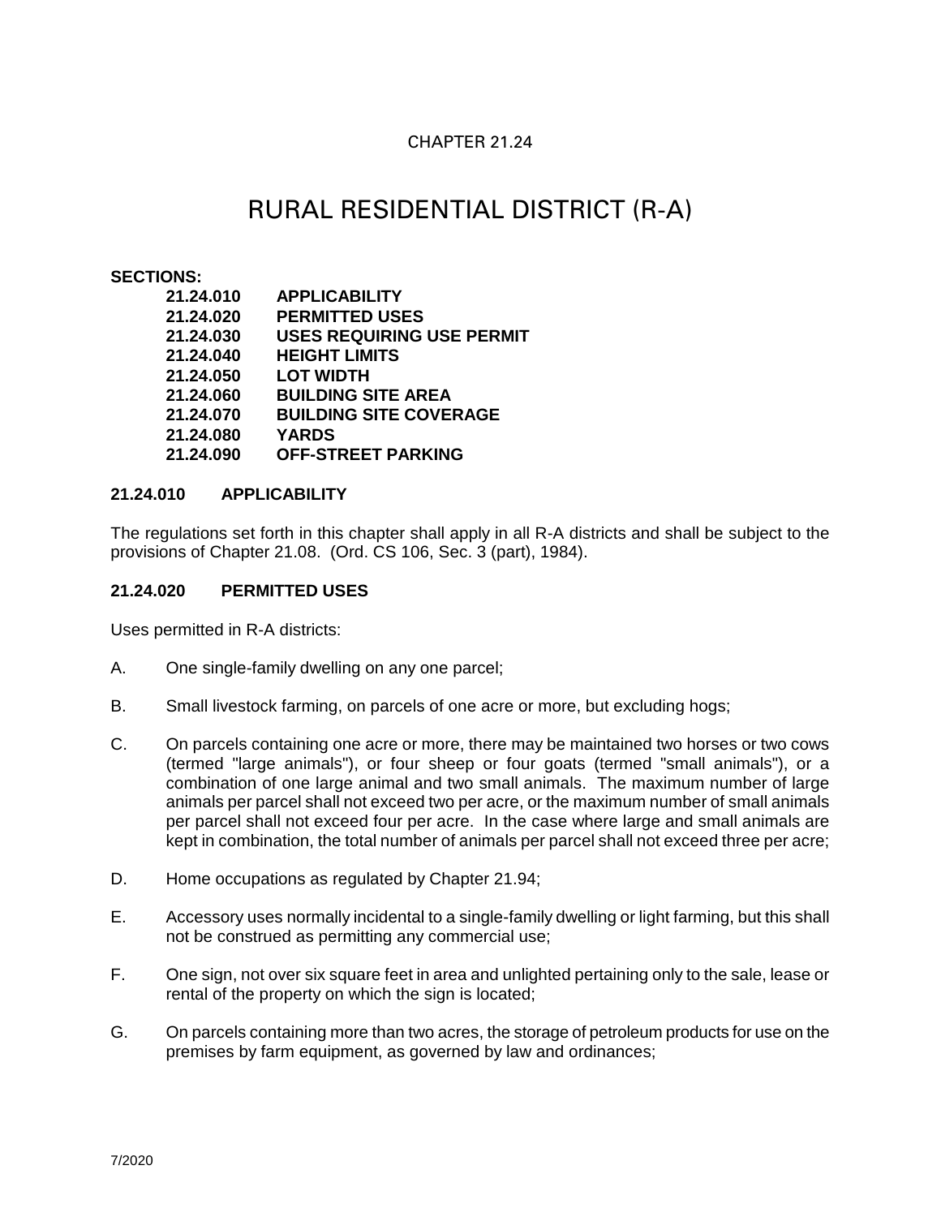CHAPTER 21.24

# RURAL RESIDENTIAL DISTRICT (R-A)

**SECTIONS:**

**21.24.010 APPLICABILITY**
**21.24.020 PERMITTED USES**
**21.24.030 USES REQUIRING USE PERMIT**
**21.24.040 HEIGHT LIMITS**
**21.24.050 LOT WIDTH**
**21.24.060 BUILDING SITE AREA**
**21.24.070 BUILDING SITE COVERAGE**
**21.24.080 YARDS**
**21.24.090 OFF-STREET PARKING**

## 21.24.010 APPLICABILITY

The regulations set forth in this chapter shall apply in all R-A districts and shall be subject to the provisions of Chapter 21.08. (Ord. CS 106, Sec. 3 (part), 1984).

## 21.24.020 PERMITTED USES

Uses permitted in R-A districts:

A. One single-family dwelling on any one parcel;

B. Small livestock farming, on parcels of one acre or more, but excluding hogs;

C. On parcels containing one acre or more, there may be maintained two horses or two cows (termed "large animals"), or four sheep or four goats (termed "small animals"), or a combination of one large animal and two small animals. The maximum number of large animals per parcel shall not exceed two per acre, or the maximum number of small animals per parcel shall not exceed four per acre. In the case where large and small animals are kept in combination, the total number of animals per parcel shall not exceed three per acre;

D. Home occupations as regulated by Chapter 21.94;

E. Accessory uses normally incidental to a single-family dwelling or light farming, but this shall not be construed as permitting any commercial use;

F. One sign, not over six square feet in area and unlighted pertaining only to the sale, lease or rental of the property on which the sign is located;

G. On parcels containing more than two acres, the storage of petroleum products for use on the premises by farm equipment, as governed by law and ordinances;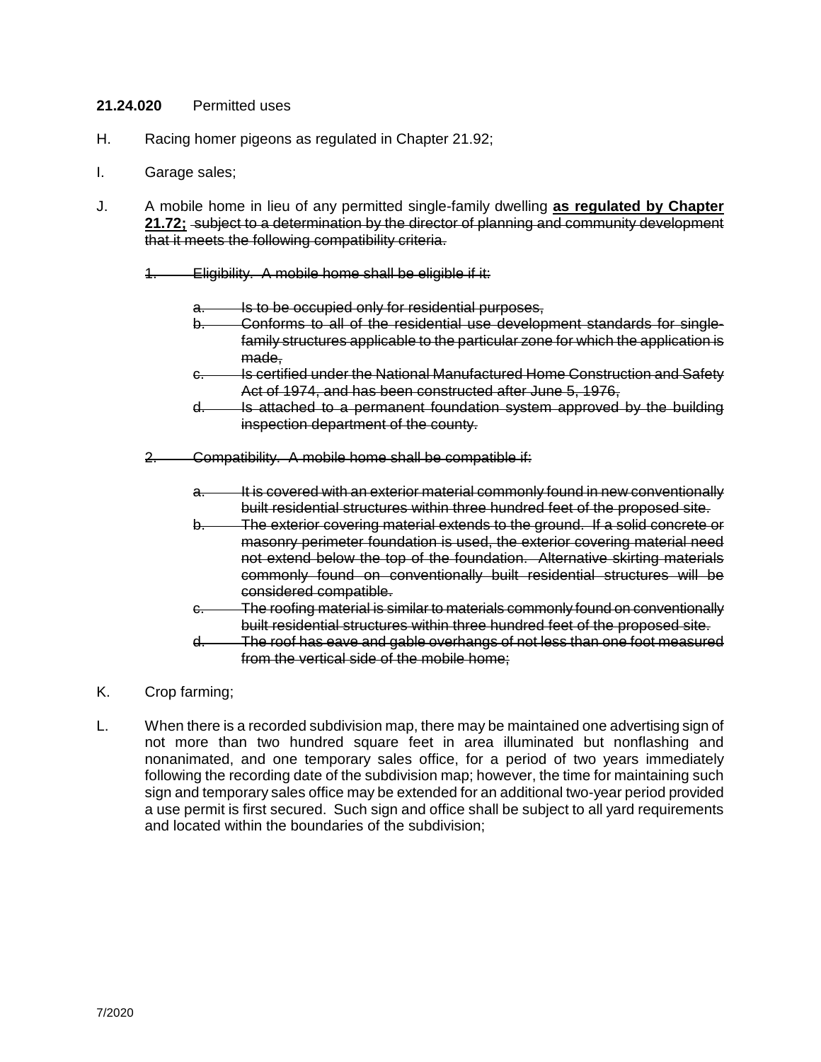**21.24.020** Permitted uses

H. Racing homer pigeons as regulated in Chapter 21.92;

I. Garage sales;

J. A mobile home in lieu of any permitted single-family dwelling **<u>as regulated by Chapter 21.72;</u>** ~~subject to a determination by the director of planning and community development that it meets the following compatibility criteria.~~

   ~~1. Eligibility. A mobile home shall be eligible if it:~~

      ~~a. Is to be occupied only for residential purposes,~~
      ~~b. Conforms to all of the residential use development standards for single-family structures applicable to the particular zone for which the application is made,~~
      ~~c. Is certified under the National Manufactured Home Construction and Safety Act of 1974, and has been constructed after June 5, 1976,~~
      ~~d. Is attached to a permanent foundation system approved by the building inspection department of the county.~~

   ~~2. Compatibility. A mobile home shall be compatible if:~~

      ~~a. It is covered with an exterior material commonly found in new conventionally built residential structures within three hundred feet of the proposed site.~~
      ~~b. The exterior covering material extends to the ground. If a solid concrete or masonry perimeter foundation is used, the exterior covering material need not extend below the top of the foundation. Alternative skirting materials commonly found on conventionally built residential structures will be considered compatible.~~
      ~~c. The roofing material is similar to materials commonly found on conventionally built residential structures within three hundred feet of the proposed site.~~
      ~~d. The roof has eave and gable overhangs of not less than one foot measured from the vertical side of the mobile home;~~

K. Crop farming;

L. When there is a recorded subdivision map, there may be maintained one advertising sign of not more than two hundred square feet in area illuminated but nonflashing and nonanimated, and one temporary sales office, for a period of two years immediately following the recording date of the subdivision map; however, the time for maintaining such sign and temporary sales office may be extended for an additional two-year period provided a use permit is first secured. Such sign and office shall be subject to all yard requirements and located within the boundaries of the subdivision;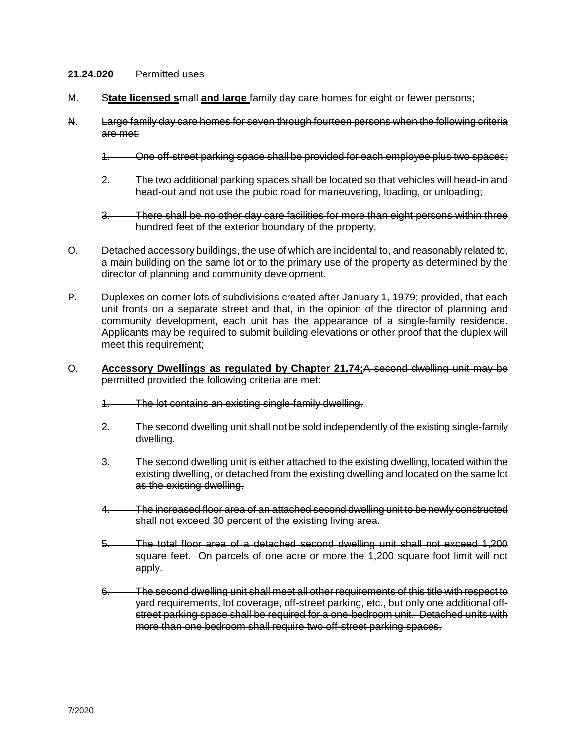**21.24.020** Permitted uses

M. S**<u>tate licensed s</u>**mall **<u>and large</u>** family day care homes ~~for eight or fewer persons~~;

~~N. Large family day care homes for seven through fourteen persons when the following criteria are met:~~

~~1. One off-street parking space shall be provided for each employee plus two spaces;~~

~~2. The two additional parking spaces shall be located so that vehicles will head-in and head-out and not use the pubic road for maneuvering, loading, or unloading;~~

~~3. There shall be no other day care facilities for more than eight persons within three hundred feet of the exterior boundary of the property~~.

O. Detached accessory buildings, the use of which are incidental to, and reasonably related to, a main building on the same lot or to the primary use of the property as determined by the director of planning and community development.

P. Duplexes on corner lots of subdivisions created after January 1, 1979; provided, that each unit fronts on a separate street and that, in the opinion of the director of planning and community development, each unit has the appearance of a single-family residence. Applicants may be required to submit building elevations or other proof that the duplex will meet this requirement;

Q. **<u>Accessory Dwellings as regulated by Chapter 21.74;</u>**~~A second dwelling unit may be permitted provided the following criteria are met:~~

~~1. The lot contains an existing single-family dwelling.~~

~~2. The second dwelling unit shall not be sold independently of the existing single-family dwelling.~~

~~3. The second dwelling unit is either attached to the existing dwelling, located within the existing dwelling, or detached from the existing dwelling and located on the same lot as the existing dwelling.~~

~~4. The increased floor area of an attached second dwelling unit to be newly constructed shall not exceed 30 percent of the existing living area.~~

~~5. The total floor area of a detached second dwelling unit shall not exceed 1,200 square feet. On parcels of one acre or more the 1,200 square foot limit will not apply.~~

~~6. The second dwelling unit shall meet all other requirements of this title with respect to yard requirements, lot coverage, off-street parking, etc., but only one additional off-street parking space shall be required for a one-bedroom unit. Detached units with more than one bedroom shall require two off-street parking spaces.~~

7/2020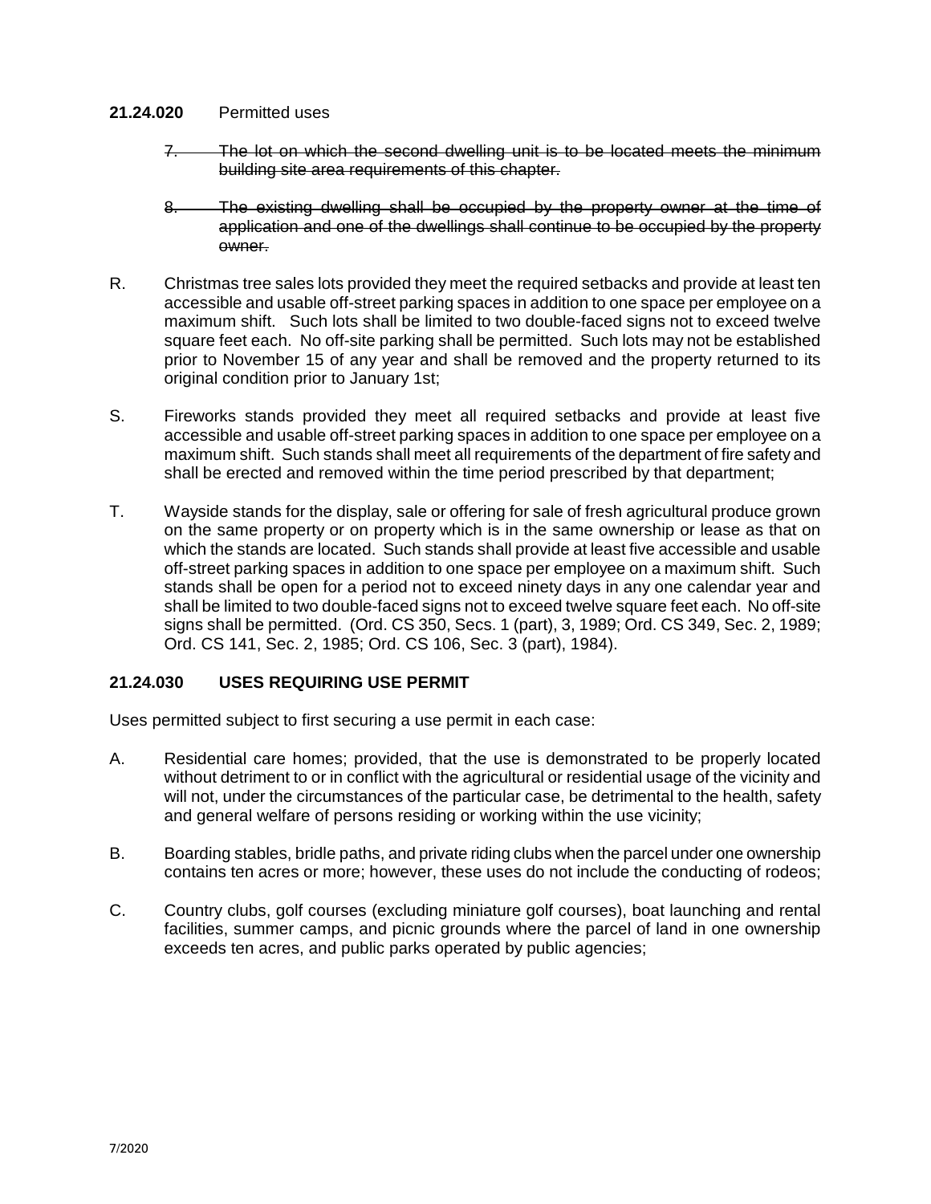**21.24.020** Permitted uses

7. ~~The lot on which the second dwelling unit is to be located meets the minimum building site area requirements of this chapter.~~

8. ~~The existing dwelling shall be occupied by the property owner at the time of application and one of the dwellings shall continue to be occupied by the property owner.~~

R. Christmas tree sales lots provided they meet the required setbacks and provide at least ten accessible and usable off-street parking spaces in addition to one space per employee on a maximum shift. Such lots shall be limited to two double-faced signs not to exceed twelve square feet each. No off-site parking shall be permitted. Such lots may not be established prior to November 15 of any year and shall be removed and the property returned to its original condition prior to January 1st;

S. Fireworks stands provided they meet all required setbacks and provide at least five accessible and usable off-street parking spaces in addition to one space per employee on a maximum shift. Such stands shall meet all requirements of the department of fire safety and shall be erected and removed within the time period prescribed by that department;

T. Wayside stands for the display, sale or offering for sale of fresh agricultural produce grown on the same property or on property which is in the same ownership or lease as that on which the stands are located. Such stands shall provide at least five accessible and usable off-street parking spaces in addition to one space per employee on a maximum shift. Such stands shall be open for a period not to exceed ninety days in any one calendar year and shall be limited to two double-faced signs not to exceed twelve square feet each. No off-site signs shall be permitted. (Ord. CS 350, Secs. 1 (part), 3, 1989; Ord. CS 349, Sec. 2, 1989; Ord. CS 141, Sec. 2, 1985; Ord. CS 106, Sec. 3 (part), 1984).

### 21.24.030 USES REQUIRING USE PERMIT

Uses permitted subject to first securing a use permit in each case:

A. Residential care homes; provided, that the use is demonstrated to be properly located without detriment to or in conflict with the agricultural or residential usage of the vicinity and will not, under the circumstances of the particular case, be detrimental to the health, safety and general welfare of persons residing or working within the use vicinity;

B. Boarding stables, bridle paths, and private riding clubs when the parcel under one ownership contains ten acres or more; however, these uses do not include the conducting of rodeos;

C. Country clubs, golf courses (excluding miniature golf courses), boat launching and rental facilities, summer camps, and picnic grounds where the parcel of land in one ownership exceeds ten acres, and public parks operated by public agencies;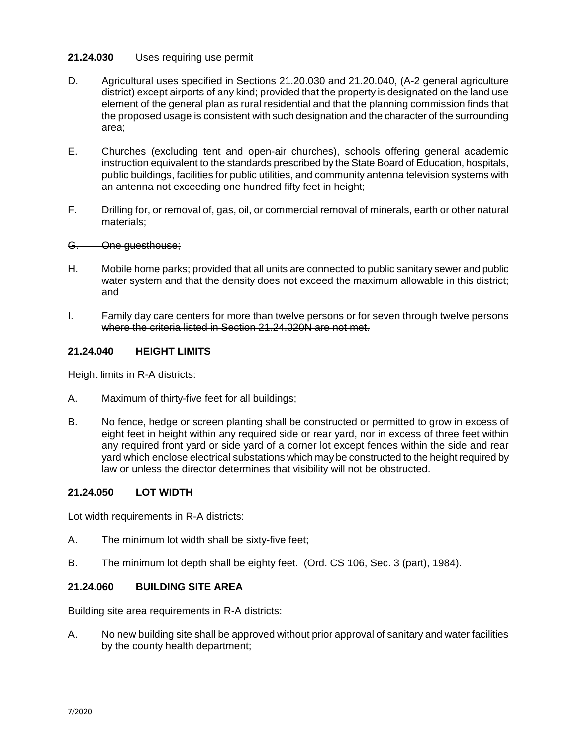**21.24.030** Uses requiring use permit

D. Agricultural uses specified in Sections 21.20.030 and 21.20.040, (A-2 general agriculture district) except airports of any kind; provided that the property is designated on the land use element of the general plan as rural residential and that the planning commission finds that the proposed usage is consistent with such designation and the character of the surrounding area;

E. Churches (excluding tent and open-air churches), schools offering general academic instruction equivalent to the standards prescribed by the State Board of Education, hospitals, public buildings, facilities for public utilities, and community antenna television systems with an antenna not exceeding one hundred fifty feet in height;

F. Drilling for, or removal of, gas, oil, or commercial removal of minerals, earth or other natural materials;

~~G. One guesthouse;~~

H. Mobile home parks; provided that all units are connected to public sanitary sewer and public water system and that the density does not exceed the maximum allowable in this district; and

~~I. Family day care centers for more than twelve persons or for seven through twelve persons where the criteria listed in Section 21.24.020N are not met.~~

### 21.24.040 HEIGHT LIMITS

Height limits in R-A districts:

A. Maximum of thirty-five feet for all buildings;

B. No fence, hedge or screen planting shall be constructed or permitted to grow in excess of eight feet in height within any required side or rear yard, nor in excess of three feet within any required front yard or side yard of a corner lot except fences within the side and rear yard which enclose electrical substations which may be constructed to the height required by law or unless the director determines that visibility will not be obstructed.

### 21.24.050 LOT WIDTH

Lot width requirements in R-A districts:

A. The minimum lot width shall be sixty-five feet;

B. The minimum lot depth shall be eighty feet. (Ord. CS 106, Sec. 3 (part), 1984).

### 21.24.060 BUILDING SITE AREA

Building site area requirements in R-A districts:

A. No new building site shall be approved without prior approval of sanitary and water facilities by the county health department;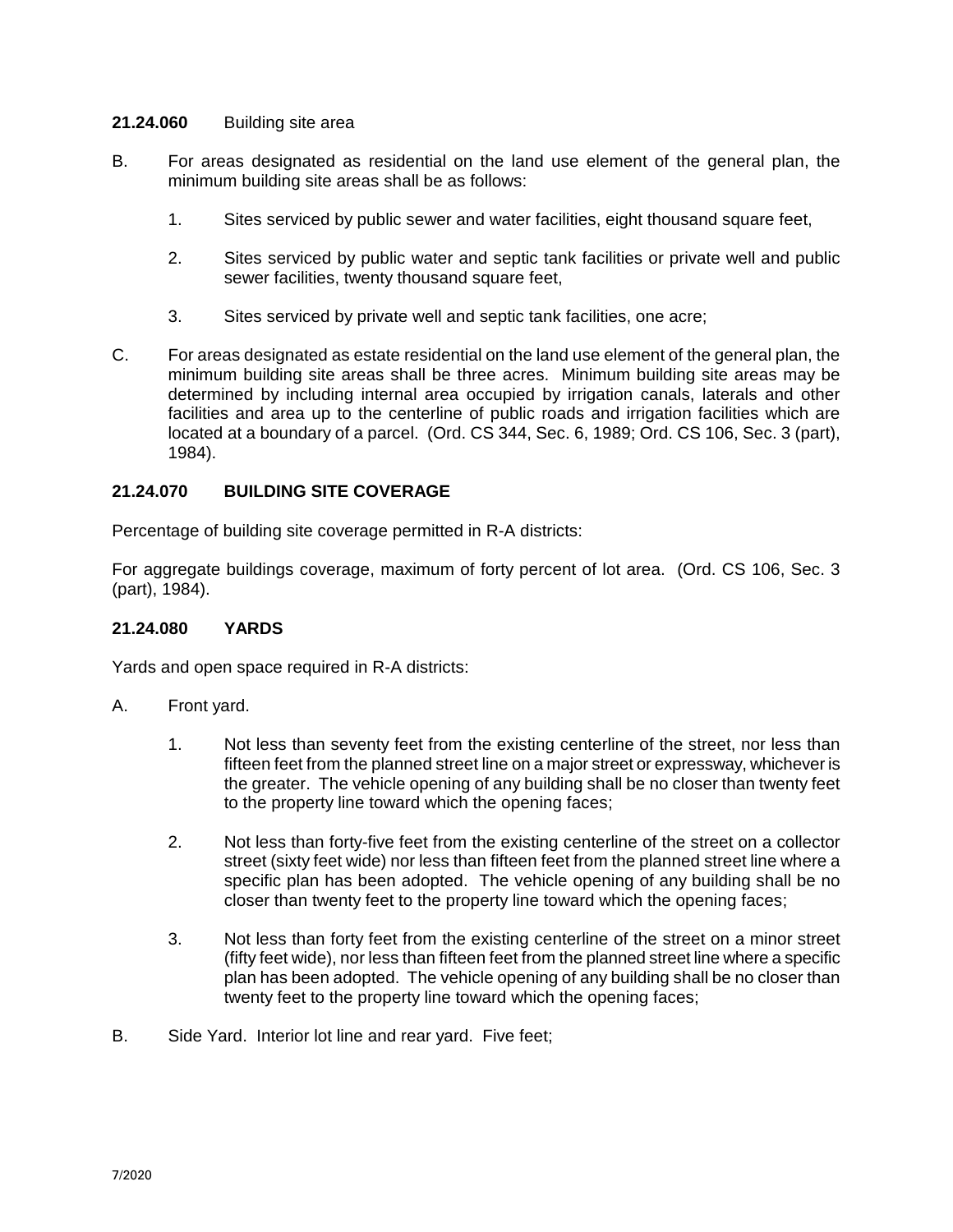**21.24.060** Building site area

B. For areas designated as residential on the land use element of the general plan, the minimum building site areas shall be as follows:

   1. Sites serviced by public sewer and water facilities, eight thousand square feet,

   2. Sites serviced by public water and septic tank facilities or private well and public sewer facilities, twenty thousand square feet,

   3. Sites serviced by private well and septic tank facilities, one acre;

C. For areas designated as estate residential on the land use element of the general plan, the minimum building site areas shall be three acres. Minimum building site areas may be determined by including internal area occupied by irrigation canals, laterals and other facilities and area up to the centerline of public roads and irrigation facilities which are located at a boundary of a parcel. (Ord. CS 344, Sec. 6, 1989; Ord. CS 106, Sec. 3 (part), 1984).

**21.24.070 BUILDING SITE COVERAGE**

Percentage of building site coverage permitted in R-A districts:

For aggregate buildings coverage, maximum of forty percent of lot area. (Ord. CS 106, Sec. 3 (part), 1984).

**21.24.080 YARDS**

Yards and open space required in R-A districts:

A. Front yard.

   1. Not less than seventy feet from the existing centerline of the street, nor less than fifteen feet from the planned street line on a major street or expressway, whichever is the greater. The vehicle opening of any building shall be no closer than twenty feet to the property line toward which the opening faces;

   2. Not less than forty-five feet from the existing centerline of the street on a collector street (sixty feet wide) nor less than fifteen feet from the planned street line where a specific plan has been adopted. The vehicle opening of any building shall be no closer than twenty feet to the property line toward which the opening faces;

   3. Not less than forty feet from the existing centerline of the street on a minor street (fifty feet wide), nor less than fifteen feet from the planned street line where a specific plan has been adopted. The vehicle opening of any building shall be no closer than twenty feet to the property line toward which the opening faces;

B. Side Yard. Interior lot line and rear yard. Five feet;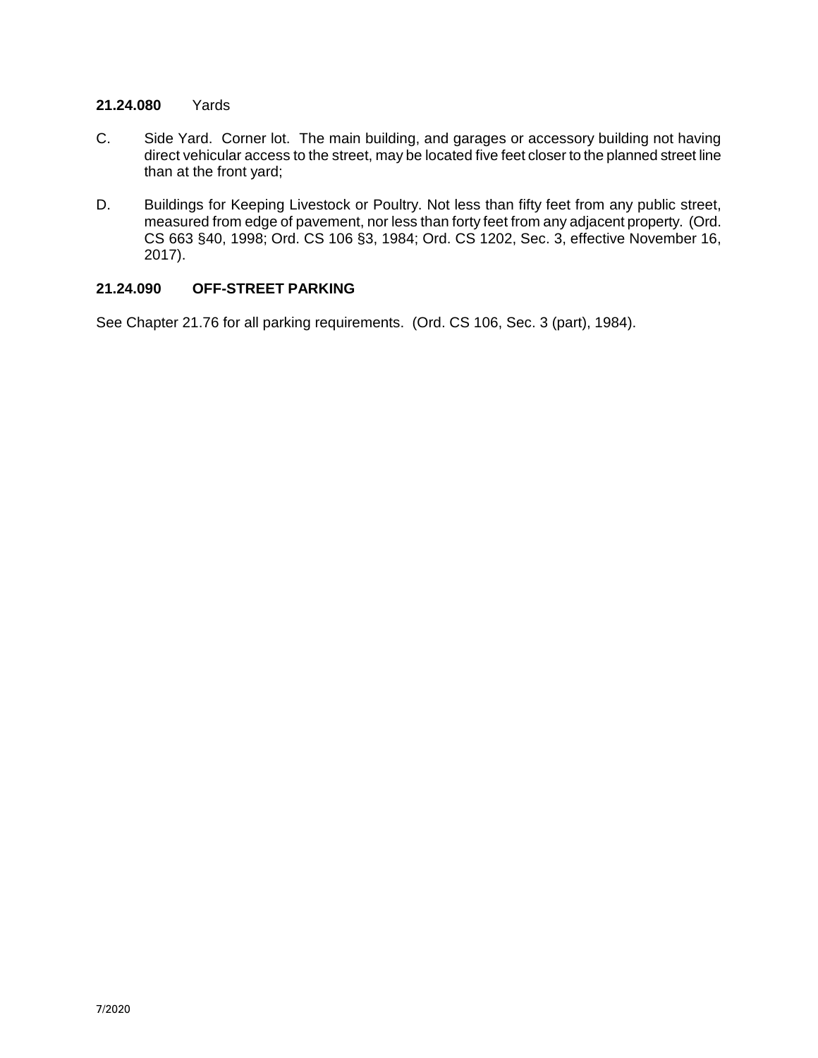**21.24.080** Yards

C. Side Yard. Corner lot. The main building, and garages or accessory building not having direct vehicular access to the street, may be located five feet closer to the planned street line than at the front yard;

D. Buildings for Keeping Livestock or Poultry. Not less than fifty feet from any public street, measured from edge of pavement, nor less than forty feet from any adjacent property. (Ord. CS 663 §40, 1998; Ord. CS 106 §3, 1984; Ord. CS 1202, Sec. 3, effective November 16, 2017).

**21.24.090 OFF-STREET PARKING**

See Chapter 21.76 for all parking requirements. (Ord. CS 106, Sec. 3 (part), 1984).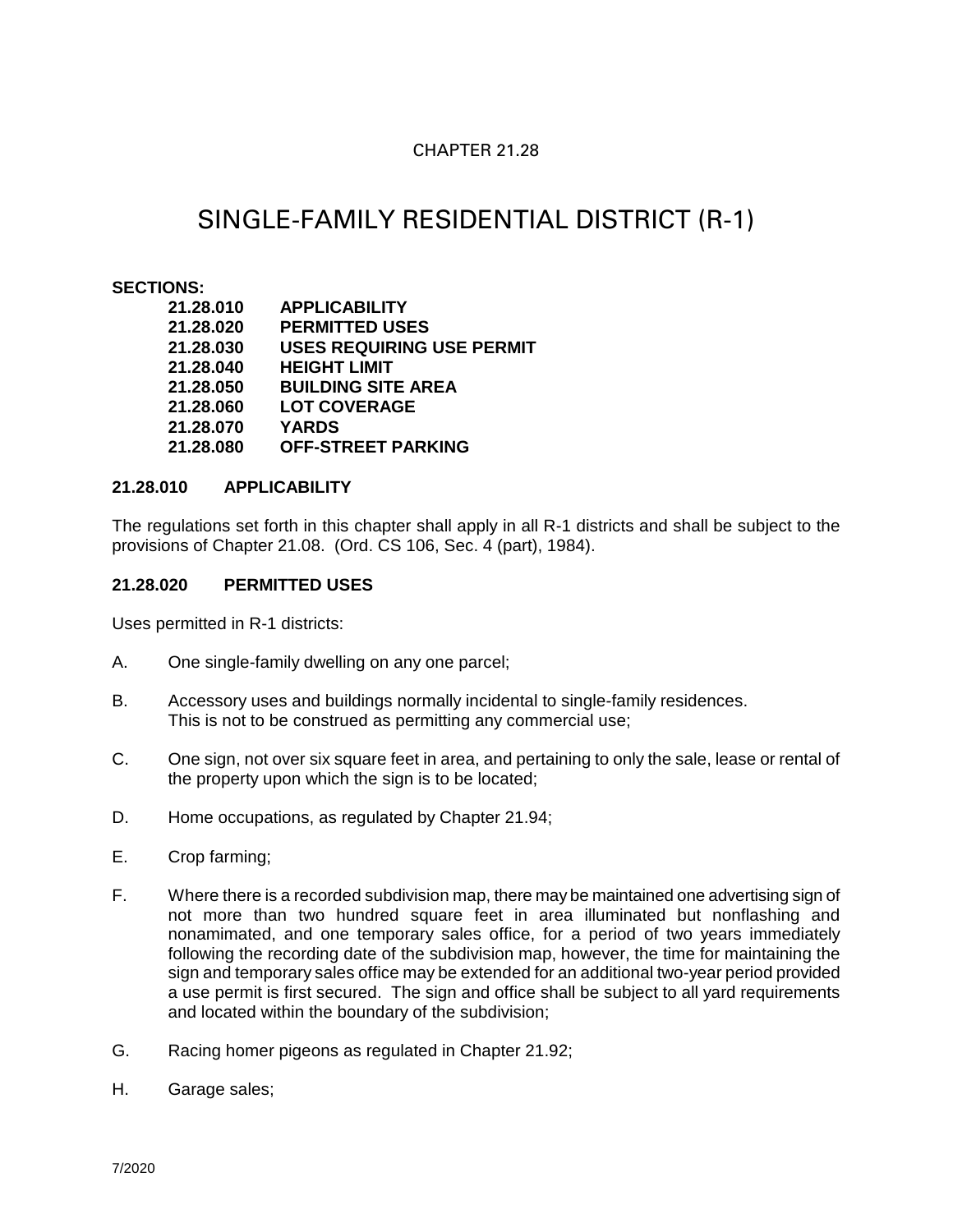CHAPTER 21.28

# SINGLE-FAMILY RESIDENTIAL DISTRICT (R-1)

**SECTIONS:**

| | |
|---|---|
| **21.28.010** | **APPLICABILITY** |
| **21.28.020** | **PERMITTED USES** |
| **21.28.030** | **USES REQUIRING USE PERMIT** |
| **21.28.040** | **HEIGHT LIMIT** |
| **21.28.050** | **BUILDING SITE AREA** |
| **21.28.060** | **LOT COVERAGE** |
| **21.28.070** | **YARDS** |
| **21.28.080** | **OFF-STREET PARKING** |

### 21.28.010 APPLICABILITY

The regulations set forth in this chapter shall apply in all R-1 districts and shall be subject to the provisions of Chapter 21.08. (Ord. CS 106, Sec. 4 (part), 1984).

### 21.28.020 PERMITTED USES

Uses permitted in R-1 districts:

A. One single-family dwelling on any one parcel;

B. Accessory uses and buildings normally incidental to single-family residences. This is not to be construed as permitting any commercial use;

C. One sign, not over six square feet in area, and pertaining to only the sale, lease or rental of the property upon which the sign is to be located;

D. Home occupations, as regulated by Chapter 21.94;

E. Crop farming;

F. Where there is a recorded subdivision map, there may be maintained one advertising sign of not more than two hundred square feet in area illuminated but nonflashing and nonamimated, and one temporary sales office, for a period of two years immediately following the recording date of the subdivision map, however, the time for maintaining the sign and temporary sales office may be extended for an additional two-year period provided a use permit is first secured. The sign and office shall be subject to all yard requirements and located within the boundary of the subdivision;

G. Racing homer pigeons as regulated in Chapter 21.92;

H. Garage sales;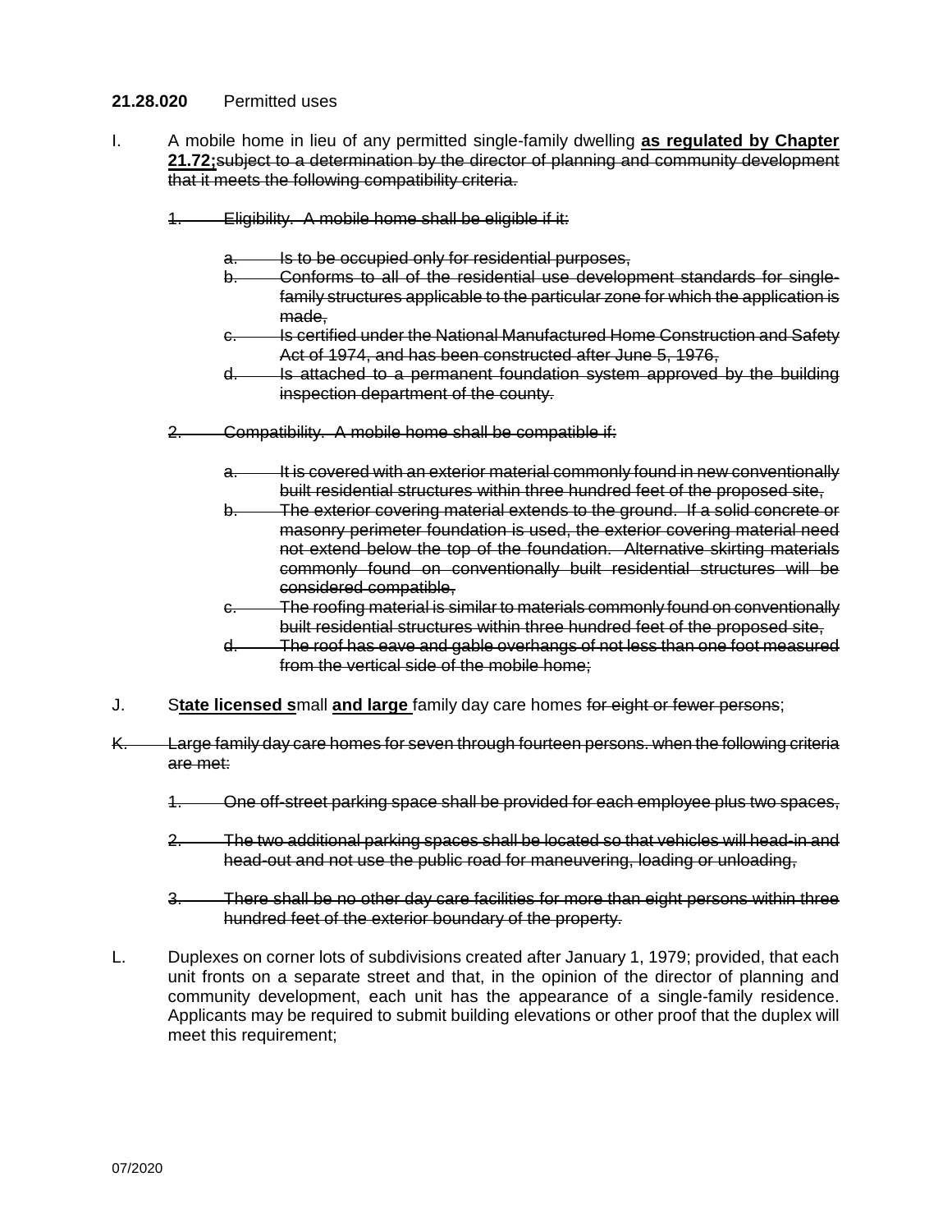**21.28.020** Permitted uses

I. A mobile home in lieu of any permitted single-family dwelling **as regulated by Chapter 21.72;**~~subject to a determination by the director of planning and community development that it meets the following compatibility criteria.~~

~~1. Eligibility. A mobile home shall be eligible if it:~~

~~a. Is to be occupied only for residential purposes,~~
~~b. Conforms to all of the residential use development standards for single-family structures applicable to the particular zone for which the application is made,~~
~~c. Is certified under the National Manufactured Home Construction and Safety Act of 1974, and has been constructed after June 5, 1976,~~
~~d. Is attached to a permanent foundation system approved by the building inspection department of the county.~~

~~2. Compatibility. A mobile home shall be compatible if:~~

~~a. It is covered with an exterior material commonly found in new conventionally built residential structures within three hundred feet of the proposed site,~~
~~b. The exterior covering material extends to the ground. If a solid concrete or masonry perimeter foundation is used, the exterior covering material need not extend below the top of the foundation. Alternative skirting materials commonly found on conventionally built residential structures will be considered compatible,~~
~~c. The roofing material is similar to materials commonly found on conventionally built residential structures within three hundred feet of the proposed site,~~
~~d. The roof has eave and gable overhangs of not less than one foot measured from the vertical side of the mobile home;~~

J. S**tate licensed s**mall **and large** family day care homes ~~for eight or fewer persons~~;

~~K. Large family day care homes for seven through fourteen persons. when the following criteria are met:~~

~~1. One off-street parking space shall be provided for each employee plus two spaces,~~

~~2. The two additional parking spaces shall be located so that vehicles will head-in and head-out and not use the public road for maneuvering, loading or unloading,~~

~~3. There shall be no other day care facilities for more than eight persons within three hundred feet of the exterior boundary of the property.~~

L. Duplexes on corner lots of subdivisions created after January 1, 1979; provided, that each unit fronts on a separate street and that, in the opinion of the director of planning and community development, each unit has the appearance of a single-family residence. Applicants may be required to submit building elevations or other proof that the duplex will meet this requirement;

07/2020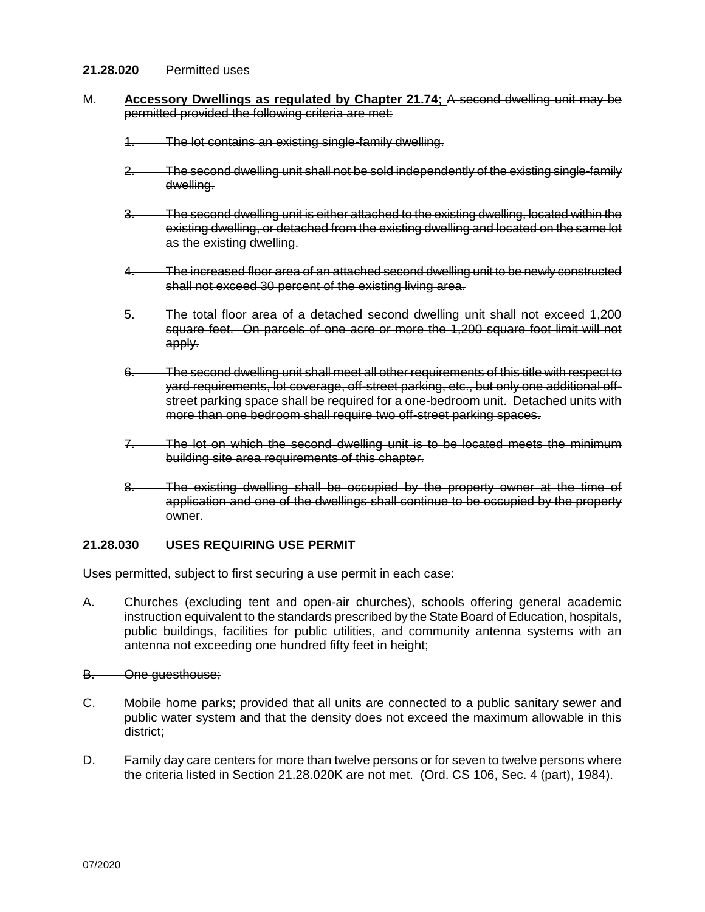**21.28.020** Permitted uses

M. **<u>Accessory Dwellings as regulated by Chapter 21.74;</u>** ~~A second dwelling unit may be permitted provided the following criteria are met:~~

~~1. The lot contains an existing single-family dwelling.~~

~~2. The second dwelling unit shall not be sold independently of the existing single-family dwelling.~~

~~3. The second dwelling unit is either attached to the existing dwelling, located within the existing dwelling, or detached from the existing dwelling and located on the same lot as the existing dwelling.~~

~~4. The increased floor area of an attached second dwelling unit to be newly constructed shall not exceed 30 percent of the existing living area.~~

~~5. The total floor area of a detached second dwelling unit shall not exceed 1,200 square feet. On parcels of one acre or more the 1,200 square foot limit will not apply.~~

~~6. The second dwelling unit shall meet all other requirements of this title with respect to yard requirements, lot coverage, off-street parking, etc., but only one additional off-street parking space shall be required for a one-bedroom unit. Detached units with more than one bedroom shall require two off-street parking spaces.~~

~~7. The lot on which the second dwelling unit is to be located meets the minimum building site area requirements of this chapter.~~

~~8. The existing dwelling shall be occupied by the property owner at the time of application and one of the dwellings shall continue to be occupied by the property owner.~~

**21.28.030 USES REQUIRING USE PERMIT**

Uses permitted, subject to first securing a use permit in each case:

A. Churches (excluding tent and open-air churches), schools offering general academic instruction equivalent to the standards prescribed by the State Board of Education, hospitals, public buildings, facilities for public utilities, and community antenna systems with an antenna not exceeding one hundred fifty feet in height;

~~B. One guesthouse;~~

C. Mobile home parks; provided that all units are connected to a public sanitary sewer and public water system and that the density does not exceed the maximum allowable in this district;

~~D. Family day care centers for more than twelve persons or for seven to twelve persons where the criteria listed in Section 21.28.020K are not met. (Ord. CS 106, Sec. 4 (part), 1984).~~

07/2020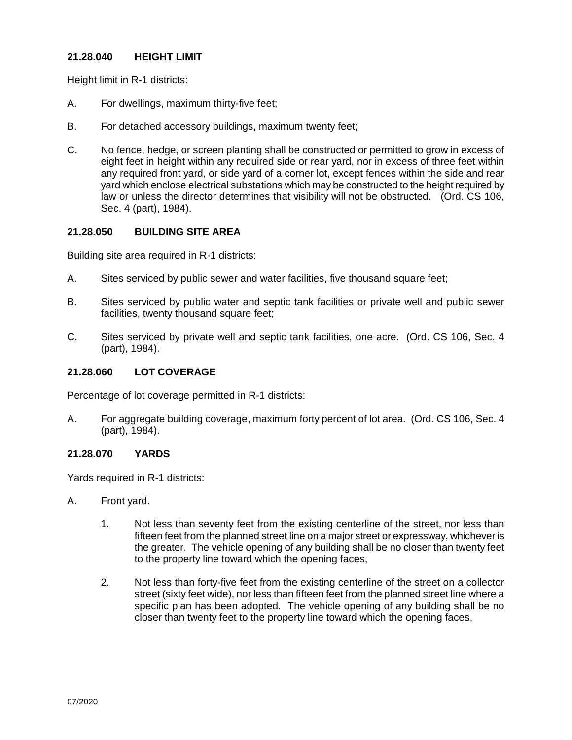### 21.28.040 HEIGHT LIMIT

Height limit in R-1 districts:

A. For dwellings, maximum thirty-five feet;

B. For detached accessory buildings, maximum twenty feet;

C. No fence, hedge, or screen planting shall be constructed or permitted to grow in excess of eight feet in height within any required side or rear yard, nor in excess of three feet within any required front yard, or side yard of a corner lot, except fences within the side and rear yard which enclose electrical substations which may be constructed to the height required by law or unless the director determines that visibility will not be obstructed. (Ord. CS 106, Sec. 4 (part), 1984).

### 21.28.050 BUILDING SITE AREA

Building site area required in R-1 districts:

A. Sites serviced by public sewer and water facilities, five thousand square feet;

B. Sites serviced by public water and septic tank facilities or private well and public sewer facilities, twenty thousand square feet;

C. Sites serviced by private well and septic tank facilities, one acre. (Ord. CS 106, Sec. 4 (part), 1984).

### 21.28.060 LOT COVERAGE

Percentage of lot coverage permitted in R-1 districts:

A. For aggregate building coverage, maximum forty percent of lot area. (Ord. CS 106, Sec. 4 (part), 1984).

### 21.28.070 YARDS

Yards required in R-1 districts:

A. Front yard.

   1. Not less than seventy feet from the existing centerline of the street, nor less than fifteen feet from the planned street line on a major street or expressway, whichever is the greater. The vehicle opening of any building shall be no closer than twenty feet to the property line toward which the opening faces,

   2. Not less than forty-five feet from the existing centerline of the street on a collector street (sixty feet wide), nor less than fifteen feet from the planned street line where a specific plan has been adopted. The vehicle opening of any building shall be no closer than twenty feet to the property line toward which the opening faces,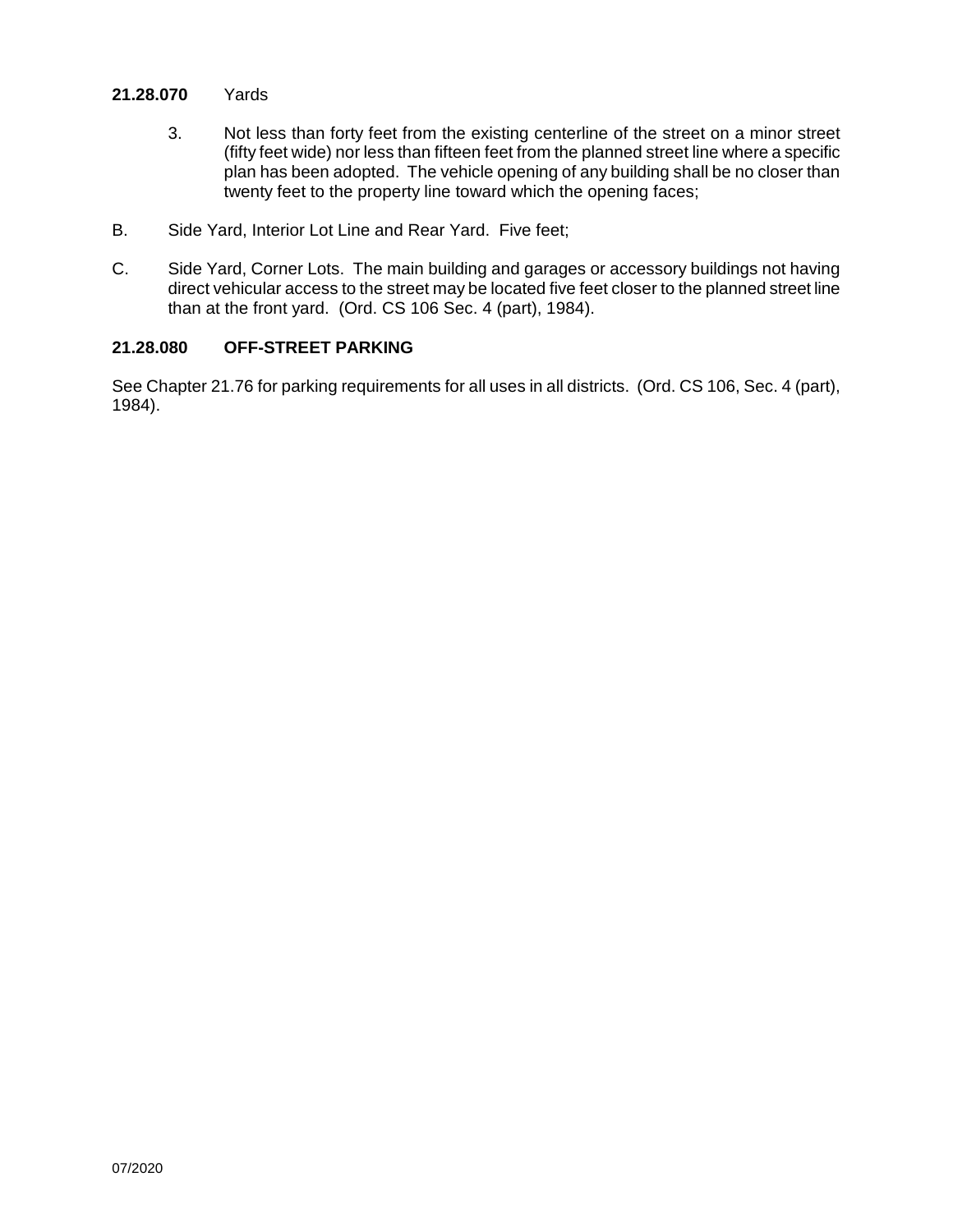**21.28.070** Yards

3. Not less than forty feet from the existing centerline of the street on a minor street (fifty feet wide) nor less than fifteen feet from the planned street line where a specific plan has been adopted. The vehicle opening of any building shall be no closer than twenty feet to the property line toward which the opening faces;

B. Side Yard, Interior Lot Line and Rear Yard. Five feet;

C. Side Yard, Corner Lots. The main building and garages or accessory buildings not having direct vehicular access to the street may be located five feet closer to the planned street line than at the front yard. (Ord. CS 106 Sec. 4 (part), 1984).

## 21.28.080 OFF-STREET PARKING

See Chapter 21.76 for parking requirements for all uses in all districts. (Ord. CS 106, Sec. 4 (part), 1984).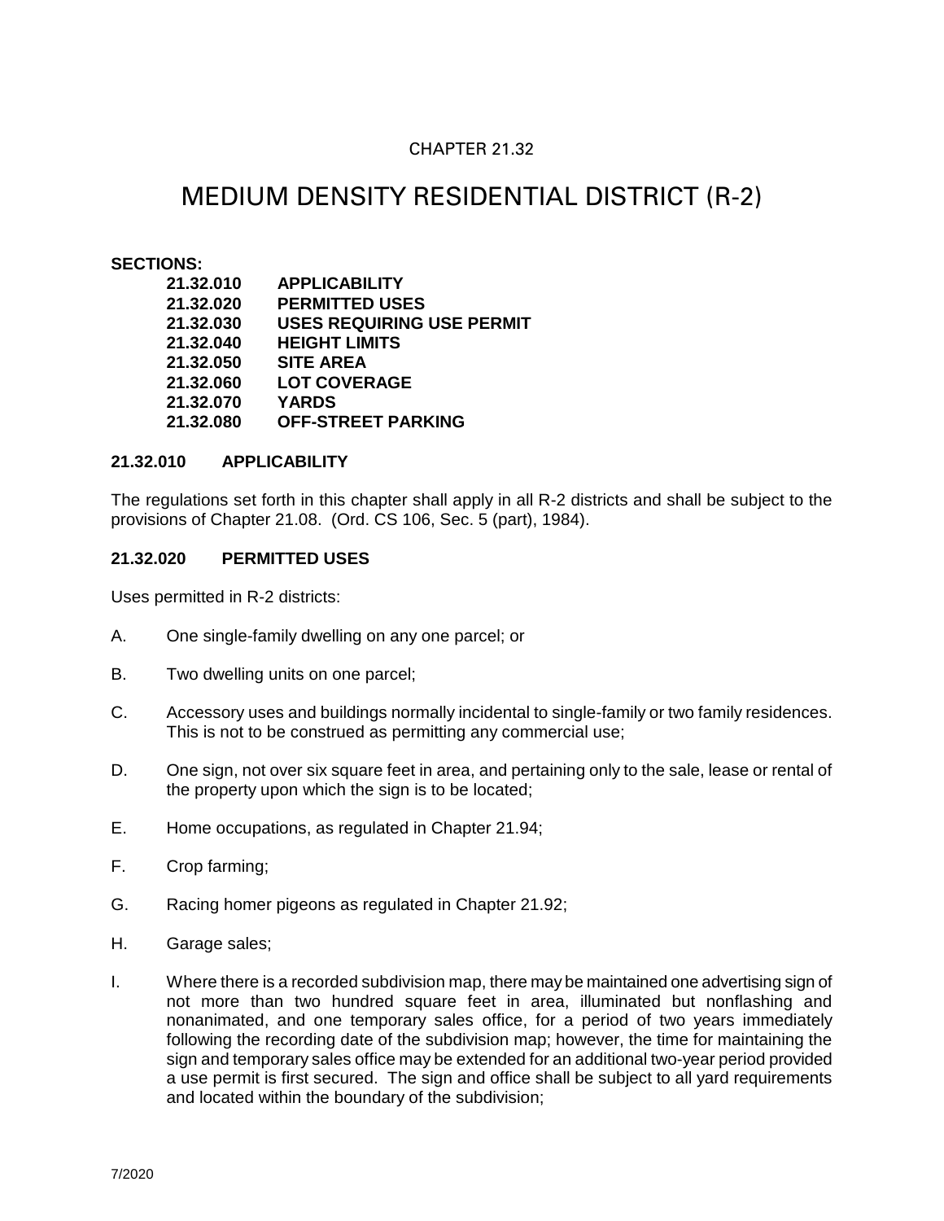CHAPTER 21.32

# MEDIUM DENSITY RESIDENTIAL DISTRICT (R-2)

**SECTIONS:**

**21.32.010 APPLICABILITY**
**21.32.020 PERMITTED USES**
**21.32.030 USES REQUIRING USE PERMIT**
**21.32.040 HEIGHT LIMITS**
**21.32.050 SITE AREA**
**21.32.060 LOT COVERAGE**
**21.32.070 YARDS**
**21.32.080 OFF-STREET PARKING**

### 21.32.010 APPLICABILITY

The regulations set forth in this chapter shall apply in all R-2 districts and shall be subject to the provisions of Chapter 21.08. (Ord. CS 106, Sec. 5 (part), 1984).

### 21.32.020 PERMITTED USES

Uses permitted in R-2 districts:

A. One single-family dwelling on any one parcel; or

B. Two dwelling units on one parcel;

C. Accessory uses and buildings normally incidental to single-family or two family residences. This is not to be construed as permitting any commercial use;

D. One sign, not over six square feet in area, and pertaining only to the sale, lease or rental of the property upon which the sign is to be located;

E. Home occupations, as regulated in Chapter 21.94;

F. Crop farming;

G. Racing homer pigeons as regulated in Chapter 21.92;

H. Garage sales;

I. Where there is a recorded subdivision map, there may be maintained one advertising sign of not more than two hundred square feet in area, illuminated but nonflashing and nonanimated, and one temporary sales office, for a period of two years immediately following the recording date of the subdivision map; however, the time for maintaining the sign and temporary sales office may be extended for an additional two-year period provided a use permit is first secured. The sign and office shall be subject to all yard requirements and located within the boundary of the subdivision;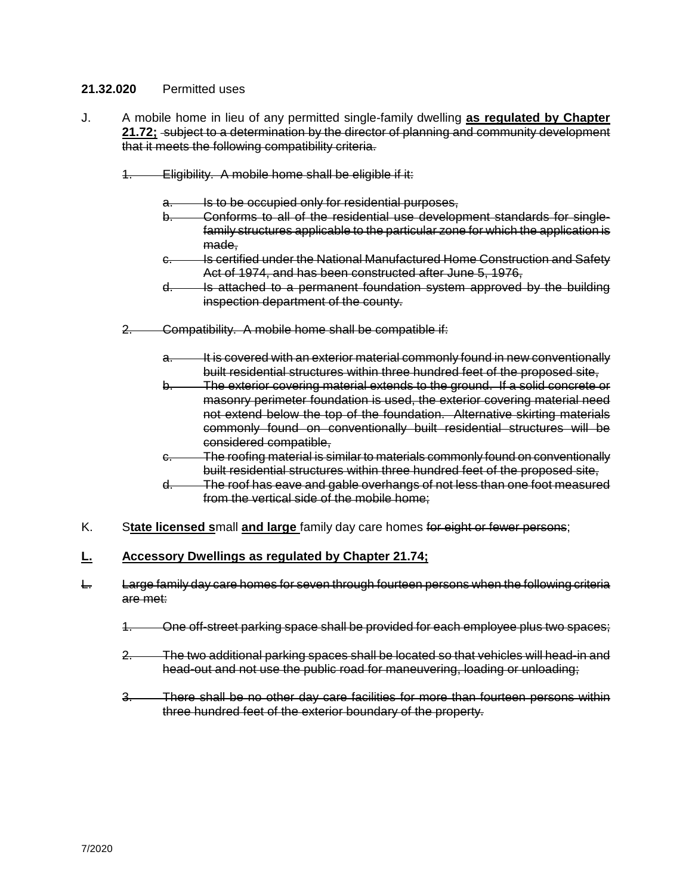**21.32.020** Permitted uses

J. A mobile home in lieu of any permitted single-family dwelling **as regulated by Chapter 21.72;** ~~subject to a determination by the director of planning and community development that it meets the following compatibility criteria.~~

~~1. Eligibility. A mobile home shall be eligible if it:~~

~~a. Is to be occupied only for residential purposes,~~

~~b. Conforms to all of the residential use development standards for single-family structures applicable to the particular zone for which the application is made,~~

~~c. Is certified under the National Manufactured Home Construction and Safety Act of 1974, and has been constructed after June 5, 1976,~~

~~d. Is attached to a permanent foundation system approved by the building inspection department of the county.~~

~~2. Compatibility. A mobile home shall be compatible if:~~

~~a. It is covered with an exterior material commonly found in new conventionally built residential structures within three hundred feet of the proposed site,~~

~~b. The exterior covering material extends to the ground. If a solid concrete or masonry perimeter foundation is used, the exterior covering material need not extend below the top of the foundation. Alternative skirting materials commonly found on conventionally built residential structures will be considered compatible,~~

~~c. The roofing material is similar to materials commonly found on conventionally built residential structures within three hundred feet of the proposed site,~~

~~d. The roof has eave and gable overhangs of not less than one foot measured from the vertical side of the mobile home;~~

K. S**tate licensed s**mall **and large** family day care homes ~~for eight or fewer persons~~;

**L. Accessory Dwellings as regulated by Chapter 21.74;**

~~L. Large family day care homes for seven through fourteen persons when the following criteria are met:~~

~~1. One off-street parking space shall be provided for each employee plus two spaces;~~

~~2. The two additional parking spaces shall be located so that vehicles will head-in and head-out and not use the public road for maneuvering, loading or unloading;~~

~~3. There shall be no other day care facilities for more than fourteen persons within three hundred feet of the exterior boundary of the property.~~

7/2020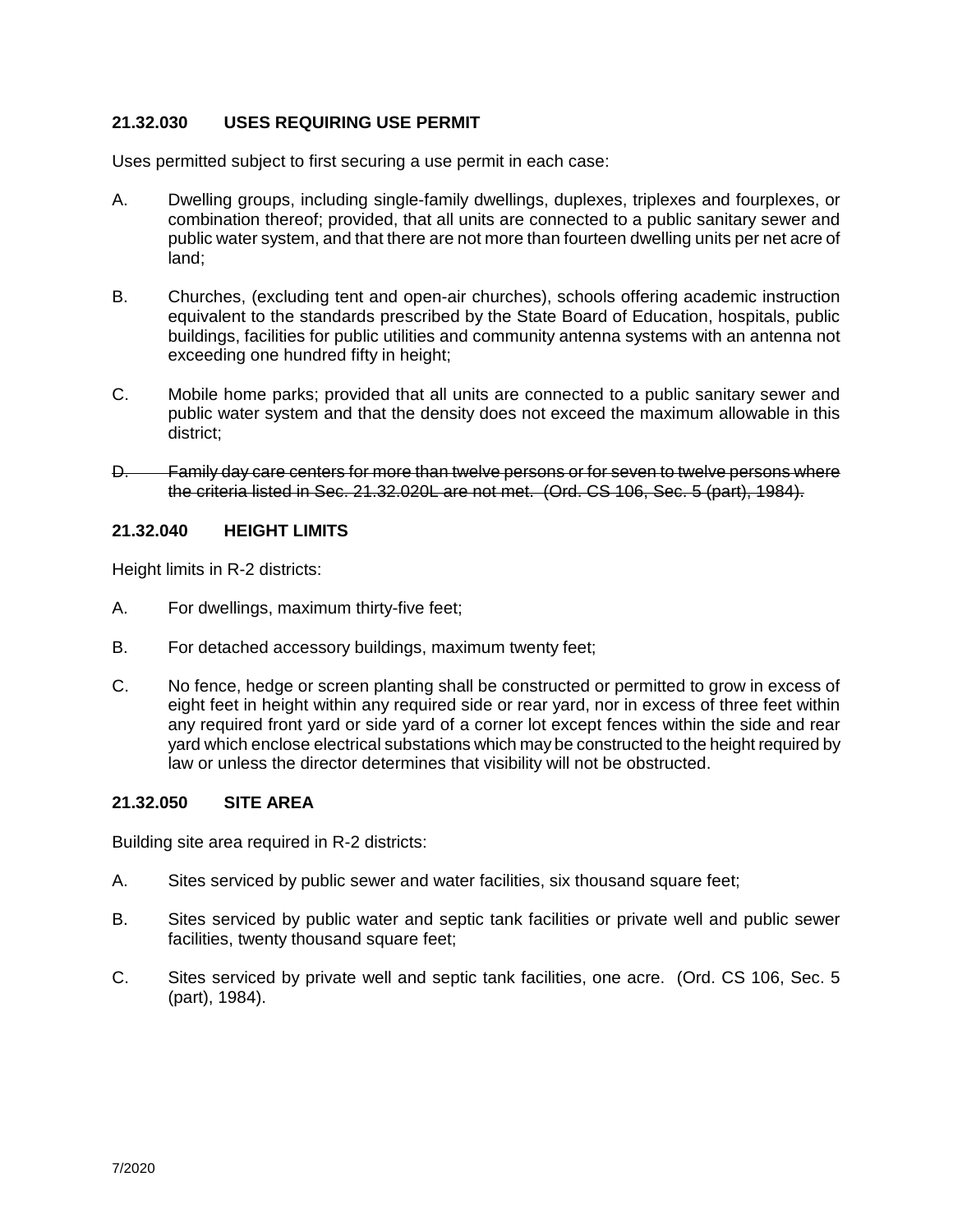### 21.32.030 USES REQUIRING USE PERMIT

Uses permitted subject to first securing a use permit in each case:

A. Dwelling groups, including single-family dwellings, duplexes, triplexes and fourplexes, or combination thereof; provided, that all units are connected to a public sanitary sewer and public water system, and that there are not more than fourteen dwelling units per net acre of land;

B. Churches, (excluding tent and open-air churches), schools offering academic instruction equivalent to the standards prescribed by the State Board of Education, hospitals, public buildings, facilities for public utilities and community antenna systems with an antenna not exceeding one hundred fifty in height;

C. Mobile home parks; provided that all units are connected to a public sanitary sewer and public water system and that the density does not exceed the maximum allowable in this district;

~~D. Family day care centers for more than twelve persons or for seven to twelve persons where the criteria listed in Sec. 21.32.020L are not met. (Ord. CS 106, Sec. 5 (part), 1984).~~

### 21.32.040 HEIGHT LIMITS

Height limits in R-2 districts:

A. For dwellings, maximum thirty-five feet;

B. For detached accessory buildings, maximum twenty feet;

C. No fence, hedge or screen planting shall be constructed or permitted to grow in excess of eight feet in height within any required side or rear yard, nor in excess of three feet within any required front yard or side yard of a corner lot except fences within the side and rear yard which enclose electrical substations which may be constructed to the height required by law or unless the director determines that visibility will not be obstructed.

### 21.32.050 SITE AREA

Building site area required in R-2 districts:

A. Sites serviced by public sewer and water facilities, six thousand square feet;

B. Sites serviced by public water and septic tank facilities or private well and public sewer facilities, twenty thousand square feet;

C. Sites serviced by private well and septic tank facilities, one acre. (Ord. CS 106, Sec. 5 (part), 1984).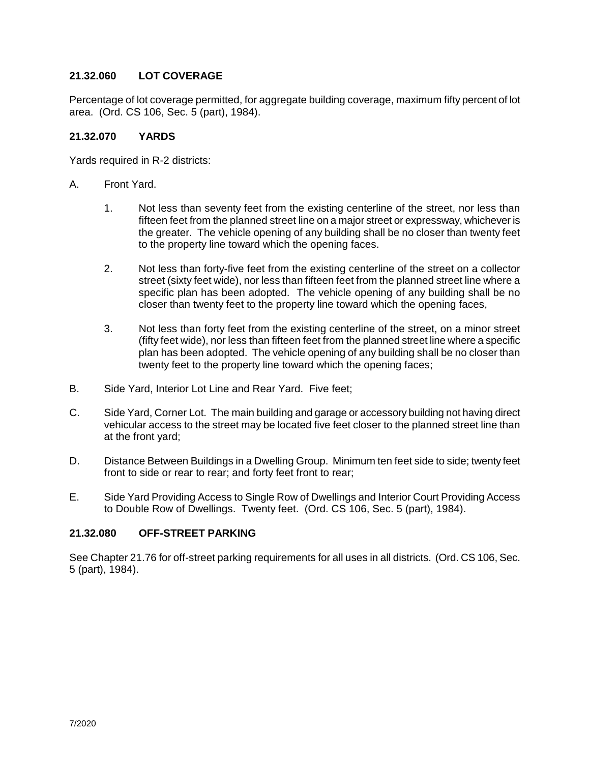### 21.32.060 LOT COVERAGE

Percentage of lot coverage permitted, for aggregate building coverage, maximum fifty percent of lot area. (Ord. CS 106, Sec. 5 (part), 1984).

### 21.32.070 YARDS

Yards required in R-2 districts:

A. Front Yard.

   1. Not less than seventy feet from the existing centerline of the street, nor less than fifteen feet from the planned street line on a major street or expressway, whichever is the greater. The vehicle opening of any building shall be no closer than twenty feet to the property line toward which the opening faces.

   2. Not less than forty-five feet from the existing centerline of the street on a collector street (sixty feet wide), nor less than fifteen feet from the planned street line where a specific plan has been adopted. The vehicle opening of any building shall be no closer than twenty feet to the property line toward which the opening faces,

   3. Not less than forty feet from the existing centerline of the street, on a minor street (fifty feet wide), nor less than fifteen feet from the planned street line where a specific plan has been adopted. The vehicle opening of any building shall be no closer than twenty feet to the property line toward which the opening faces;

B. Side Yard, Interior Lot Line and Rear Yard. Five feet;

C. Side Yard, Corner Lot. The main building and garage or accessory building not having direct vehicular access to the street may be located five feet closer to the planned street line than at the front yard;

D. Distance Between Buildings in a Dwelling Group. Minimum ten feet side to side; twenty feet front to side or rear to rear; and forty feet front to rear;

E. Side Yard Providing Access to Single Row of Dwellings and Interior Court Providing Access to Double Row of Dwellings. Twenty feet. (Ord. CS 106, Sec. 5 (part), 1984).

### 21.32.080 OFF-STREET PARKING

See Chapter 21.76 for off-street parking requirements for all uses in all districts. (Ord. CS 106, Sec. 5 (part), 1984).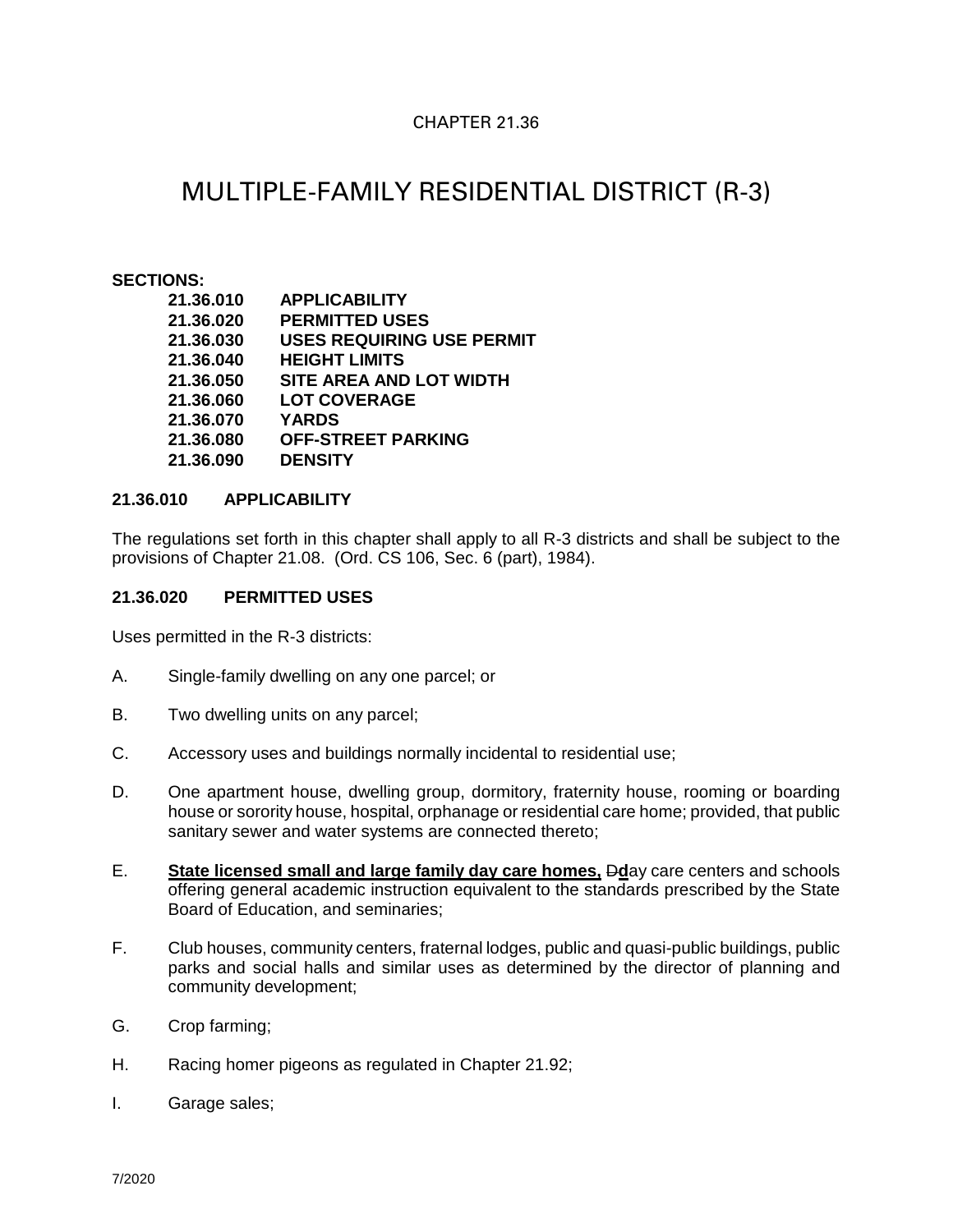CHAPTER 21.36

# MULTIPLE-FAMILY RESIDENTIAL DISTRICT (R-3)

**SECTIONS:**

| | |
|---|---|
| **21.36.010** | **APPLICABILITY** |
| **21.36.020** | **PERMITTED USES** |
| **21.36.030** | **USES REQUIRING USE PERMIT** |
| **21.36.040** | **HEIGHT LIMITS** |
| **21.36.050** | **SITE AREA AND LOT WIDTH** |
| **21.36.060** | **LOT COVERAGE** |
| **21.36.070** | **YARDS** |
| **21.36.080** | **OFF-STREET PARKING** |
| **21.36.090** | **DENSITY** |

### 21.36.010 APPLICABILITY

The regulations set forth in this chapter shall apply to all R-3 districts and shall be subject to the provisions of Chapter 21.08. (Ord. CS 106, Sec. 6 (part), 1984).

### 21.36.020 PERMITTED USES

Uses permitted in the R-3 districts:

A. Single-family dwelling on any one parcel; or

B. Two dwelling units on any parcel;

C. Accessory uses and buildings normally incidental to residential use;

D. One apartment house, dwelling group, dormitory, fraternity house, rooming or boarding house or sorority house, hospital, orphanage or residential care home; provided, that public sanitary sewer and water systems are connected thereto;

E. **State licensed small and large family day care homes,** ~~D~~**d**ay care centers and schools offering general academic instruction equivalent to the standards prescribed by the State Board of Education, and seminaries;

F. Club houses, community centers, fraternal lodges, public and quasi-public buildings, public parks and social halls and similar uses as determined by the director of planning and community development;

G. Crop farming;

H. Racing homer pigeons as regulated in Chapter 21.92;

I. Garage sales;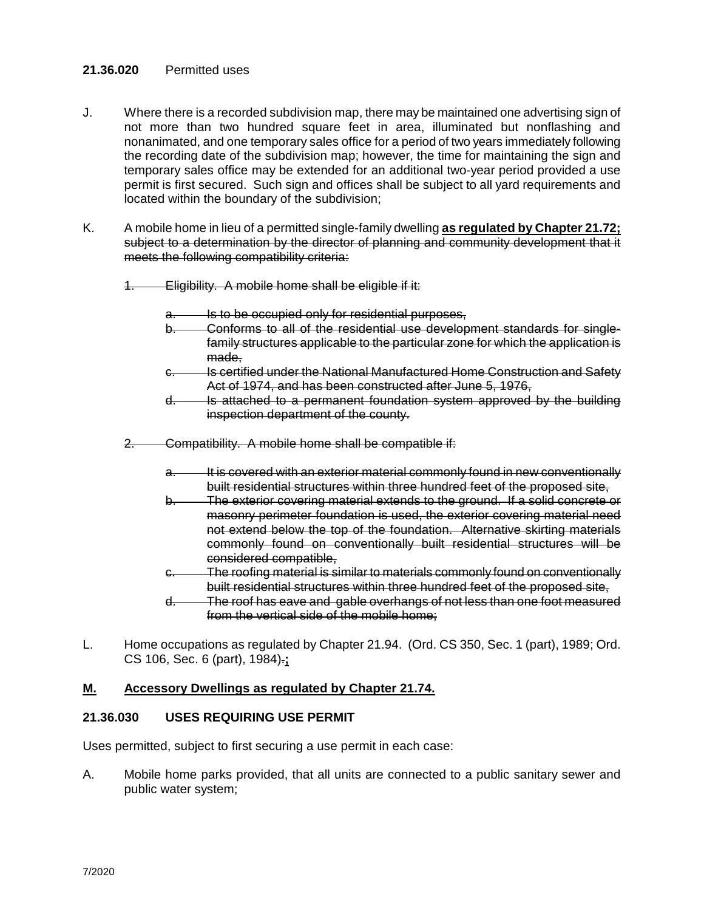**21.36.020** Permitted uses

J. Where there is a recorded subdivision map, there may be maintained one advertising sign of not more than two hundred square feet in area, illuminated but nonflashing and nonanimated, and one temporary sales office for a period of two years immediately following the recording date of the subdivision map; however, the time for maintaining the sign and temporary sales office may be extended for an additional two-year period provided a use permit is first secured. Such sign and offices shall be subject to all yard requirements and located within the boundary of the subdivision;

K. A mobile home in lieu of a permitted single-family dwelling <u>**as regulated by Chapter 21.72;**</u> ~~subject to a determination by the director of planning and community development that it meets the following compatibility criteria:~~

~~1. Eligibility. A mobile home shall be eligible if it:~~

~~a. Is to be occupied only for residential purposes,~~
~~b. Conforms to all of the residential use development standards for single-family structures applicable to the particular zone for which the application is made,~~
~~c. Is certified under the National Manufactured Home Construction and Safety Act of 1974, and has been constructed after June 5, 1976,~~
~~d. Is attached to a permanent foundation system approved by the building inspection department of the county.~~

~~2. Compatibility. A mobile home shall be compatible if:~~

~~a. It is covered with an exterior material commonly found in new conventionally built residential structures within three hundred feet of the proposed site,~~
~~b. The exterior covering material extends to the ground. If a solid concrete or masonry perimeter foundation is used, the exterior covering material need not extend below the top of the foundation. Alternative skirting materials commonly found on conventionally built residential structures will be considered compatible,~~
~~c. The roofing material is similar to materials commonly found on conventionally built residential structures within three hundred feet of the proposed site,~~
~~d. The roof has eave and gable overhangs of not less than one foot measured from the vertical side of the mobile home;~~

L. Home occupations as regulated by Chapter 21.94. (Ord. CS 350, Sec. 1 (part), 1989; Ord. CS 106, Sec. 6 (part), 1984)~~.~~<u>**;**</u>

<u>**M. Accessory Dwellings as regulated by Chapter 21.74.**</u>

**21.36.030 USES REQUIRING USE PERMIT**

Uses permitted, subject to first securing a use permit in each case:

A. Mobile home parks provided, that all units are connected to a public sanitary sewer and public water system;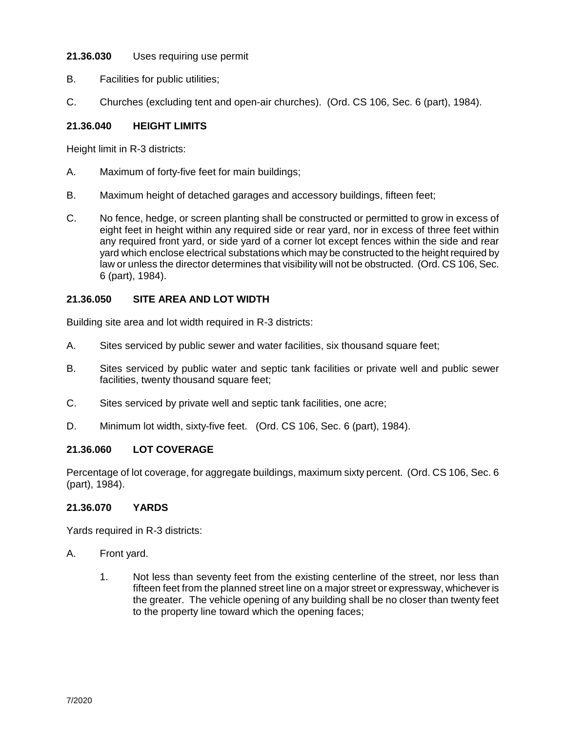**21.36.030** Uses requiring use permit

B. Facilities for public utilities;

C. Churches (excluding tent and open-air churches). (Ord. CS 106, Sec. 6 (part), 1984).

### 21.36.040 HEIGHT LIMITS

Height limit in R-3 districts:

A. Maximum of forty-five feet for main buildings;

B. Maximum height of detached garages and accessory buildings, fifteen feet;

C. No fence, hedge, or screen planting shall be constructed or permitted to grow in excess of eight feet in height within any required side or rear yard, nor in excess of three feet within any required front yard, or side yard of a corner lot except fences within the side and rear yard which enclose electrical substations which may be constructed to the height required by law or unless the director determines that visibility will not be obstructed. (Ord. CS 106, Sec. 6 (part), 1984).

### 21.36.050 SITE AREA AND LOT WIDTH

Building site area and lot width required in R-3 districts:

A. Sites serviced by public sewer and water facilities, six thousand square feet;

B. Sites serviced by public water and septic tank facilities or private well and public sewer facilities, twenty thousand square feet;

C. Sites serviced by private well and septic tank facilities, one acre;

D. Minimum lot width, sixty-five feet. (Ord. CS 106, Sec. 6 (part), 1984).

### 21.36.060 LOT COVERAGE

Percentage of lot coverage, for aggregate buildings, maximum sixty percent. (Ord. CS 106, Sec. 6 (part), 1984).

### 21.36.070 YARDS

Yards required in R-3 districts:

A. Front yard.

   1. Not less than seventy feet from the existing centerline of the street, nor less than fifteen feet from the planned street line on a major street or expressway, whichever is the greater. The vehicle opening of any building shall be no closer than twenty feet to the property line toward which the opening faces;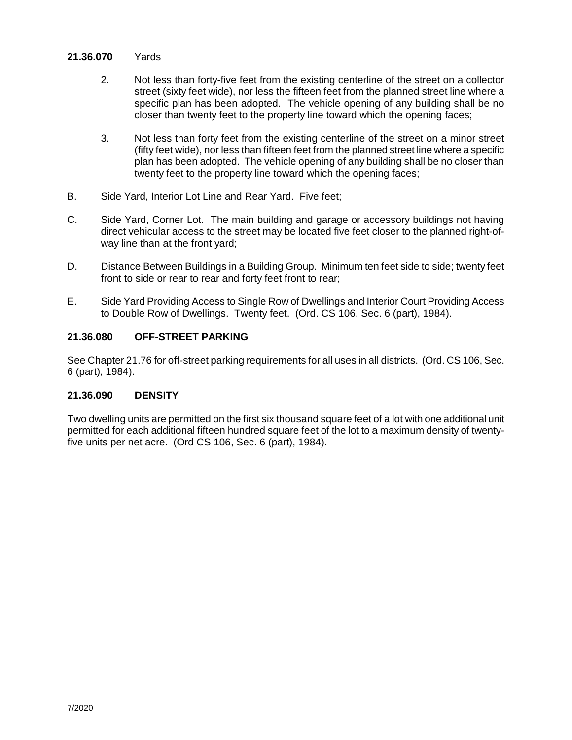**21.36.070** Yards

2. Not less than forty-five feet from the existing centerline of the street on a collector street (sixty feet wide), nor less the fifteen feet from the planned street line where a specific plan has been adopted. The vehicle opening of any building shall be no closer than twenty feet to the property line toward which the opening faces;

3. Not less than forty feet from the existing centerline of the street on a minor street (fifty feet wide), nor less than fifteen feet from the planned street line where a specific plan has been adopted. The vehicle opening of any building shall be no closer than twenty feet to the property line toward which the opening faces;

B. Side Yard, Interior Lot Line and Rear Yard. Five feet;

C. Side Yard, Corner Lot. The main building and garage or accessory buildings not having direct vehicular access to the street may be located five feet closer to the planned right-of-way line than at the front yard;

D. Distance Between Buildings in a Building Group. Minimum ten feet side to side; twenty feet front to side or rear to rear and forty feet front to rear;

E. Side Yard Providing Access to Single Row of Dwellings and Interior Court Providing Access to Double Row of Dwellings. Twenty feet. (Ord. CS 106, Sec. 6 (part), 1984).

### 21.36.080 OFF-STREET PARKING

See Chapter 21.76 for off-street parking requirements for all uses in all districts. (Ord. CS 106, Sec. 6 (part), 1984).

### 21.36.090 DENSITY

Two dwelling units are permitted on the first six thousand square feet of a lot with one additional unit permitted for each additional fifteen hundred square feet of the lot to a maximum density of twenty-five units per net acre. (Ord CS 106, Sec. 6 (part), 1984).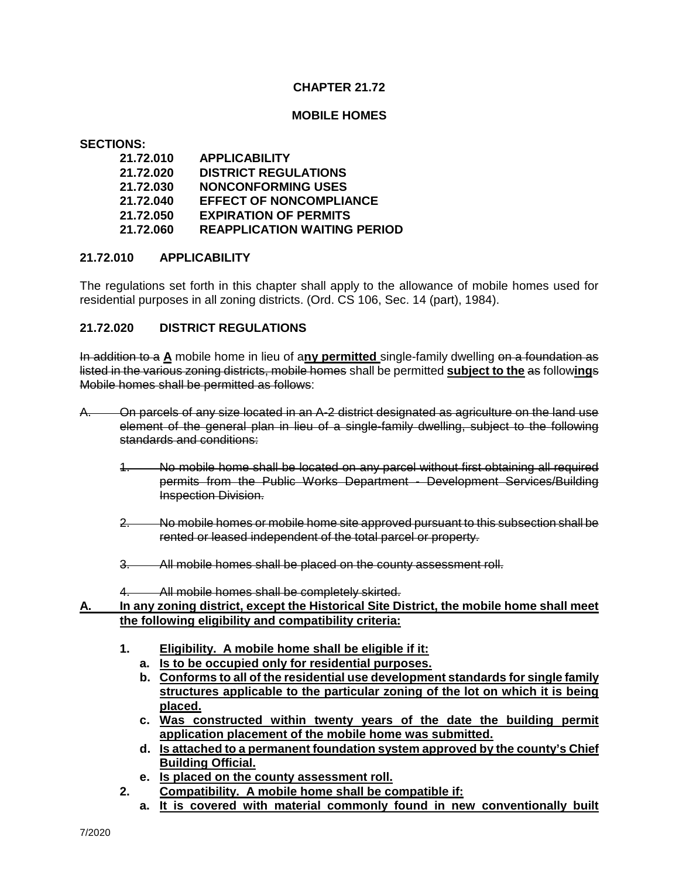**CHAPTER 21.72**

**MOBILE HOMES**

**SECTIONS:**

| | |
|---|---|
| **21.72.010** | **APPLICABILITY** |
| **21.72.020** | **DISTRICT REGULATIONS** |
| **21.72.030** | **NONCONFORMING USES** |
| **21.72.040** | **EFFECT OF NONCOMPLIANCE** |
| **21.72.050** | **EXPIRATION OF PERMITS** |
| **21.72.060** | **REAPPLICATION WAITING PERIOD** |

## 21.72.010 APPLICABILITY

The regulations set forth in this chapter shall apply to the allowance of mobile homes used for residential purposes in all zoning districts. (Ord. CS 106, Sec. 14 (part), 1984).

## 21.72.020 DISTRICT REGULATIONS

~~In addition to a~~ **<u>A</u>** mobile home in lieu of a**<u>ny permitted</u>** single-family dwelling ~~on a foundation as listed in the various zoning districts, mobile homes~~ shall be permitted **<u>subject to the</u>** ~~as~~ follow**<u>ing</u>**~~s~~ ~~Mobile homes shall be permitted as follows~~:

~~A. On parcels of any size located in an A-2 district designated as agriculture on the land use element of the general plan in lieu of a single-family dwelling, subject to the following standards and conditions:~~

~~1. No mobile home shall be located on any parcel without first obtaining all required permits from the Public Works Department - Development Services/Building Inspection Division.~~

~~2. No mobile homes or mobile home site approved pursuant to this subsection shall be rented or leased independent of the total parcel or property.~~

~~3. All mobile homes shall be placed on the county assessment roll.~~

~~4. All mobile homes shall be completely skirted.~~

**<u>A. In any zoning district, except the Historical Site District, the mobile home shall meet the following eligibility and compatibility criteria:</u>**

1. **<u>Eligibility. A mobile home shall be eligible if it:</u>**
   a. **<u>Is to be occupied only for residential purposes.</u>**
   b. **<u>Conforms to all of the residential use development standards for single family structures applicable to the particular zoning of the lot on which it is being placed.</u>**
   c. **<u>Was constructed within twenty years of the date the building permit application placement of the mobile home was submitted.</u>**
   d. **<u>Is attached to a permanent foundation system approved by the county's Chief Building Official.</u>**
   e. **<u>Is placed on the county assessment roll.</u>**
2. **<u>Compatibility. A mobile home shall be compatible if:</u>**
   a. **<u>It is covered with material commonly found in new conventionally built</u>**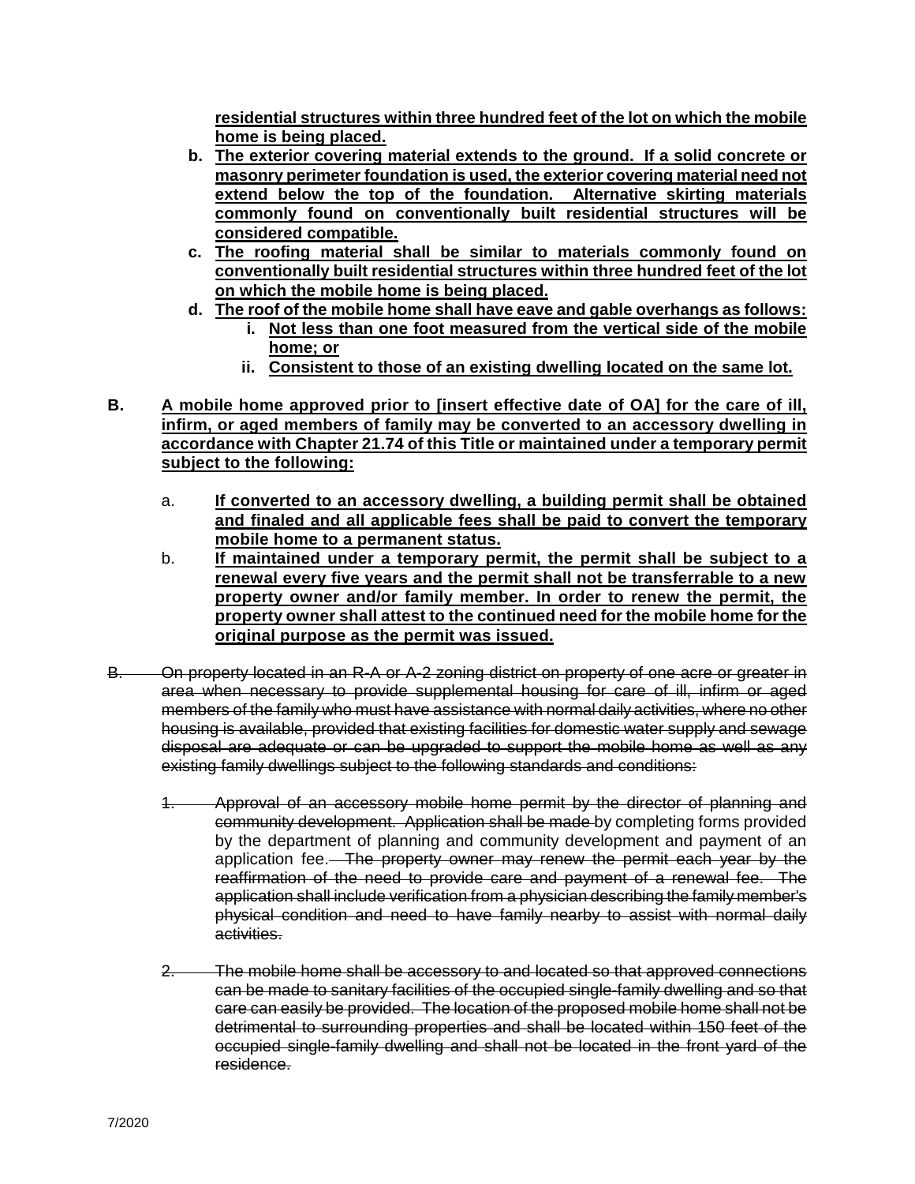**residential structures within three hundred feet of the lot on which the mobile home is being placed.**

- **b. The exterior covering material extends to the ground. If a solid concrete or masonry perimeter foundation is used, the exterior covering material need not extend below the top of the foundation. Alternative skirting materials commonly found on conventionally built residential structures will be considered compatible.**
- **c. The roofing material shall be similar to materials commonly found on conventionally built residential structures within three hundred feet of the lot on which the mobile home is being placed.**
- **d. The roof of the mobile home shall have eave and gable overhangs as follows:**
  - **i. Not less than one foot measured from the vertical side of the mobile home; or**
  - **ii. Consistent to those of an existing dwelling located on the same lot.**

**B. A mobile home approved prior to [insert effective date of OA] for the care of ill, infirm, or aged members of family may be converted to an accessory dwelling in accordance with Chapter 21.74 of this Title or maintained under a temporary permit subject to the following:**

- a. **If converted to an accessory dwelling, a building permit shall be obtained and finaled and all applicable fees shall be paid to convert the temporary mobile home to a permanent status.**
- b. **If maintained under a temporary permit, the permit shall be subject to a renewal every five years and the permit shall not be transferrable to a new property owner and/or family member. In order to renew the permit, the property owner shall attest to the continued need for the mobile home for the original purpose as the permit was issued.**

~~B. On property located in an R-A or A-2 zoning district on property of one acre or greater in area when necessary to provide supplemental housing for care of ill, infirm or aged members of the family who must have assistance with normal daily activities, where no other housing is available, provided that existing facilities for domestic water supply and sewage disposal are adequate or can be upgraded to support the mobile home as well as any existing family dwellings subject to the following standards and conditions:~~

~~1. Approval of an accessory mobile home permit by the director of planning and community development. Application shall be made~~ by completing forms provided by the department of planning and community development and payment of an application fee. ~~The property owner may renew the permit each year by the reaffirmation of the need to provide care and payment of a renewal fee. The application shall include verification from a physician describing the family member's physical condition and need to have family nearby to assist with normal daily activities.~~

~~2. The mobile home shall be accessory to and located so that approved connections can be made to sanitary facilities of the occupied single-family dwelling and so that care can easily be provided. The location of the proposed mobile home shall not be detrimental to surrounding properties and shall be located within 150 feet of the occupied single-family dwelling and shall not be located in the front yard of the residence.~~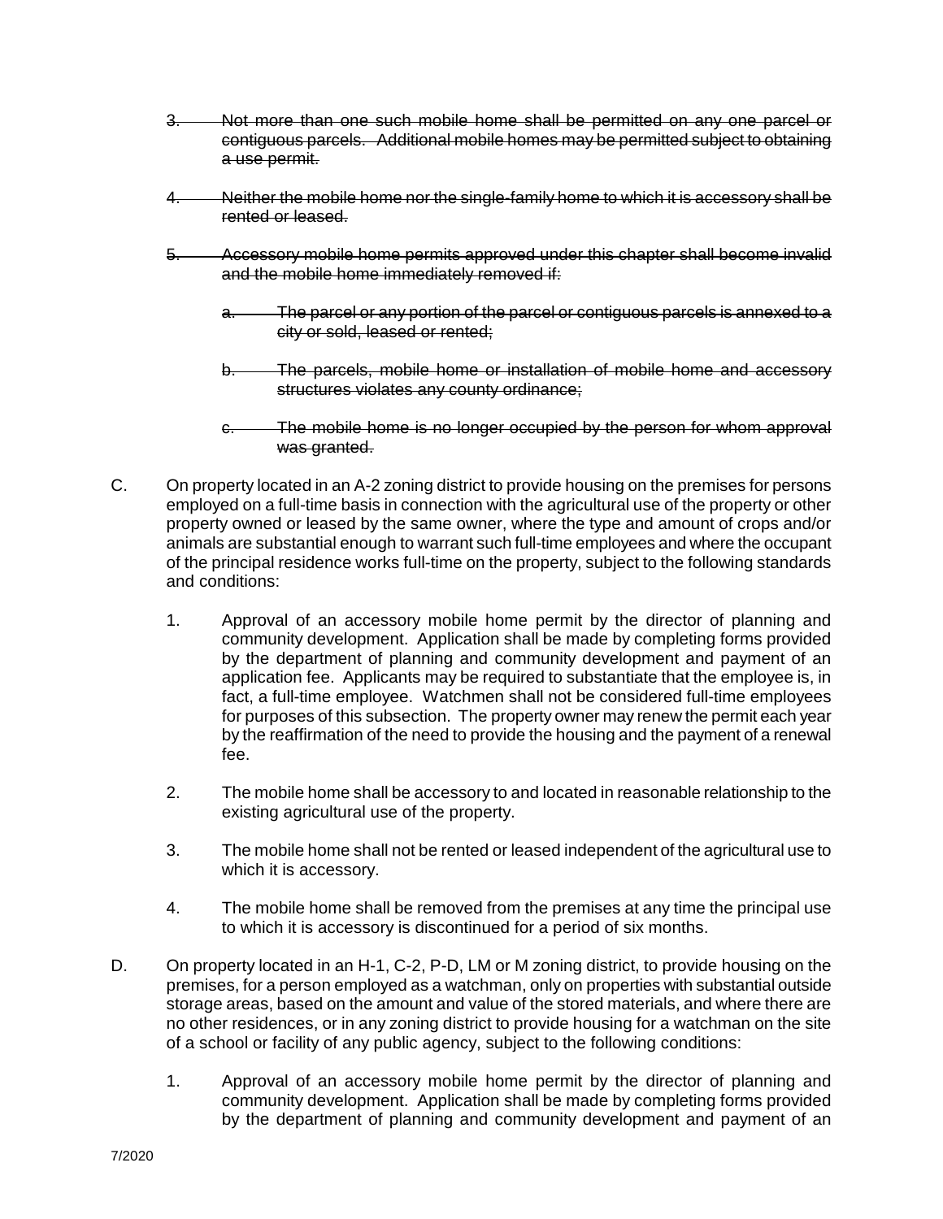3. ~~Not more than one such mobile home shall be permitted on any one parcel or contiguous parcels. Additional mobile homes may be permitted subject to obtaining a use permit.~~

4. ~~Neither the mobile home nor the single-family home to which it is accessory shall be rented or leased.~~

5. ~~Accessory mobile home permits approved under this chapter shall become invalid and the mobile home immediately removed if:~~

   a. ~~The parcel or any portion of the parcel or contiguous parcels is annexed to a city or sold, leased or rented;~~

   b. ~~The parcels, mobile home or installation of mobile home and accessory structures violates any county ordinance;~~

   c. ~~The mobile home is no longer occupied by the person for whom approval was granted.~~

C. On property located in an A-2 zoning district to provide housing on the premises for persons employed on a full-time basis in connection with the agricultural use of the property or other property owned or leased by the same owner, where the type and amount of crops and/or animals are substantial enough to warrant such full-time employees and where the occupant of the principal residence works full-time on the property, subject to the following standards and conditions:

   1. Approval of an accessory mobile home permit by the director of planning and community development. Application shall be made by completing forms provided by the department of planning and community development and payment of an application fee. Applicants may be required to substantiate that the employee is, in fact, a full-time employee. Watchmen shall not be considered full-time employees for purposes of this subsection. The property owner may renew the permit each year by the reaffirmation of the need to provide the housing and the payment of a renewal fee.

   2. The mobile home shall be accessory to and located in reasonable relationship to the existing agricultural use of the property.

   3. The mobile home shall not be rented or leased independent of the agricultural use to which it is accessory.

   4. The mobile home shall be removed from the premises at any time the principal use to which it is accessory is discontinued for a period of six months.

D. On property located in an H-1, C-2, P-D, LM or M zoning district, to provide housing on the premises, for a person employed as a watchman, only on properties with substantial outside storage areas, based on the amount and value of the stored materials, and where there are no other residences, or in any zoning district to provide housing for a watchman on the site of a school or facility of any public agency, subject to the following conditions:

   1. Approval of an accessory mobile home permit by the director of planning and community development. Application shall be made by completing forms provided by the department of planning and community development and payment of an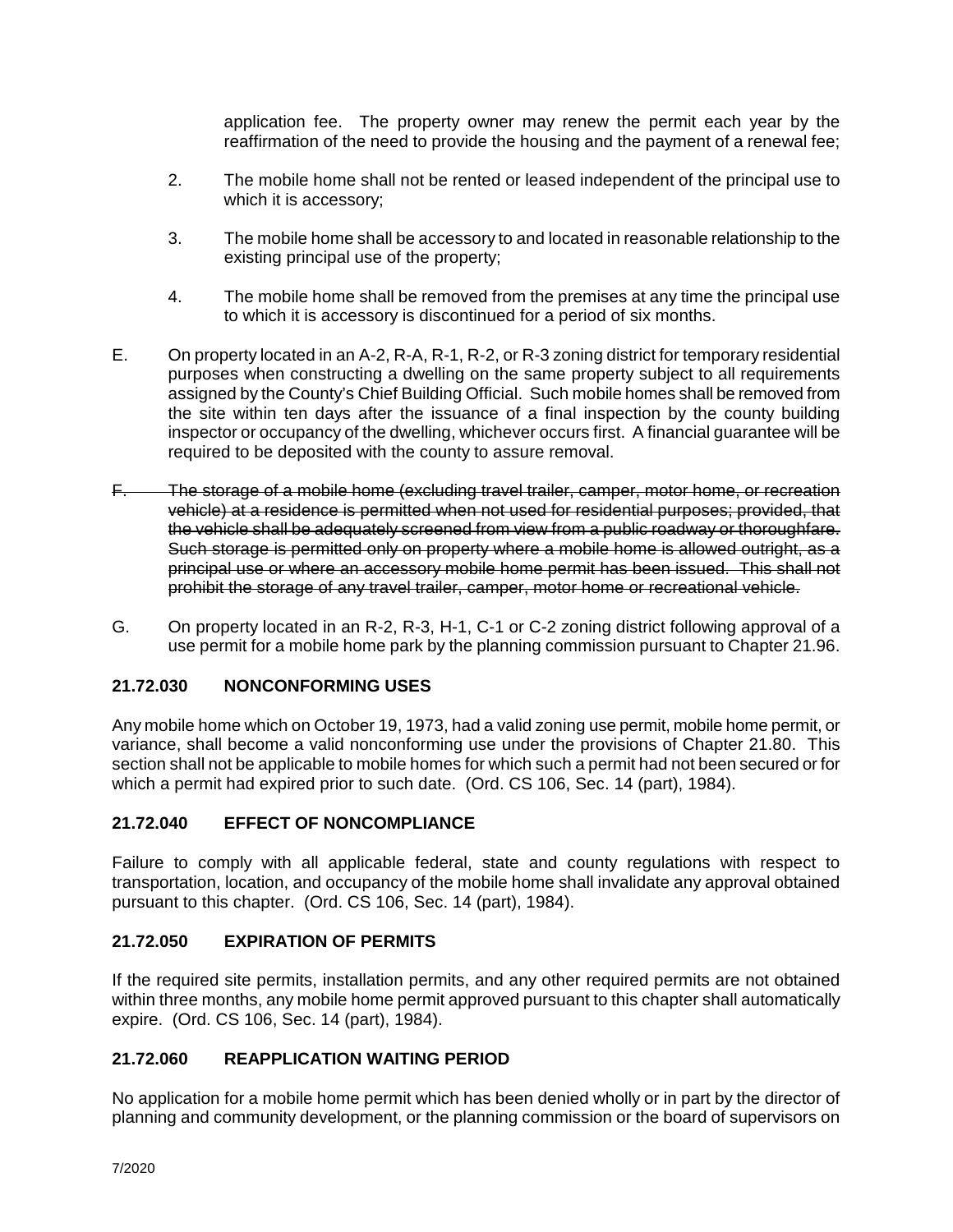application fee. The property owner may renew the permit each year by the reaffirmation of the need to provide the housing and the payment of a renewal fee;

2. The mobile home shall not be rented or leased independent of the principal use to which it is accessory;

3. The mobile home shall be accessory to and located in reasonable relationship to the existing principal use of the property;

4. The mobile home shall be removed from the premises at any time the principal use to which it is accessory is discontinued for a period of six months.

E. On property located in an A-2, R-A, R-1, R-2, or R-3 zoning district for temporary residential purposes when constructing a dwelling on the same property subject to all requirements assigned by the County's Chief Building Official. Such mobile homes shall be removed from the site within ten days after the issuance of a final inspection by the county building inspector or occupancy of the dwelling, whichever occurs first. A financial guarantee will be required to be deposited with the county to assure removal.

~~F. The storage of a mobile home (excluding travel trailer, camper, motor home, or recreation vehicle) at a residence is permitted when not used for residential purposes; provided, that the vehicle shall be adequately screened from view from a public roadway or thoroughfare. Such storage is permitted only on property where a mobile home is allowed outright, as a principal use or where an accessory mobile home permit has been issued. This shall not prohibit the storage of any travel trailer, camper, motor home or recreational vehicle.~~

G. On property located in an R-2, R-3, H-1, C-1 or C-2 zoning district following approval of a use permit for a mobile home park by the planning commission pursuant to Chapter 21.96.

### 21.72.030 NONCONFORMING USES

Any mobile home which on October 19, 1973, had a valid zoning use permit, mobile home permit, or variance, shall become a valid nonconforming use under the provisions of Chapter 21.80. This section shall not be applicable to mobile homes for which such a permit had not been secured or for which a permit had expired prior to such date. (Ord. CS 106, Sec. 14 (part), 1984).

### 21.72.040 EFFECT OF NONCOMPLIANCE

Failure to comply with all applicable federal, state and county regulations with respect to transportation, location, and occupancy of the mobile home shall invalidate any approval obtained pursuant to this chapter. (Ord. CS 106, Sec. 14 (part), 1984).

### 21.72.050 EXPIRATION OF PERMITS

If the required site permits, installation permits, and any other required permits are not obtained within three months, any mobile home permit approved pursuant to this chapter shall automatically expire. (Ord. CS 106, Sec. 14 (part), 1984).

### 21.72.060 REAPPLICATION WAITING PERIOD

No application for a mobile home permit which has been denied wholly or in part by the director of planning and community development, or the planning commission or the board of supervisors on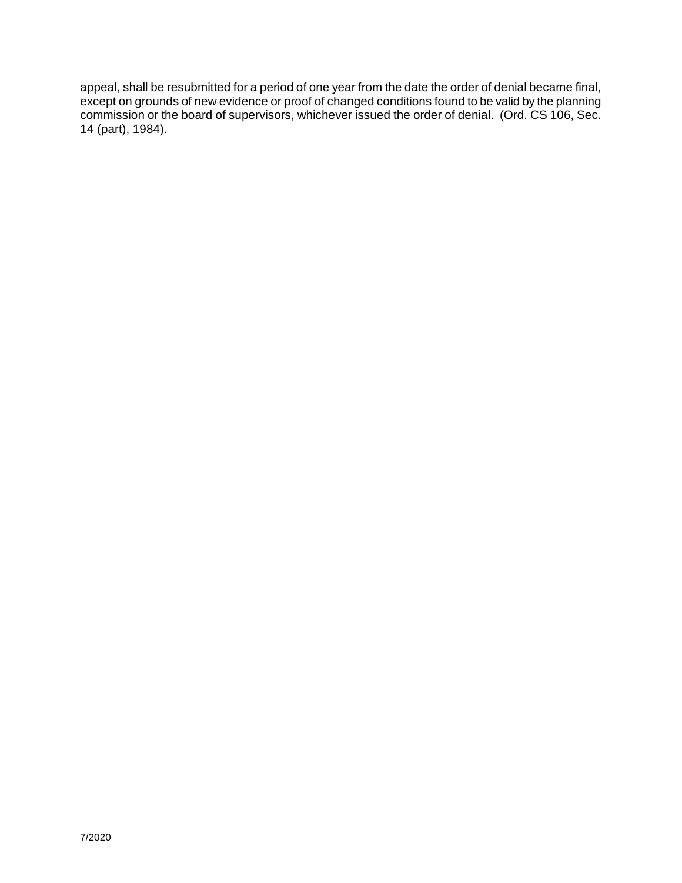appeal, shall be resubmitted for a period of one year from the date the order of denial became final, except on grounds of new evidence or proof of changed conditions found to be valid by the planning commission or the board of supervisors, whichever issued the order of denial. (Ord. CS 106, Sec. 14 (part), 1984).